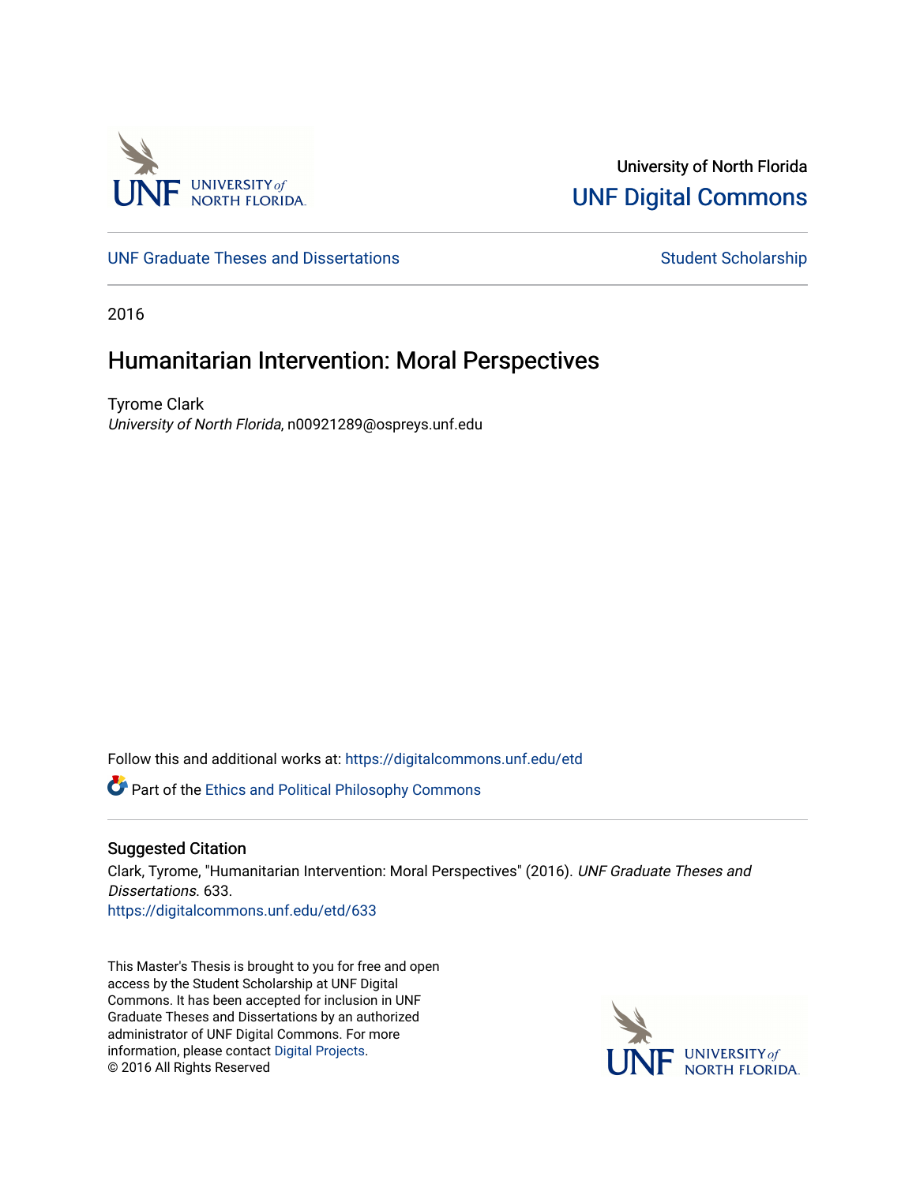University of North Florida

UNF Digital Commons

UNF Graduate Theses and Dissertations

Student Scholarship

2016

# Humanitarian Intervention: Moral Perspectives

Tyrome Clark

*University of North Florida*, n00921289@ospreys.unf.edu

Follow this and additional works at: https://digitalcommons.unf.edu/etd

Part of the Ethics and Political Philosophy Commons

## Suggested Citation

Clark, Tyrome, "Humanitarian Intervention: Moral Perspectives" (2016). *UNF Graduate Theses and Dissertations*. 633.

https://digitalcommons.unf.edu/etd/633

This Master's Thesis is brought to you for free and open access by the Student Scholarship at UNF Digital Commons. It has been accepted for inclusion in UNF Graduate Theses and Dissertations by an authorized administrator of UNF Digital Commons. For more information, please contact Digital Projects.

© 2016 All Rights Reserved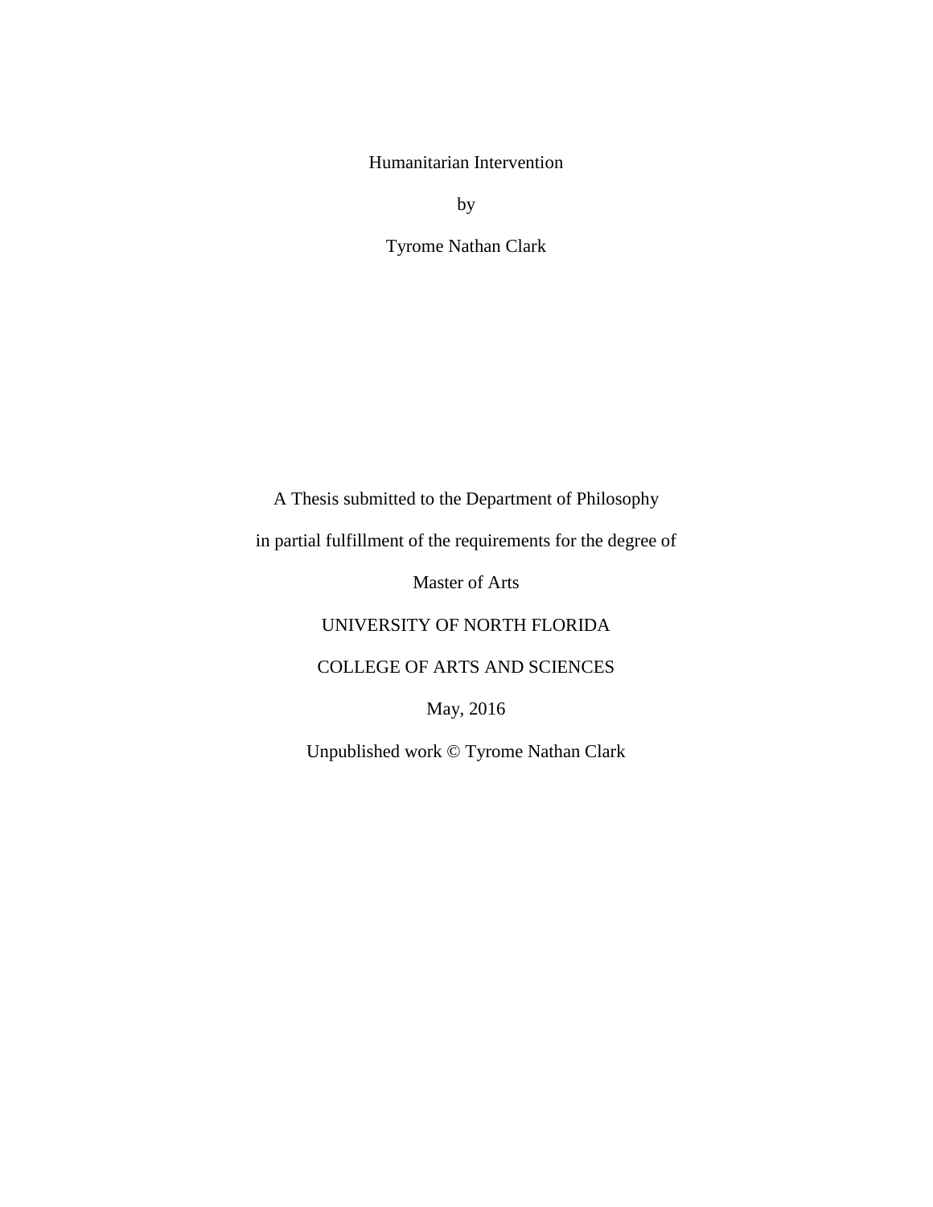# Humanitarian Intervention

by

Tyrome Nathan Clark

A Thesis submitted to the Department of Philosophy

in partial fulfillment of the requirements for the degree of

Master of Arts

UNIVERSITY OF NORTH FLORIDA

COLLEGE OF ARTS AND SCIENCES

May, 2016

Unpublished work © Tyrome Nathan Clark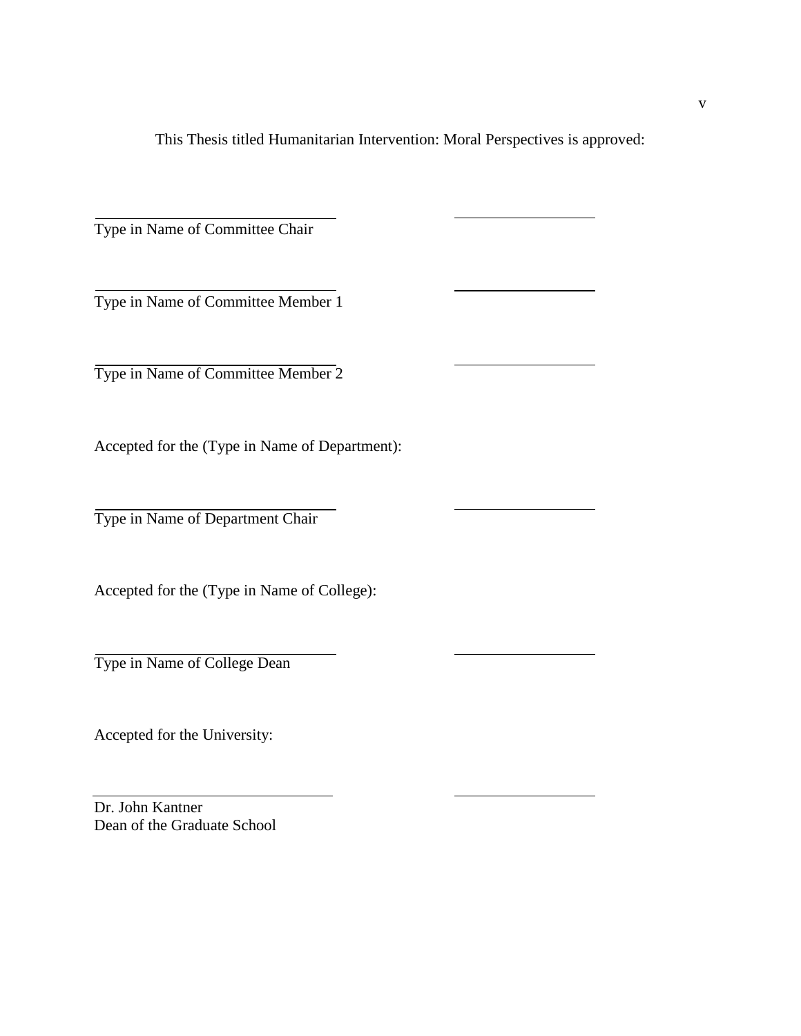This Thesis titled Humanitarian Intervention: Moral Perspectives is approved:

\_\_\_\_\_\_\_\_\_\_\_\_\_\_\_\_\_\_\_\_\_\_\_\_\_\_\_\_\_\_ \_\_\_\_\_\_\_\_\_\_\_\_\_\_\_\_\_\_
Type in Name of Committee Chair

\_\_\_\_\_\_\_\_\_\_\_\_\_\_\_\_\_\_\_\_\_\_\_\_\_\_\_\_\_\_ \_\_\_\_\_\_\_\_\_\_\_\_\_\_\_\_\_\_
Type in Name of Committee Member 1

\_\_\_\_\_\_\_\_\_\_\_\_\_\_\_\_\_\_\_\_\_\_\_\_\_\_\_\_\_\_ \_\_\_\_\_\_\_\_\_\_\_\_\_\_\_\_\_\_
Type in Name of Committee Member 2

Accepted for the (Type in Name of Department):

\_\_\_\_\_\_\_\_\_\_\_\_\_\_\_\_\_\_\_\_\_\_\_\_\_\_\_\_\_\_ \_\_\_\_\_\_\_\_\_\_\_\_\_\_\_\_\_\_
Type in Name of Department Chair

Accepted for the (Type in Name of College):

\_\_\_\_\_\_\_\_\_\_\_\_\_\_\_\_\_\_\_\_\_\_\_\_\_\_\_\_\_\_ \_\_\_\_\_\_\_\_\_\_\_\_\_\_\_\_\_\_
Type in Name of College Dean

Accepted for the University:

\_\_\_\_\_\_\_\_\_\_\_\_\_\_\_\_\_\_\_\_\_\_\_\_\_\_\_\_\_\_ \_\_\_\_\_\_\_\_\_\_\_\_\_\_\_\_\_\_
Dr. John Kantner
Dean of the Graduate School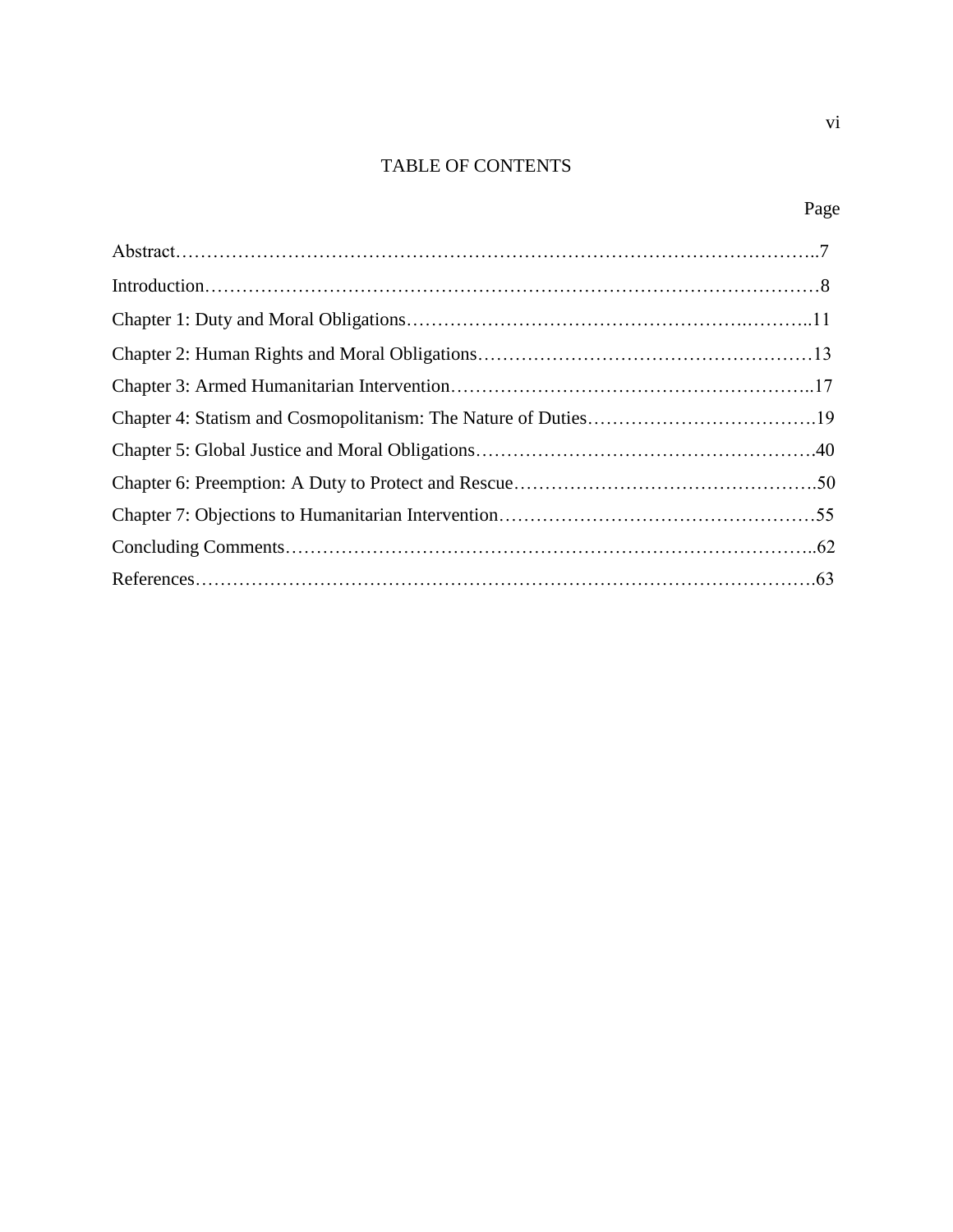# TABLE OF CONTENTS

| | Page |
|---|---|
| Abstract | 7 |
| Introduction | 8 |
| Chapter 1: Duty and Moral Obligations | 11 |
| Chapter 2: Human Rights and Moral Obligations | 13 |
| Chapter 3: Armed Humanitarian Intervention | 17 |
| Chapter 4: Statism and Cosmopolitanism: The Nature of Duties | 19 |
| Chapter 5: Global Justice and Moral Obligations | 40 |
| Chapter 6: Preemption: A Duty to Protect and Rescue | 50 |
| Chapter 7: Objections to Humanitarian Intervention | 55 |
| Concluding Comments | 62 |
| References | 63 |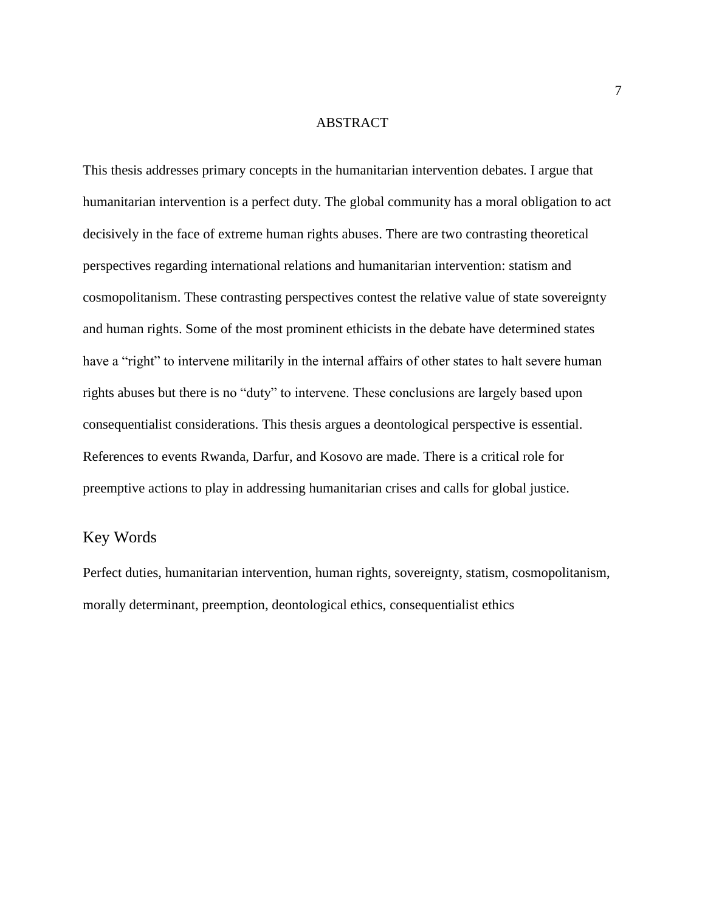# ABSTRACT

This thesis addresses primary concepts in the humanitarian intervention debates. I argue that humanitarian intervention is a perfect duty. The global community has a moral obligation to act decisively in the face of extreme human rights abuses. There are two contrasting theoretical perspectives regarding international relations and humanitarian intervention: statism and cosmopolitanism. These contrasting perspectives contest the relative value of state sovereignty and human rights. Some of the most prominent ethicists in the debate have determined states have a "right" to intervene militarily in the internal affairs of other states to halt severe human rights abuses but there is no "duty" to intervene. These conclusions are largely based upon consequentialist considerations. This thesis argues a deontological perspective is essential. References to events Rwanda, Darfur, and Kosovo are made. There is a critical role for preemptive actions to play in addressing humanitarian crises and calls for global justice.

## Key Words

Perfect duties, humanitarian intervention, human rights, sovereignty, statism, cosmopolitanism, morally determinant, preemption, deontological ethics, consequentialist ethics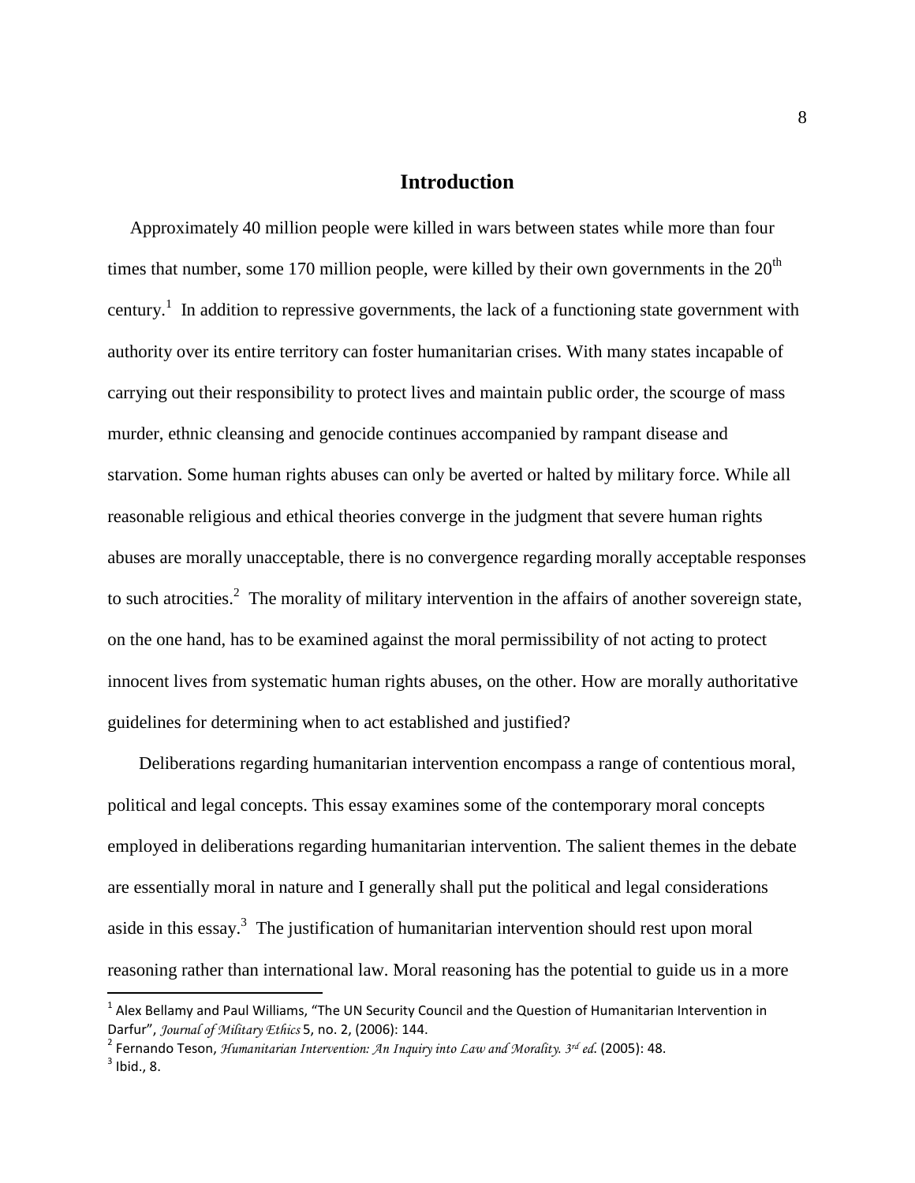# Introduction

Approximately 40 million people were killed in wars between states while more than four times that number, some 170 million people, were killed by their own governments in the 20th century.[1] In addition to repressive governments, the lack of a functioning state government with authority over its entire territory can foster humanitarian crises. With many states incapable of carrying out their responsibility to protect lives and maintain public order, the scourge of mass murder, ethnic cleansing and genocide continues accompanied by rampant disease and starvation. Some human rights abuses can only be averted or halted by military force. While all reasonable religious and ethical theories converge in the judgment that severe human rights abuses are morally unacceptable, there is no convergence regarding morally acceptable responses to such atrocities.[2] The morality of military intervention in the affairs of another sovereign state, on the one hand, has to be examined against the moral permissibility of not acting to protect innocent lives from systematic human rights abuses, on the other. How are morally authoritative guidelines for determining when to act established and justified?

Deliberations regarding humanitarian intervention encompass a range of contentious moral, political and legal concepts. This essay examines some of the contemporary moral concepts employed in deliberations regarding humanitarian intervention. The salient themes in the debate are essentially moral in nature and I generally shall put the political and legal considerations aside in this essay.[3] The justification of humanitarian intervention should rest upon moral reasoning rather than international law. Moral reasoning has the potential to guide us in a more

---

[1] Alex Bellamy and Paul Williams, "The UN Security Council and the Question of Humanitarian Intervention in Darfur", *Journal of Military Ethics* 5, no. 2, (2006): 144.

[2] Fernando Teson, *Humanitarian Intervention: An Inquiry into Law and Morality. 3rd ed*. (2005): 48.

[3] Ibid., 8.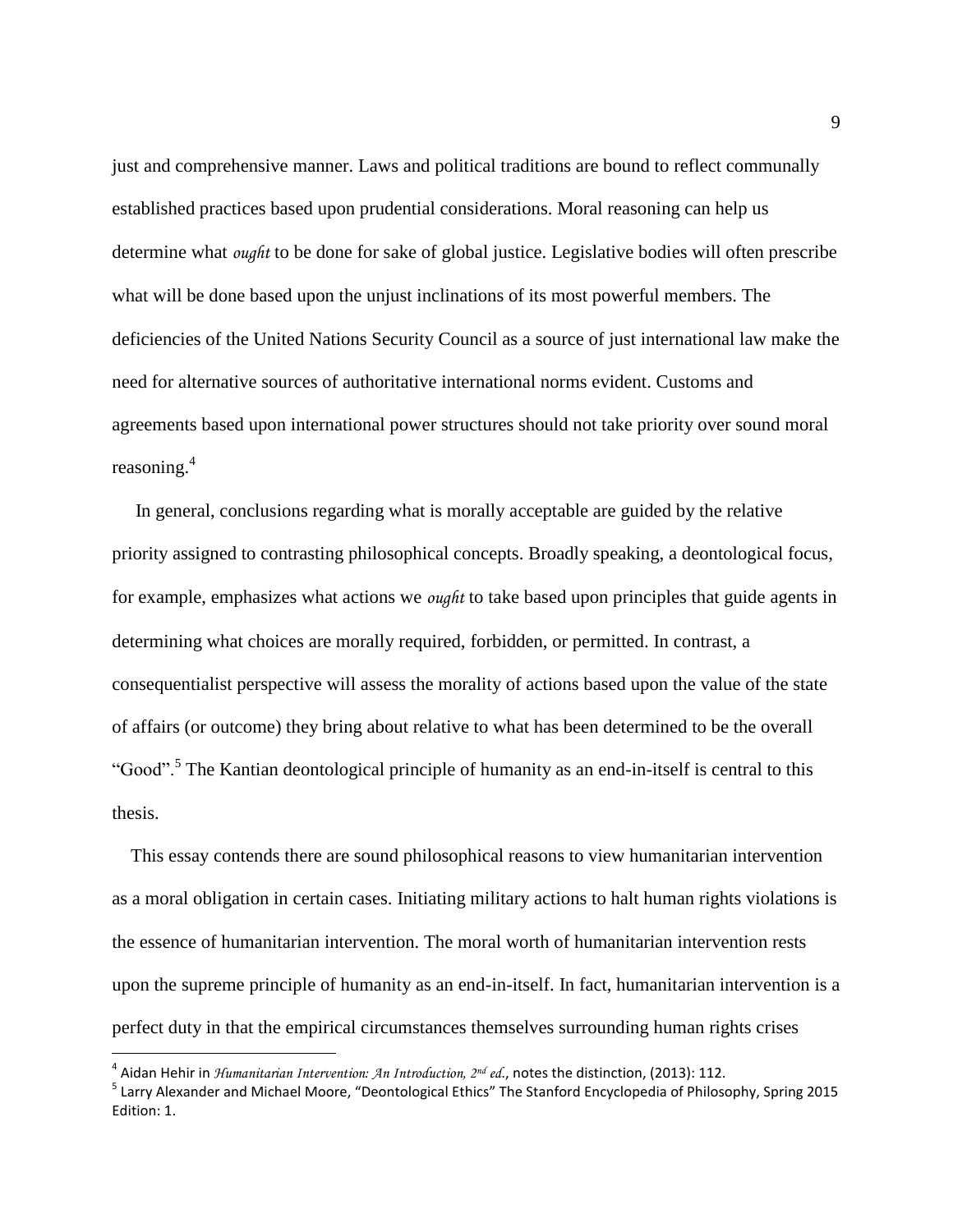just and comprehensive manner. Laws and political traditions are bound to reflect communally established practices based upon prudential considerations. Moral reasoning can help us determine what *ought* to be done for sake of global justice. Legislative bodies will often prescribe what will be done based upon the unjust inclinations of its most powerful members. The deficiencies of the United Nations Security Council as a source of just international law make the need for alternative sources of authoritative international norms evident. Customs and agreements based upon international power structures should not take priority over sound moral reasoning.[4]

In general, conclusions regarding what is morally acceptable are guided by the relative priority assigned to contrasting philosophical concepts. Broadly speaking, a deontological focus, for example, emphasizes what actions we *ought* to take based upon principles that guide agents in determining what choices are morally required, forbidden, or permitted. In contrast, a consequentialist perspective will assess the morality of actions based upon the value of the state of affairs (or outcome) they bring about relative to what has been determined to be the overall "Good".[5] The Kantian deontological principle of humanity as an end-in-itself is central to this thesis.

This essay contends there are sound philosophical reasons to view humanitarian intervention as a moral obligation in certain cases. Initiating military actions to halt human rights violations is the essence of humanitarian intervention. The moral worth of humanitarian intervention rests upon the supreme principle of humanity as an end-in-itself. In fact, humanitarian intervention is a perfect duty in that the empirical circumstances themselves surrounding human rights crises

---

[4] Aidan Hehir in *Humanitarian Intervention: An Introduction, 2nd ed.*, notes the distinction, (2013): 112.

[5] Larry Alexander and Michael Moore, "Deontological Ethics" The Stanford Encyclopedia of Philosophy, Spring 2015 Edition: 1.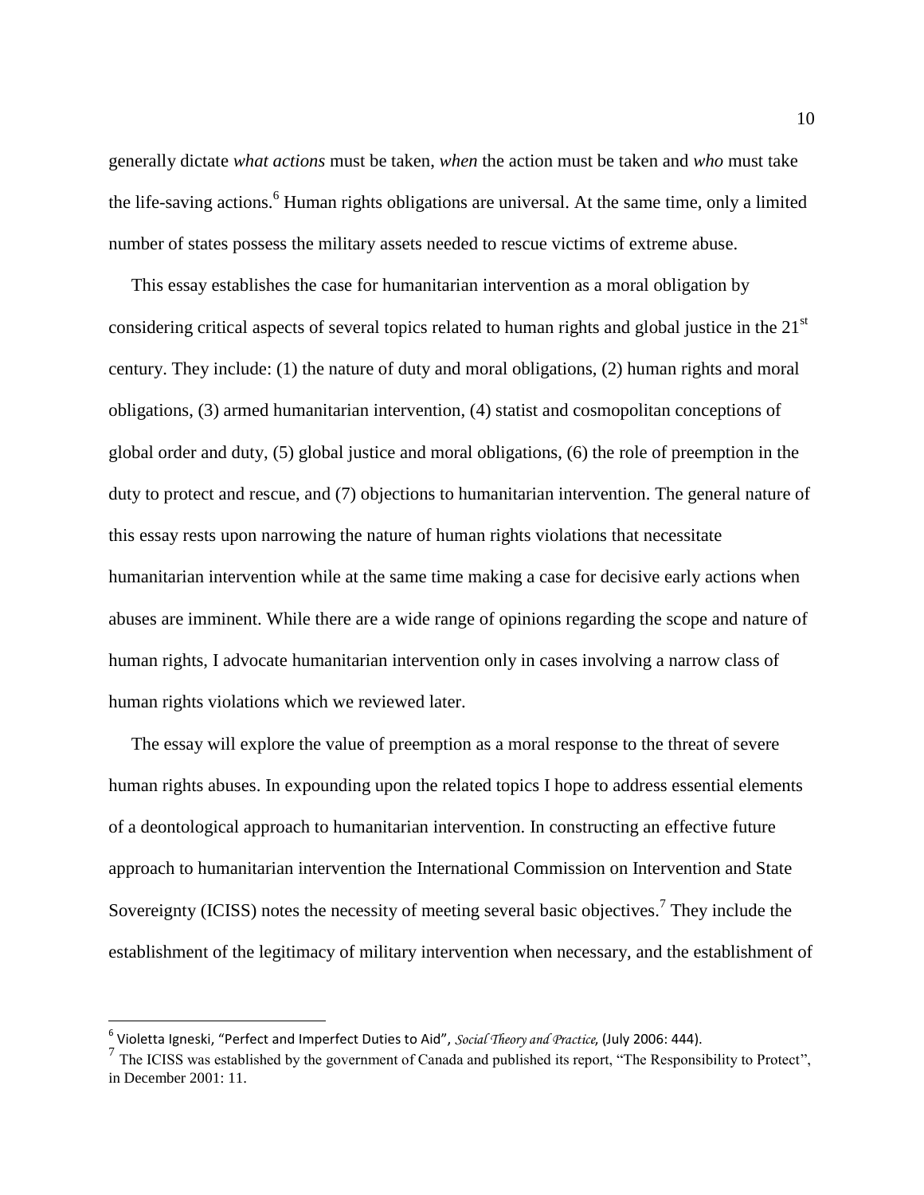generally dictate *what actions* must be taken, *when* the action must be taken and *who* must take the life-saving actions.[6] Human rights obligations are universal. At the same time, only a limited number of states possess the military assets needed to rescue victims of extreme abuse.

This essay establishes the case for humanitarian intervention as a moral obligation by considering critical aspects of several topics related to human rights and global justice in the 21st century. They include: (1) the nature of duty and moral obligations, (2) human rights and moral obligations, (3) armed humanitarian intervention, (4) statist and cosmopolitan conceptions of global order and duty, (5) global justice and moral obligations, (6) the role of preemption in the duty to protect and rescue, and (7) objections to humanitarian intervention. The general nature of this essay rests upon narrowing the nature of human rights violations that necessitate humanitarian intervention while at the same time making a case for decisive early actions when abuses are imminent. While there are a wide range of opinions regarding the scope and nature of human rights, I advocate humanitarian intervention only in cases involving a narrow class of human rights violations which we reviewed later.

The essay will explore the value of preemption as a moral response to the threat of severe human rights abuses. In expounding upon the related topics I hope to address essential elements of a deontological approach to humanitarian intervention. In constructing an effective future approach to humanitarian intervention the International Commission on Intervention and State Sovereignty (ICISS) notes the necessity of meeting several basic objectives.[7] They include the establishment of the legitimacy of military intervention when necessary, and the establishment of

---

[6] Violetta Igneski, "Perfect and Imperfect Duties to Aid", *Social Theory and Practice*, (July 2006: 444).

[7] The ICISS was established by the government of Canada and published its report, "The Responsibility to Protect", in December 2001: 11.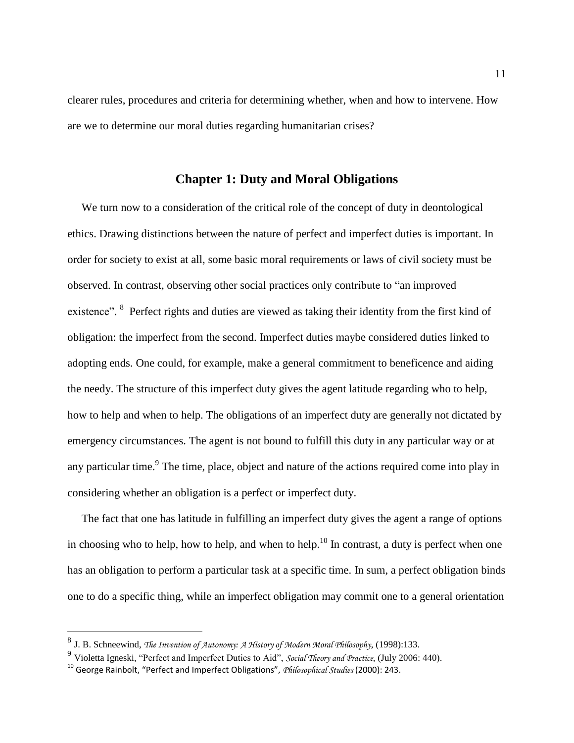clearer rules, procedures and criteria for determining whether, when and how to intervene. How are we to determine our moral duties regarding humanitarian crises?

## Chapter 1: Duty and Moral Obligations

We turn now to a consideration of the critical role of the concept of duty in deontological ethics. Drawing distinctions between the nature of perfect and imperfect duties is important. In order for society to exist at all, some basic moral requirements or laws of civil society must be observed. In contrast, observing other social practices only contribute to "an improved existence".[8] Perfect rights and duties are viewed as taking their identity from the first kind of obligation: the imperfect from the second. Imperfect duties maybe considered duties linked to adopting ends. One could, for example, make a general commitment to beneficence and aiding the needy. The structure of this imperfect duty gives the agent latitude regarding who to help, how to help and when to help. The obligations of an imperfect duty are generally not dictated by emergency circumstances. The agent is not bound to fulfill this duty in any particular way or at any particular time.[9] The time, place, object and nature of the actions required come into play in considering whether an obligation is a perfect or imperfect duty.

The fact that one has latitude in fulfilling an imperfect duty gives the agent a range of options in choosing who to help, how to help, and when to help.[10] In contrast, a duty is perfect when one has an obligation to perform a particular task at a specific time. In sum, a perfect obligation binds one to do a specific thing, while an imperfect obligation may commit one to a general orientation

---

[8] J. B. Schneewind, *The Invention of Autonomy: A History of Modern Moral Philosophy*, (1998):133.

[9] Violetta Igneski, "Perfect and Imperfect Duties to Aid", *Social Theory and Practice*, (July 2006: 440).

[10] George Rainbolt, "Perfect and Imperfect Obligations", *Philosophical Studies* (2000): 243.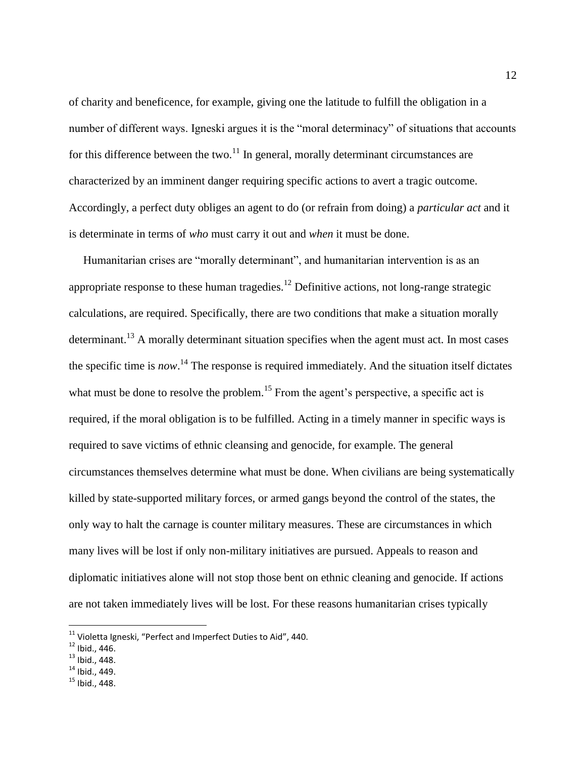of charity and beneficence, for example, giving one the latitude to fulfill the obligation in a number of different ways. Igneski argues it is the "moral determinacy" of situations that accounts for this difference between the two.[11] In general, morally determinant circumstances are characterized by an imminent danger requiring specific actions to avert a tragic outcome. Accordingly, a perfect duty obliges an agent to do (or refrain from doing) a *particular act* and it is determinate in terms of *who* must carry it out and *when* it must be done.

Humanitarian crises are "morally determinant", and humanitarian intervention is as an appropriate response to these human tragedies.[12] Definitive actions, not long-range strategic calculations, are required. Specifically, there are two conditions that make a situation morally determinant.[13] A morally determinant situation specifies when the agent must act. In most cases the specific time is *now*.[14] The response is required immediately. And the situation itself dictates what must be done to resolve the problem.[15] From the agent's perspective, a specific act is required, if the moral obligation is to be fulfilled. Acting in a timely manner in specific ways is required to save victims of ethnic cleansing and genocide, for example. The general circumstances themselves determine what must be done. When civilians are being systematically killed by state-supported military forces, or armed gangs beyond the control of the states, the only way to halt the carnage is counter military measures. These are circumstances in which many lives will be lost if only non-military initiatives are pursued. Appeals to reason and diplomatic initiatives alone will not stop those bent on ethnic cleaning and genocide. If actions are not taken immediately lives will be lost. For these reasons humanitarian crises typically

[11] Violetta Igneski, "Perfect and Imperfect Duties to Aid", 440.

[12] Ibid., 446.

[13] Ibid., 448.

[14] Ibid., 449.

[15] Ibid., 448.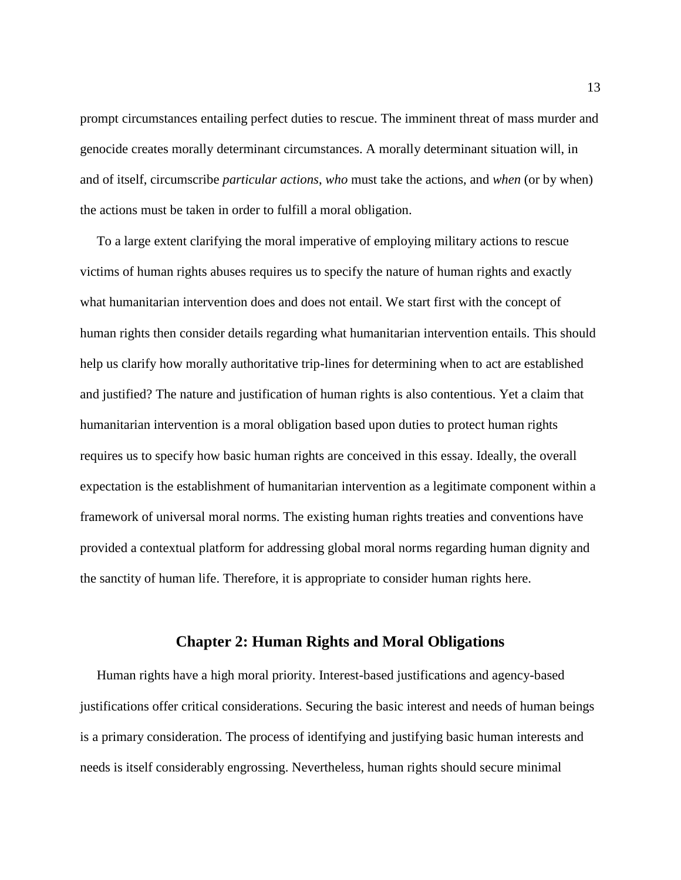prompt circumstances entailing perfect duties to rescue. The imminent threat of mass murder and genocide creates morally determinant circumstances. A morally determinant situation will, in and of itself, circumscribe *particular actions*, *who* must take the actions, and *when* (or by when) the actions must be taken in order to fulfill a moral obligation.

To a large extent clarifying the moral imperative of employing military actions to rescue victims of human rights abuses requires us to specify the nature of human rights and exactly what humanitarian intervention does and does not entail. We start first with the concept of human rights then consider details regarding what humanitarian intervention entails. This should help us clarify how morally authoritative trip-lines for determining when to act are established and justified? The nature and justification of human rights is also contentious. Yet a claim that humanitarian intervention is a moral obligation based upon duties to protect human rights requires us to specify how basic human rights are conceived in this essay. Ideally, the overall expectation is the establishment of humanitarian intervention as a legitimate component within a framework of universal moral norms. The existing human rights treaties and conventions have provided a contextual platform for addressing global moral norms regarding human dignity and the sanctity of human life. Therefore, it is appropriate to consider human rights here.

## Chapter 2: Human Rights and Moral Obligations

Human rights have a high moral priority. Interest-based justifications and agency-based justifications offer critical considerations. Securing the basic interest and needs of human beings is a primary consideration. The process of identifying and justifying basic human interests and needs is itself considerably engrossing. Nevertheless, human rights should secure minimal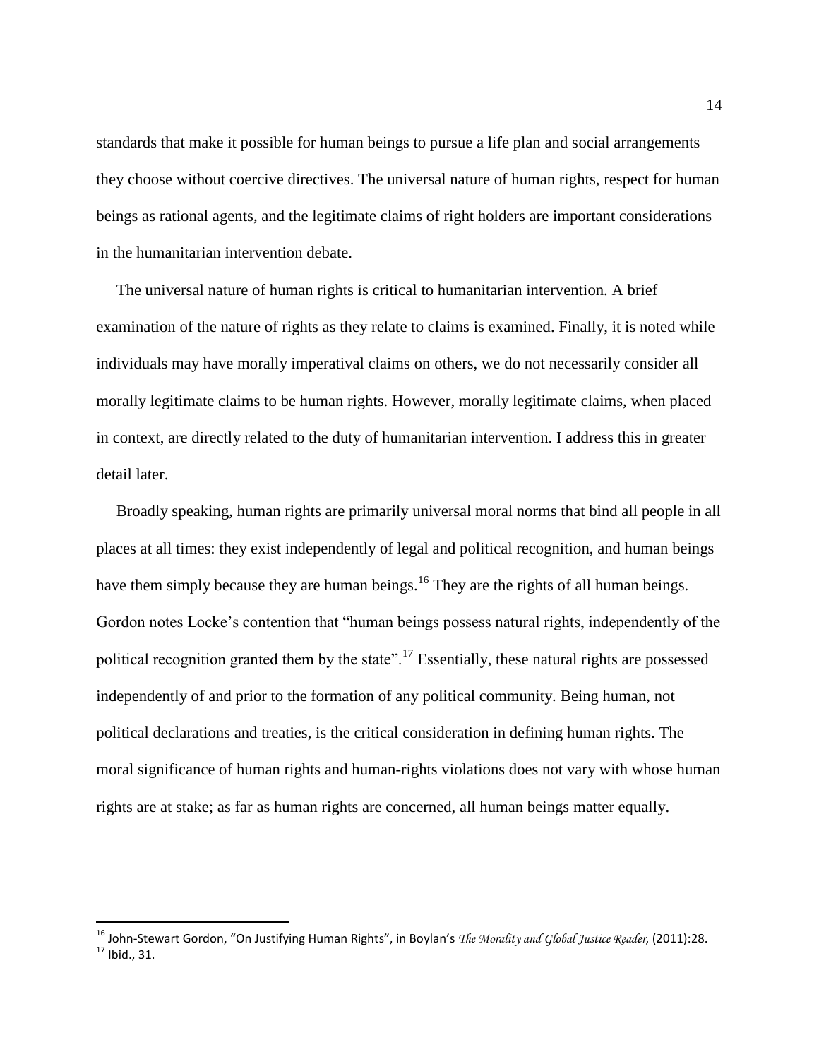standards that make it possible for human beings to pursue a life plan and social arrangements they choose without coercive directives. The universal nature of human rights, respect for human beings as rational agents, and the legitimate claims of right holders are important considerations in the humanitarian intervention debate.

The universal nature of human rights is critical to humanitarian intervention. A brief examination of the nature of rights as they relate to claims is examined. Finally, it is noted while individuals may have morally imperatival claims on others, we do not necessarily consider all morally legitimate claims to be human rights. However, morally legitimate claims, when placed in context, are directly related to the duty of humanitarian intervention. I address this in greater detail later.

Broadly speaking, human rights are primarily universal moral norms that bind all people in all places at all times: they exist independently of legal and political recognition, and human beings have them simply because they are human beings.[16] They are the rights of all human beings. Gordon notes Locke's contention that "human beings possess natural rights, independently of the political recognition granted them by the state".[17] Essentially, these natural rights are possessed independently of and prior to the formation of any political community. Being human, not political declarations and treaties, is the critical consideration in defining human rights. The moral significance of human rights and human-rights violations does not vary with whose human rights are at stake; as far as human rights are concerned, all human beings matter equally.

---

[16] John-Stewart Gordon, "On Justifying Human Rights", in Boylan's *The Morality and Global Justice Reader*, (2011):28.
[17] Ibid., 31.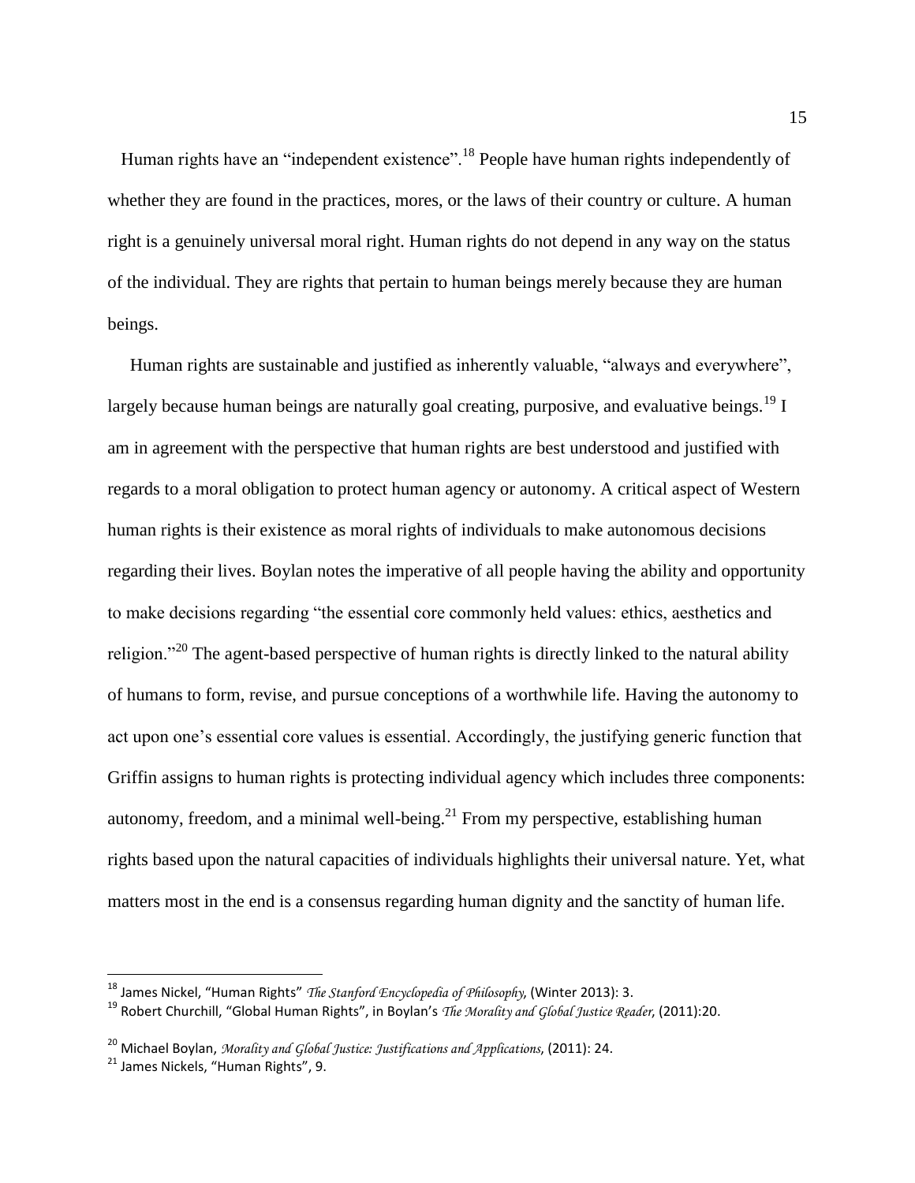Human rights have an "independent existence".[18] People have human rights independently of whether they are found in the practices, mores, or the laws of their country or culture. A human right is a genuinely universal moral right. Human rights do not depend in any way on the status of the individual. They are rights that pertain to human beings merely because they are human beings.

Human rights are sustainable and justified as inherently valuable, "always and everywhere", largely because human beings are naturally goal creating, purposive, and evaluative beings.[19] I am in agreement with the perspective that human rights are best understood and justified with regards to a moral obligation to protect human agency or autonomy. A critical aspect of Western human rights is their existence as moral rights of individuals to make autonomous decisions regarding their lives. Boylan notes the imperative of all people having the ability and opportunity to make decisions regarding "the essential core commonly held values: ethics, aesthetics and religion."[20] The agent-based perspective of human rights is directly linked to the natural ability of humans to form, revise, and pursue conceptions of a worthwhile life. Having the autonomy to act upon one's essential core values is essential. Accordingly, the justifying generic function that Griffin assigns to human rights is protecting individual agency which includes three components: autonomy, freedom, and a minimal well-being.[21] From my perspective, establishing human rights based upon the natural capacities of individuals highlights their universal nature. Yet, what matters most in the end is a consensus regarding human dignity and the sanctity of human life.

---

[18] James Nickel, "Human Rights" *The Stanford Encyclopedia of Philosophy*, (Winter 2013): 3.

[19] Robert Churchill, "Global Human Rights", in Boylan's *The Morality and Global Justice Reader*, (2011):20.

[20] Michael Boylan, *Morality and Global Justice: Justifications and Applications*, (2011): 24.

[21] James Nickels, "Human Rights", 9.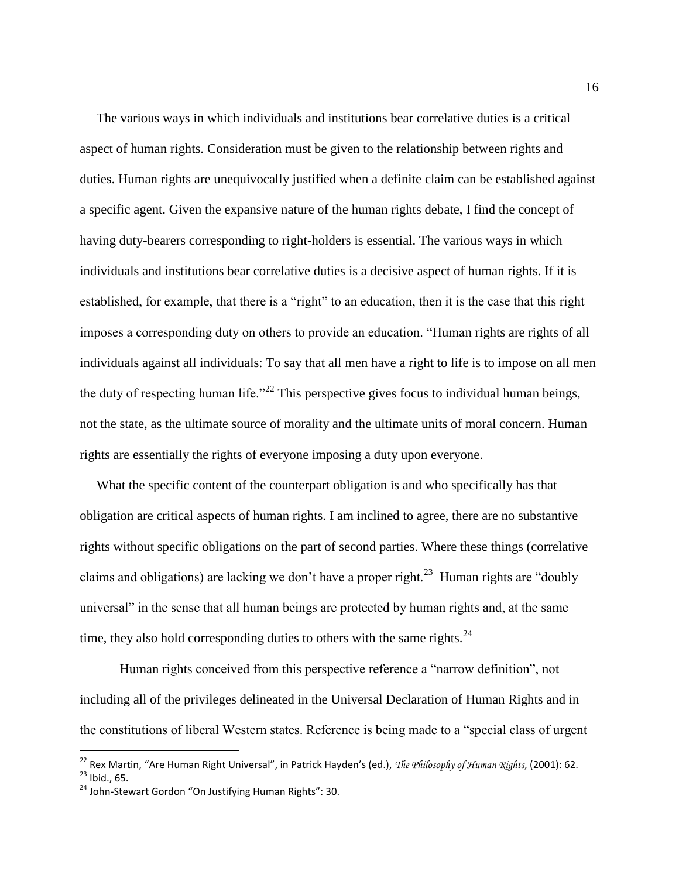The various ways in which individuals and institutions bear correlative duties is a critical aspect of human rights. Consideration must be given to the relationship between rights and duties. Human rights are unequivocally justified when a definite claim can be established against a specific agent. Given the expansive nature of the human rights debate, I find the concept of having duty-bearers corresponding to right-holders is essential. The various ways in which individuals and institutions bear correlative duties is a decisive aspect of human rights. If it is established, for example, that there is a "right" to an education, then it is the case that this right imposes a corresponding duty on others to provide an education. "Human rights are rights of all individuals against all individuals: To say that all men have a right to life is to impose on all men the duty of respecting human life."[22] This perspective gives focus to individual human beings, not the state, as the ultimate source of morality and the ultimate units of moral concern. Human rights are essentially the rights of everyone imposing a duty upon everyone.

What the specific content of the counterpart obligation is and who specifically has that obligation are critical aspects of human rights. I am inclined to agree, there are no substantive rights without specific obligations on the part of second parties. Where these things (correlative claims and obligations) are lacking we don't have a proper right.[23] Human rights are "doubly universal" in the sense that all human beings are protected by human rights and, at the same time, they also hold corresponding duties to others with the same rights.[24]

Human rights conceived from this perspective reference a "narrow definition", not including all of the privileges delineated in the Universal Declaration of Human Rights and in the constitutions of liberal Western states. Reference is being made to a "special class of urgent

---

[22] Rex Martin, "Are Human Right Universal", in Patrick Hayden's (ed.), *The Philosophy of Human Rights*, (2001): 62.

[23] Ibid., 65.

[24] John-Stewart Gordon "On Justifying Human Rights": 30.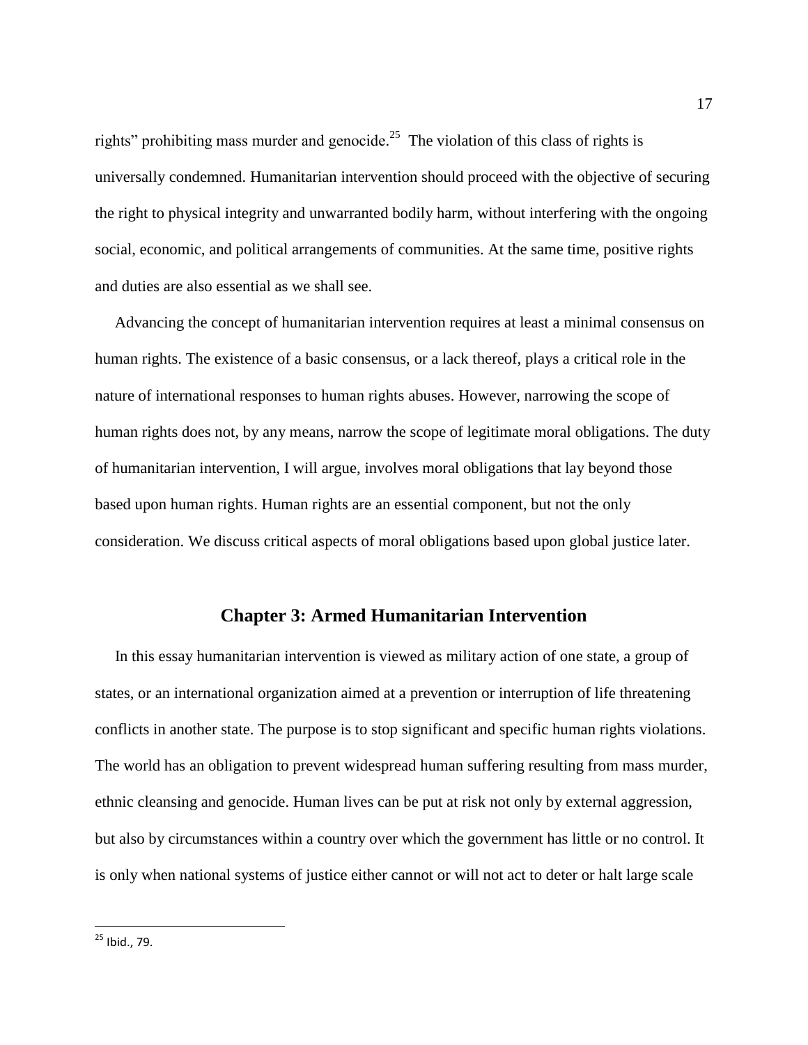rights" prohibiting mass murder and genocide.[25] The violation of this class of rights is universally condemned. Humanitarian intervention should proceed with the objective of securing the right to physical integrity and unwarranted bodily harm, without interfering with the ongoing social, economic, and political arrangements of communities. At the same time, positive rights and duties are also essential as we shall see.

Advancing the concept of humanitarian intervention requires at least a minimal consensus on human rights. The existence of a basic consensus, or a lack thereof, plays a critical role in the nature of international responses to human rights abuses. However, narrowing the scope of human rights does not, by any means, narrow the scope of legitimate moral obligations. The duty of humanitarian intervention, I will argue, involves moral obligations that lay beyond those based upon human rights. Human rights are an essential component, but not the only consideration. We discuss critical aspects of moral obligations based upon global justice later.

## Chapter 3: Armed Humanitarian Intervention

In this essay humanitarian intervention is viewed as military action of one state, a group of states, or an international organization aimed at a prevention or interruption of life threatening conflicts in another state. The purpose is to stop significant and specific human rights violations. The world has an obligation to prevent widespread human suffering resulting from mass murder, ethnic cleansing and genocide. Human lives can be put at risk not only by external aggression, but also by circumstances within a country over which the government has little or no control. It is only when national systems of justice either cannot or will not act to deter or halt large scale

[25] Ibid., 79.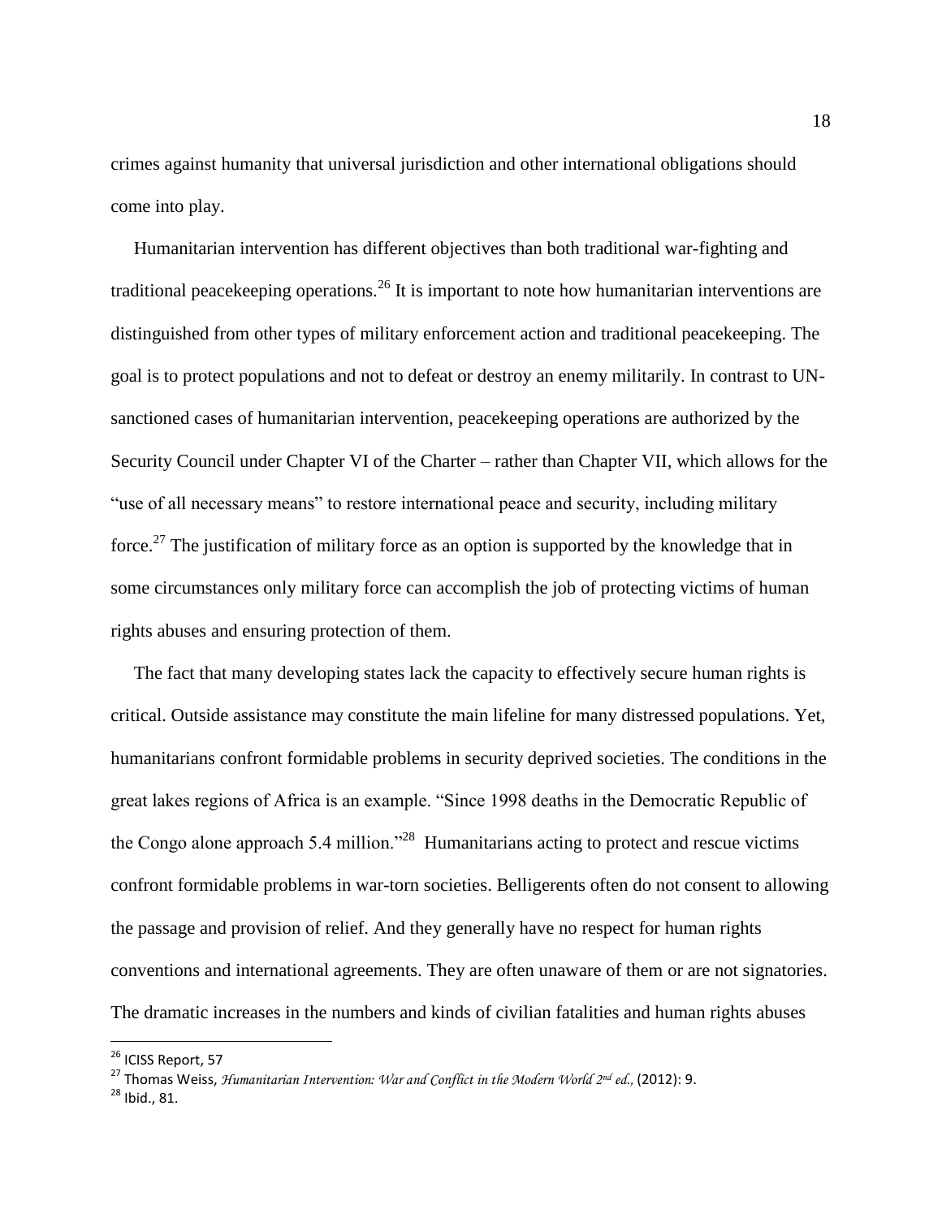crimes against humanity that universal jurisdiction and other international obligations should come into play.

Humanitarian intervention has different objectives than both traditional war-fighting and traditional peacekeeping operations.[26] It is important to note how humanitarian interventions are distinguished from other types of military enforcement action and traditional peacekeeping. The goal is to protect populations and not to defeat or destroy an enemy militarily. In contrast to UN-sanctioned cases of humanitarian intervention, peacekeeping operations are authorized by the Security Council under Chapter VI of the Charter – rather than Chapter VII, which allows for the "use of all necessary means" to restore international peace and security, including military force.[27] The justification of military force as an option is supported by the knowledge that in some circumstances only military force can accomplish the job of protecting victims of human rights abuses and ensuring protection of them.

The fact that many developing states lack the capacity to effectively secure human rights is critical. Outside assistance may constitute the main lifeline for many distressed populations. Yet, humanitarians confront formidable problems in security deprived societies. The conditions in the great lakes regions of Africa is an example. "Since 1998 deaths in the Democratic Republic of the Congo alone approach 5.4 million."[28] Humanitarians acting to protect and rescue victims confront formidable problems in war-torn societies. Belligerents often do not consent to allowing the passage and provision of relief. And they generally have no respect for human rights conventions and international agreements. They are often unaware of them or are not signatories. The dramatic increases in the numbers and kinds of civilian fatalities and human rights abuses

---

[26] ICISS Report, 57

[27] Thomas Weiss, *Humanitarian Intervention: War and Conflict in the Modern World 2nd ed.,* (2012): 9.

[28] Ibid., 81.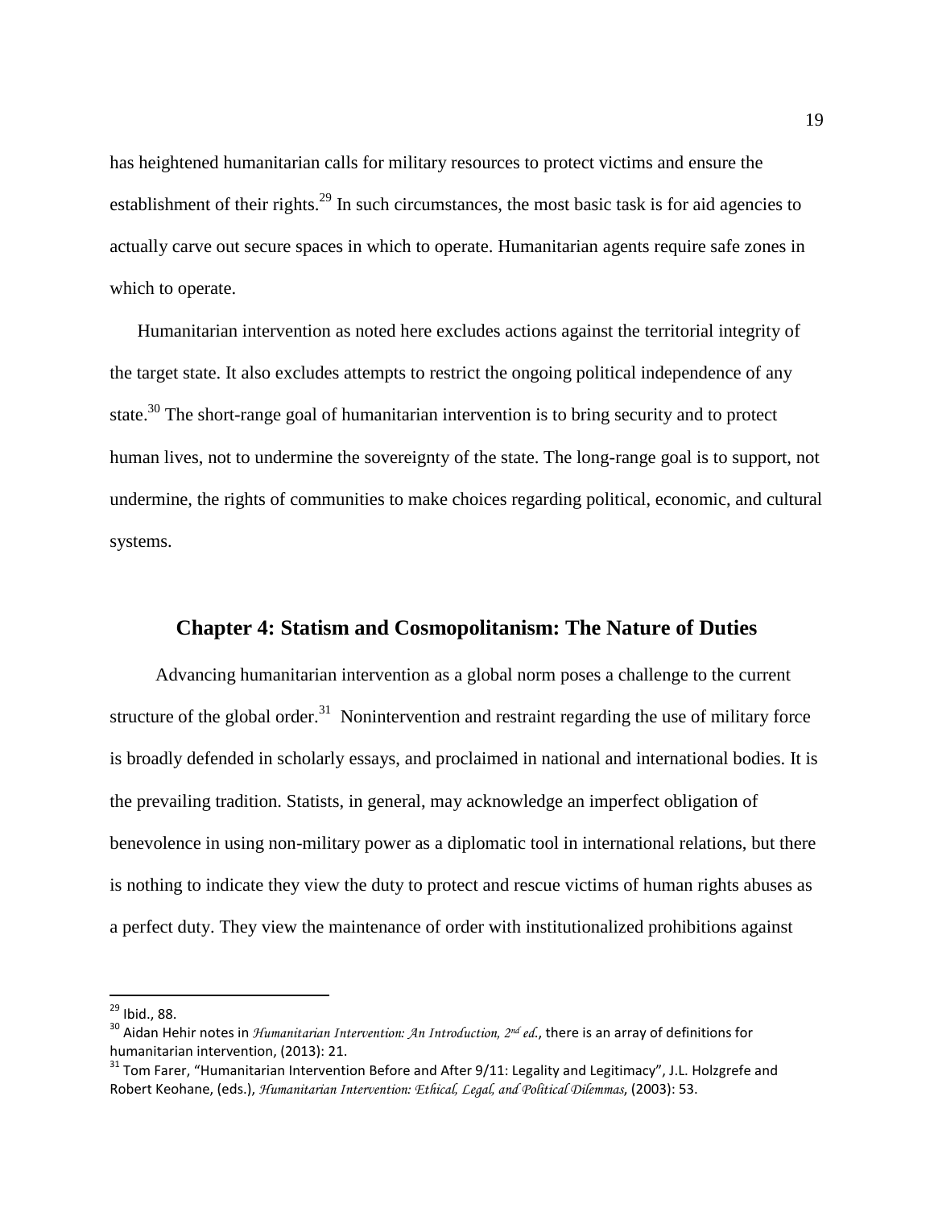has heightened humanitarian calls for military resources to protect victims and ensure the establishment of their rights.[29] In such circumstances, the most basic task is for aid agencies to actually carve out secure spaces in which to operate. Humanitarian agents require safe zones in which to operate.

Humanitarian intervention as noted here excludes actions against the territorial integrity of the target state. It also excludes attempts to restrict the ongoing political independence of any state.[30] The short-range goal of humanitarian intervention is to bring security and to protect human lives, not to undermine the sovereignty of the state. The long-range goal is to support, not undermine, the rights of communities to make choices regarding political, economic, and cultural systems.

## Chapter 4: Statism and Cosmopolitanism: The Nature of Duties

Advancing humanitarian intervention as a global norm poses a challenge to the current structure of the global order.[31] Nonintervention and restraint regarding the use of military force is broadly defended in scholarly essays, and proclaimed in national and international bodies. It is the prevailing tradition. Statists, in general, may acknowledge an imperfect obligation of benevolence in using non-military power as a diplomatic tool in international relations, but there is nothing to indicate they view the duty to protect and rescue victims of human rights abuses as a perfect duty. They view the maintenance of order with institutionalized prohibitions against

---

[29] Ibid., 88.

[30] Aidan Hehir notes in *Humanitarian Intervention: An Introduction, 2nd ed.*, there is an array of definitions for humanitarian intervention, (2013): 21.

[31] Tom Farer, "Humanitarian Intervention Before and After 9/11: Legality and Legitimacy", J.L. Holzgrefe and Robert Keohane, (eds.), *Humanitarian Intervention: Ethical, Legal, and Political Dilemmas*, (2003): 53.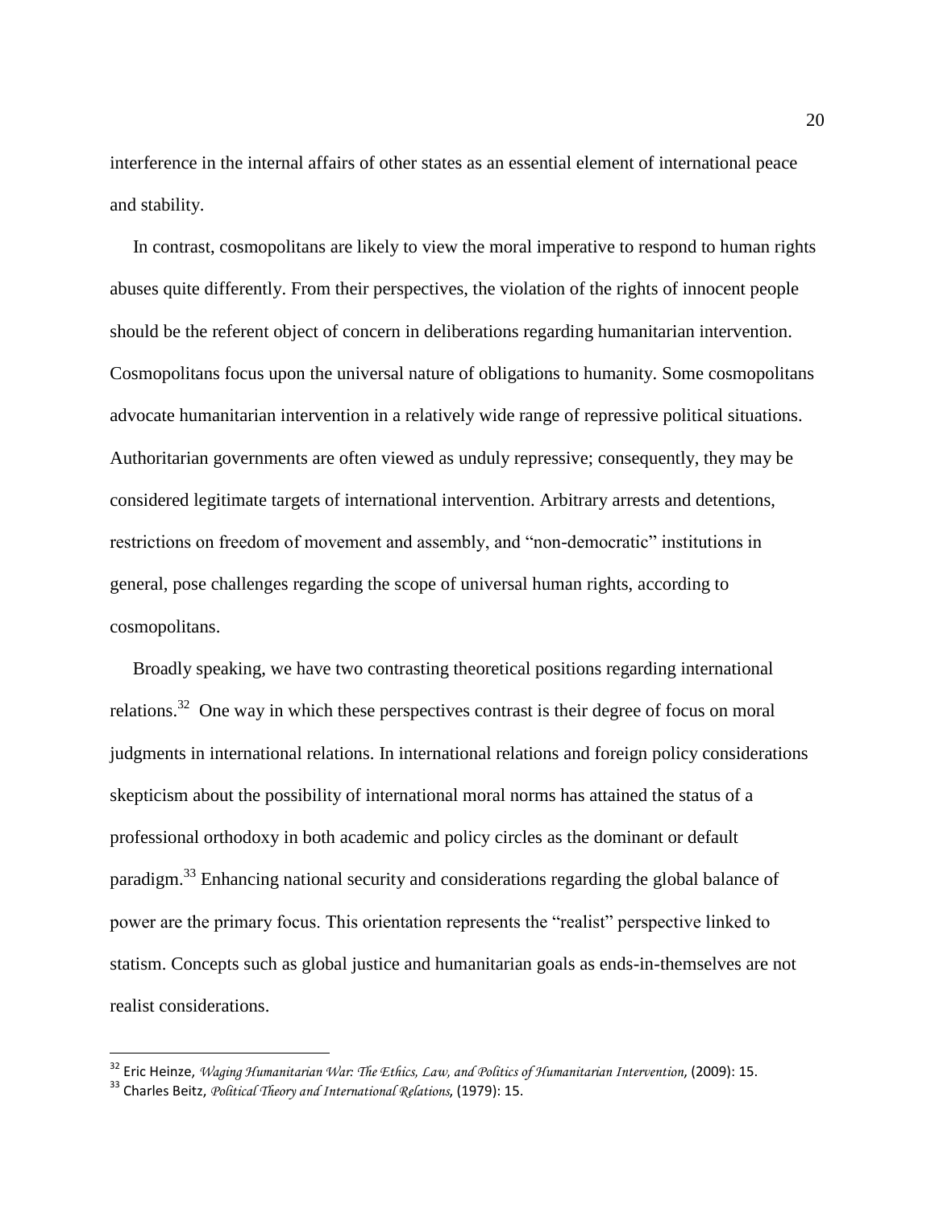interference in the internal affairs of other states as an essential element of international peace and stability.

In contrast, cosmopolitans are likely to view the moral imperative to respond to human rights abuses quite differently. From their perspectives, the violation of the rights of innocent people should be the referent object of concern in deliberations regarding humanitarian intervention. Cosmopolitans focus upon the universal nature of obligations to humanity. Some cosmopolitans advocate humanitarian intervention in a relatively wide range of repressive political situations. Authoritarian governments are often viewed as unduly repressive; consequently, they may be considered legitimate targets of international intervention. Arbitrary arrests and detentions, restrictions on freedom of movement and assembly, and "non-democratic" institutions in general, pose challenges regarding the scope of universal human rights, according to cosmopolitans.

Broadly speaking, we have two contrasting theoretical positions regarding international relations.[32] One way in which these perspectives contrast is their degree of focus on moral judgments in international relations. In international relations and foreign policy considerations skepticism about the possibility of international moral norms has attained the status of a professional orthodoxy in both academic and policy circles as the dominant or default paradigm.[33] Enhancing national security and considerations regarding the global balance of power are the primary focus. This orientation represents the "realist" perspective linked to statism. Concepts such as global justice and humanitarian goals as ends-in-themselves are not realist considerations.

---

[32] Eric Heinze, *Waging Humanitarian War: The Ethics, Law, and Politics of Humanitarian Intervention*, (2009): 15.

[33] Charles Beitz, *Political Theory and International Relations*, (1979): 15.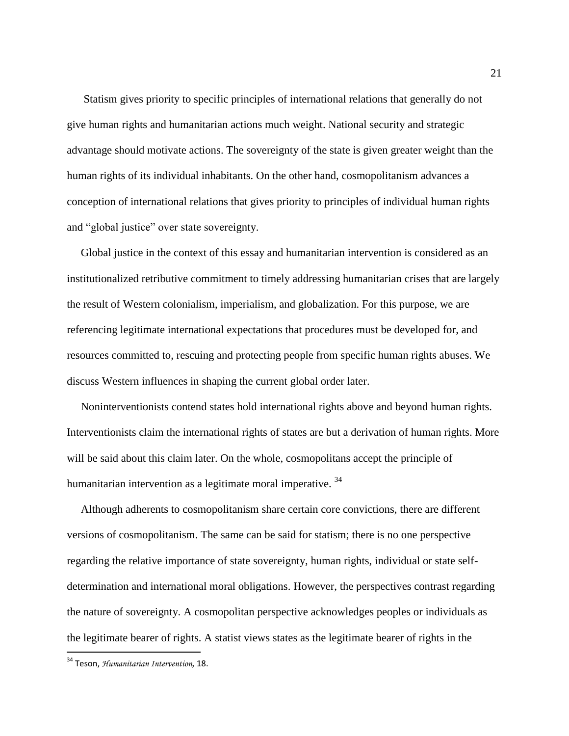Statism gives priority to specific principles of international relations that generally do not give human rights and humanitarian actions much weight. National security and strategic advantage should motivate actions. The sovereignty of the state is given greater weight than the human rights of its individual inhabitants. On the other hand, cosmopolitanism advances a conception of international relations that gives priority to principles of individual human rights and "global justice" over state sovereignty.

Global justice in the context of this essay and humanitarian intervention is considered as an institutionalized retributive commitment to timely addressing humanitarian crises that are largely the result of Western colonialism, imperialism, and globalization. For this purpose, we are referencing legitimate international expectations that procedures must be developed for, and resources committed to, rescuing and protecting people from specific human rights abuses. We discuss Western influences in shaping the current global order later.

Noninterventionists contend states hold international rights above and beyond human rights. Interventionists claim the international rights of states are but a derivation of human rights. More will be said about this claim later. On the whole, cosmopolitans accept the principle of humanitarian intervention as a legitimate moral imperative. [34]

Although adherents to cosmopolitanism share certain core convictions, there are different versions of cosmopolitanism. The same can be said for statism; there is no one perspective regarding the relative importance of state sovereignty, human rights, individual or state self-determination and international moral obligations. However, the perspectives contrast regarding the nature of sovereignty. A cosmopolitan perspective acknowledges peoples or individuals as the legitimate bearer of rights. A statist views states as the legitimate bearer of rights in the

---

[34] Teson, *Humanitarian Intervention*, 18.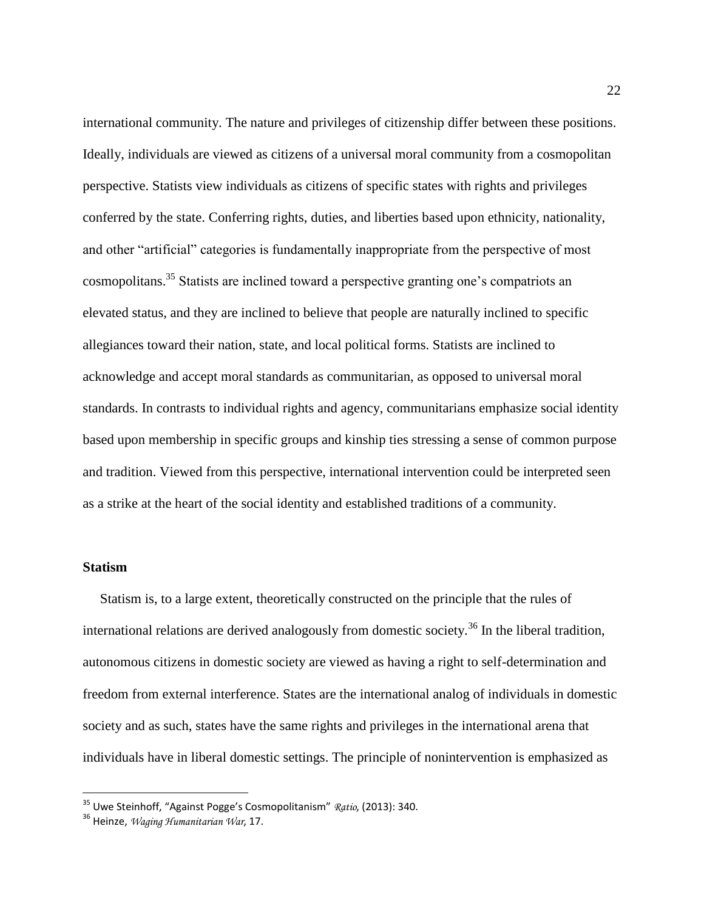international community. The nature and privileges of citizenship differ between these positions. Ideally, individuals are viewed as citizens of a universal moral community from a cosmopolitan perspective. Statists view individuals as citizens of specific states with rights and privileges conferred by the state. Conferring rights, duties, and liberties based upon ethnicity, nationality, and other "artificial" categories is fundamentally inappropriate from the perspective of most cosmopolitans.[35] Statists are inclined toward a perspective granting one's compatriots an elevated status, and they are inclined to believe that people are naturally inclined to specific allegiances toward their nation, state, and local political forms. Statists are inclined to acknowledge and accept moral standards as communitarian, as opposed to universal moral standards. In contrasts to individual rights and agency, communitarians emphasize social identity based upon membership in specific groups and kinship ties stressing a sense of common purpose and tradition. Viewed from this perspective, international intervention could be interpreted seen as a strike at the heart of the social identity and established traditions of a community.

### Statism

Statism is, to a large extent, theoretically constructed on the principle that the rules of international relations are derived analogously from domestic society.[36] In the liberal tradition, autonomous citizens in domestic society are viewed as having a right to self-determination and freedom from external interference. States are the international analog of individuals in domestic society and as such, states have the same rights and privileges in the international arena that individuals have in liberal domestic settings. The principle of nonintervention is emphasized as

---

[35] Uwe Steinhoff, "Against Pogge's Cosmopolitanism" *Ratio,* (2013): 340.

[36] Heinze, *Waging Humanitarian War,* 17.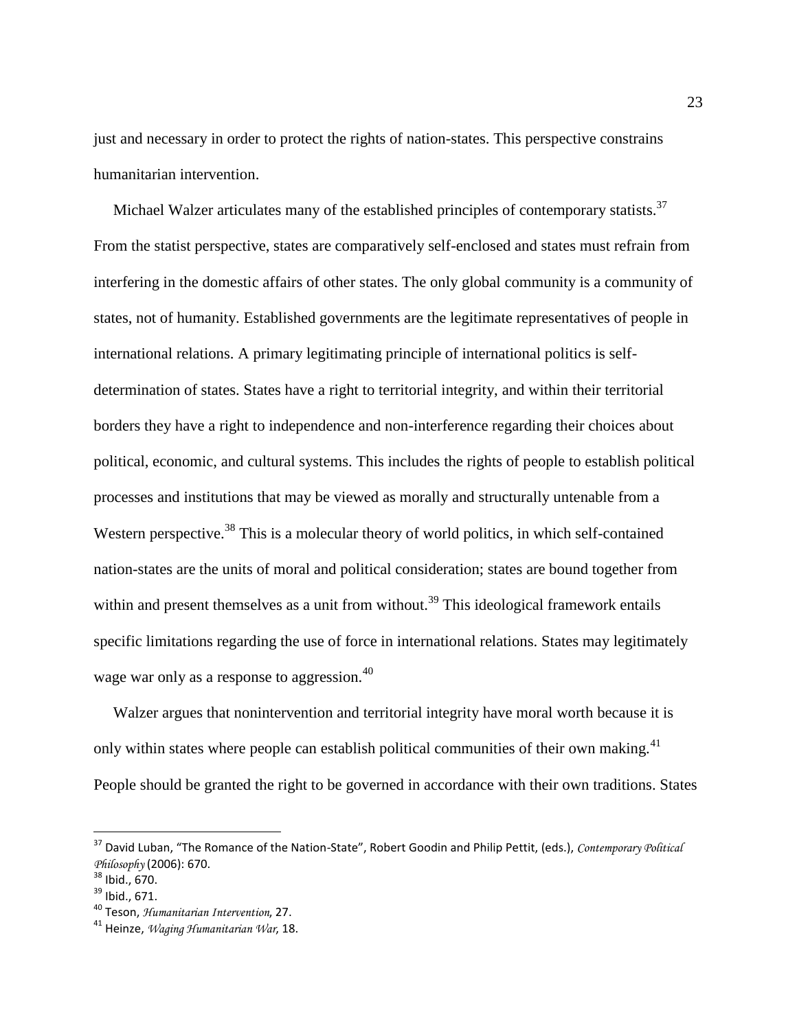just and necessary in order to protect the rights of nation-states. This perspective constrains humanitarian intervention.

Michael Walzer articulates many of the established principles of contemporary statists.[37] From the statist perspective, states are comparatively self-enclosed and states must refrain from interfering in the domestic affairs of other states. The only global community is a community of states, not of humanity. Established governments are the legitimate representatives of people in international relations. A primary legitimating principle of international politics is self-determination of states. States have a right to territorial integrity, and within their territorial borders they have a right to independence and non-interference regarding their choices about political, economic, and cultural systems. This includes the rights of people to establish political processes and institutions that may be viewed as morally and structurally untenable from a Western perspective.[38] This is a molecular theory of world politics, in which self-contained nation-states are the units of moral and political consideration; states are bound together from within and present themselves as a unit from without.[39] This ideological framework entails specific limitations regarding the use of force in international relations. States may legitimately wage war only as a response to aggression.[40]

Walzer argues that nonintervention and territorial integrity have moral worth because it is only within states where people can establish political communities of their own making.[41] People should be granted the right to be governed in accordance with their own traditions. States

---

[37] David Luban, "The Romance of the Nation-State", Robert Goodin and Philip Pettit, (eds.), *Contemporary Political Philosophy* (2006): 670.

[38] Ibid., 670.

[39] Ibid., 671.

[40] Teson, *Humanitarian Intervention*, 27.

[41] Heinze, *Waging Humanitarian War*, 18.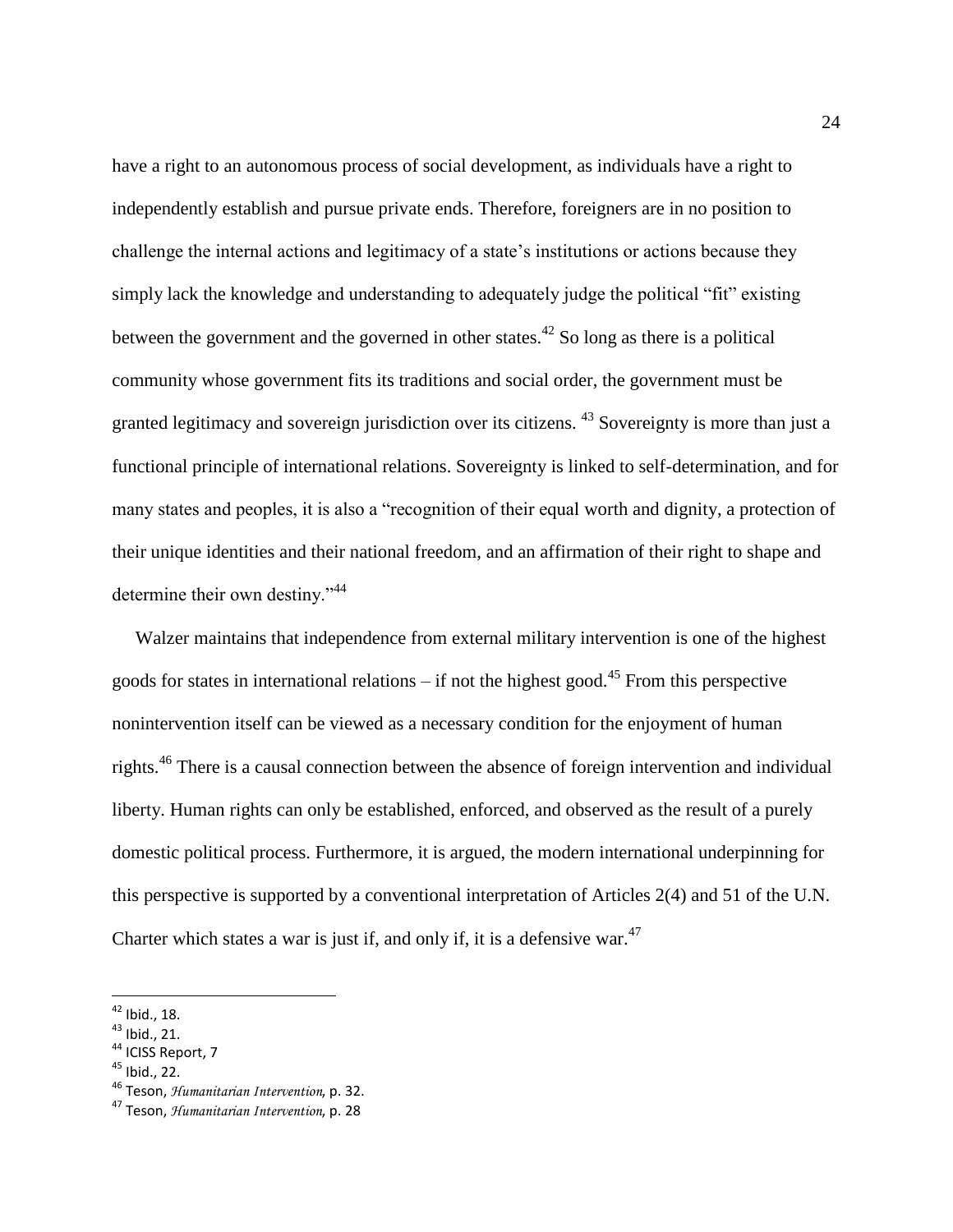have a right to an autonomous process of social development, as individuals have a right to independently establish and pursue private ends. Therefore, foreigners are in no position to challenge the internal actions and legitimacy of a state's institutions or actions because they simply lack the knowledge and understanding to adequately judge the political "fit" existing between the government and the governed in other states.[42] So long as there is a political community whose government fits its traditions and social order, the government must be granted legitimacy and sovereign jurisdiction over its citizens. [43] Sovereignty is more than just a functional principle of international relations. Sovereignty is linked to self-determination, and for many states and peoples, it is also a "recognition of their equal worth and dignity, a protection of their unique identities and their national freedom, and an affirmation of their right to shape and determine their own destiny."[44]

Walzer maintains that independence from external military intervention is one of the highest goods for states in international relations – if not the highest good.[45] From this perspective nonintervention itself can be viewed as a necessary condition for the enjoyment of human rights.[46] There is a causal connection between the absence of foreign intervention and individual liberty. Human rights can only be established, enforced, and observed as the result of a purely domestic political process. Furthermore, it is argued, the modern international underpinning for this perspective is supported by a conventional interpretation of Articles 2(4) and 51 of the U.N. Charter which states a war is just if, and only if, it is a defensive war.[47]

---

[42] Ibid., 18.

[43] Ibid., 21.

[44] ICISS Report, 7

[45] Ibid., 22.

[46] Teson, *Humanitarian Intervention*, p. 32.

[47] Teson, *Humanitarian Intervention*, p. 28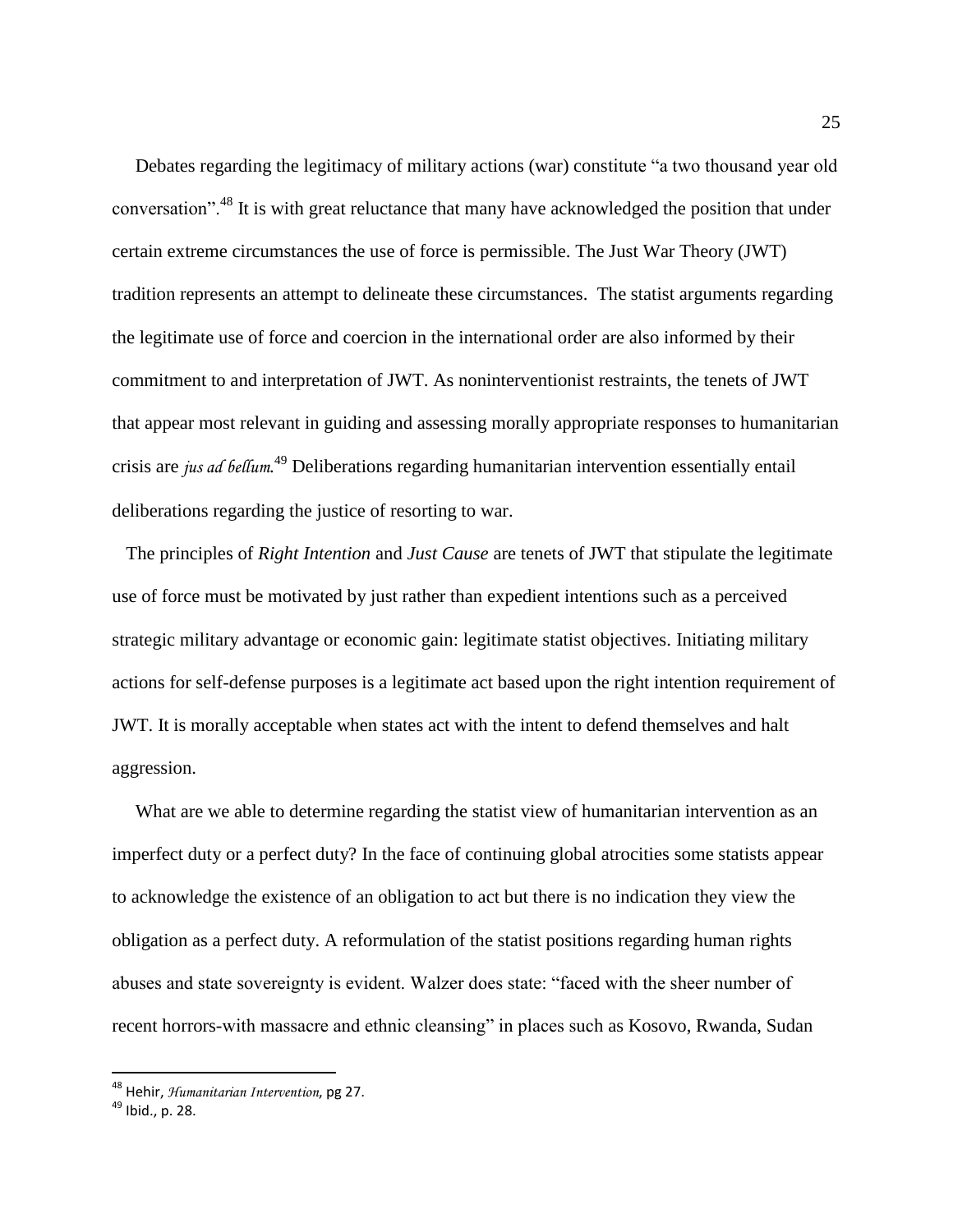Debates regarding the legitimacy of military actions (war) constitute "a two thousand year old conversation".[48] It is with great reluctance that many have acknowledged the position that under certain extreme circumstances the use of force is permissible. The Just War Theory (JWT) tradition represents an attempt to delineate these circumstances. The statist arguments regarding the legitimate use of force and coercion in the international order are also informed by their commitment to and interpretation of JWT. As noninterventionist restraints, the tenets of JWT that appear most relevant in guiding and assessing morally appropriate responses to humanitarian crisis are *jus ad bellum*.[49] Deliberations regarding humanitarian intervention essentially entail deliberations regarding the justice of resorting to war.

The principles of *Right Intention* and *Just Cause* are tenets of JWT that stipulate the legitimate use of force must be motivated by just rather than expedient intentions such as a perceived strategic military advantage or economic gain: legitimate statist objectives. Initiating military actions for self-defense purposes is a legitimate act based upon the right intention requirement of JWT. It is morally acceptable when states act with the intent to defend themselves and halt aggression.

What are we able to determine regarding the statist view of humanitarian intervention as an imperfect duty or a perfect duty? In the face of continuing global atrocities some statists appear to acknowledge the existence of an obligation to act but there is no indication they view the obligation as a perfect duty. A reformulation of the statist positions regarding human rights abuses and state sovereignty is evident. Walzer does state: "faced with the sheer number of recent horrors-with massacre and ethnic cleansing" in places such as Kosovo, Rwanda, Sudan

---

[48] Hehir, *Humanitarian Intervention*, pg 27.

[49] Ibid., p. 28.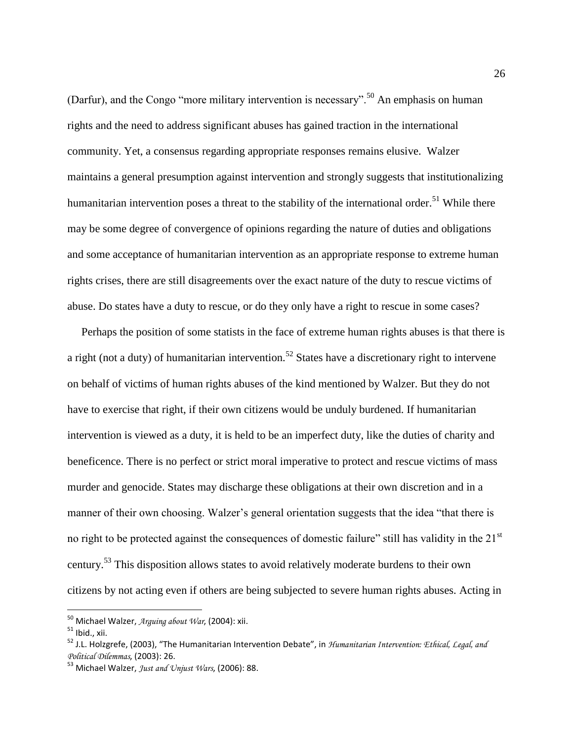(Darfur), and the Congo "more military intervention is necessary".[50] An emphasis on human rights and the need to address significant abuses has gained traction in the international community. Yet, a consensus regarding appropriate responses remains elusive. Walzer maintains a general presumption against intervention and strongly suggests that institutionalizing humanitarian intervention poses a threat to the stability of the international order.[51] While there may be some degree of convergence of opinions regarding the nature of duties and obligations and some acceptance of humanitarian intervention as an appropriate response to extreme human rights crises, there are still disagreements over the exact nature of the duty to rescue victims of abuse. Do states have a duty to rescue, or do they only have a right to rescue in some cases?

Perhaps the position of some statists in the face of extreme human rights abuses is that there is a right (not a duty) of humanitarian intervention.[52] States have a discretionary right to intervene on behalf of victims of human rights abuses of the kind mentioned by Walzer. But they do not have to exercise that right, if their own citizens would be unduly burdened. If humanitarian intervention is viewed as a duty, it is held to be an imperfect duty, like the duties of charity and beneficence. There is no perfect or strict moral imperative to protect and rescue victims of mass murder and genocide. States may discharge these obligations at their own discretion and in a manner of their own choosing. Walzer's general orientation suggests that the idea "that there is no right to be protected against the consequences of domestic failure" still has validity in the 21st century.[53] This disposition allows states to avoid relatively moderate burdens to their own citizens by not acting even if others are being subjected to severe human rights abuses. Acting in

---

[50] Michael Walzer, *Arguing about War*, (2004): xii.

[51] Ibid., xii.

[52] J.L. Holzgrefe, (2003), "The Humanitarian Intervention Debate", in *Humanitarian Intervention: Ethical, Legal, and Political Dilemmas*, (2003): 26.

[53] Michael Walzer, *Just and Unjust Wars*, (2006): 88.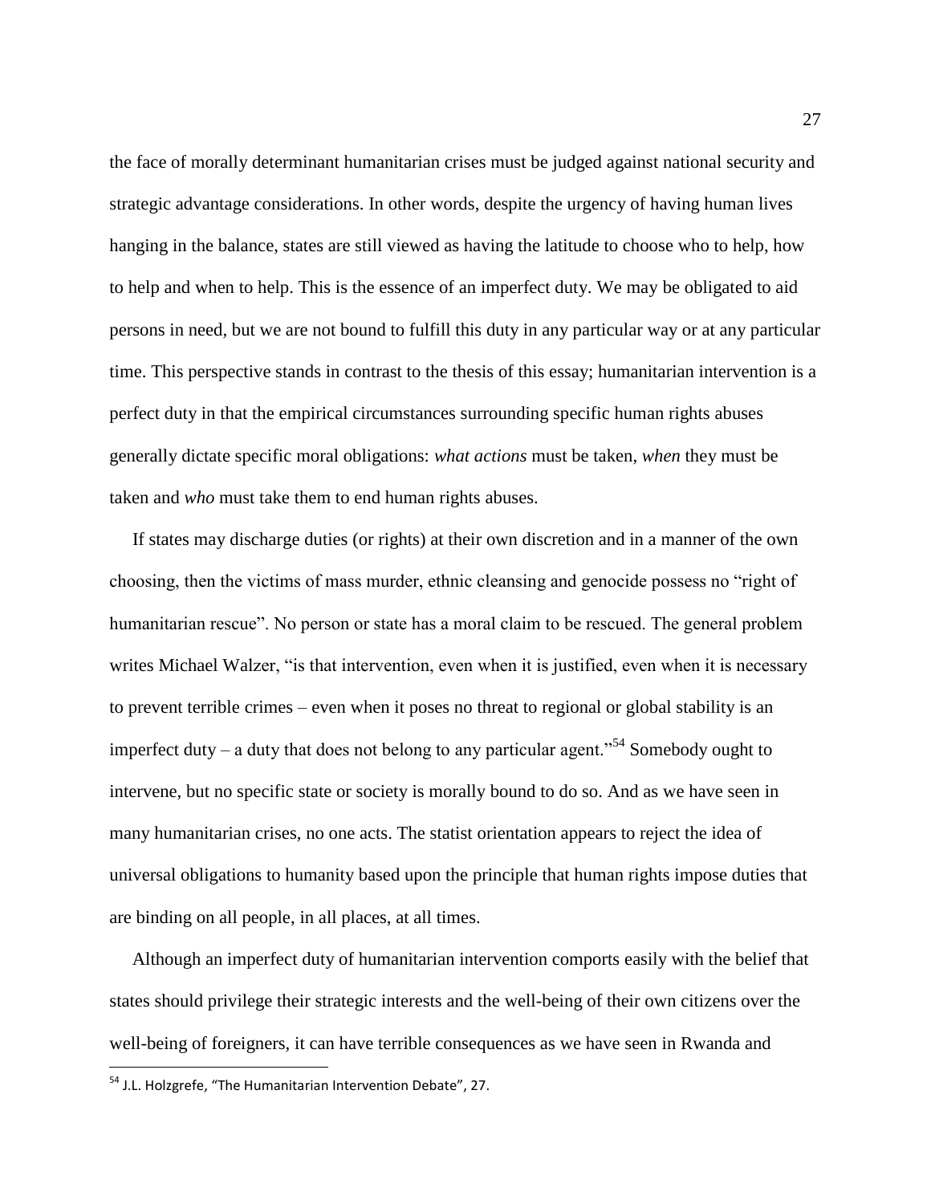the face of morally determinant humanitarian crises must be judged against national security and strategic advantage considerations. In other words, despite the urgency of having human lives hanging in the balance, states are still viewed as having the latitude to choose who to help, how to help and when to help. This is the essence of an imperfect duty. We may be obligated to aid persons in need, but we are not bound to fulfill this duty in any particular way or at any particular time. This perspective stands in contrast to the thesis of this essay; humanitarian intervention is a perfect duty in that the empirical circumstances surrounding specific human rights abuses generally dictate specific moral obligations: *what actions* must be taken, *when* they must be taken and *who* must take them to end human rights abuses.

If states may discharge duties (or rights) at their own discretion and in a manner of the own choosing, then the victims of mass murder, ethnic cleansing and genocide possess no "right of humanitarian rescue". No person or state has a moral claim to be rescued. The general problem writes Michael Walzer, "is that intervention, even when it is justified, even when it is necessary to prevent terrible crimes – even when it poses no threat to regional or global stability is an imperfect duty – a duty that does not belong to any particular agent."[54] Somebody ought to intervene, but no specific state or society is morally bound to do so. And as we have seen in many humanitarian crises, no one acts. The statist orientation appears to reject the idea of universal obligations to humanity based upon the principle that human rights impose duties that are binding on all people, in all places, at all times.

Although an imperfect duty of humanitarian intervention comports easily with the belief that states should privilege their strategic interests and the well-being of their own citizens over the well-being of foreigners, it can have terrible consequences as we have seen in Rwanda and

[54] J.L. Holzgrefe, "The Humanitarian Intervention Debate", 27.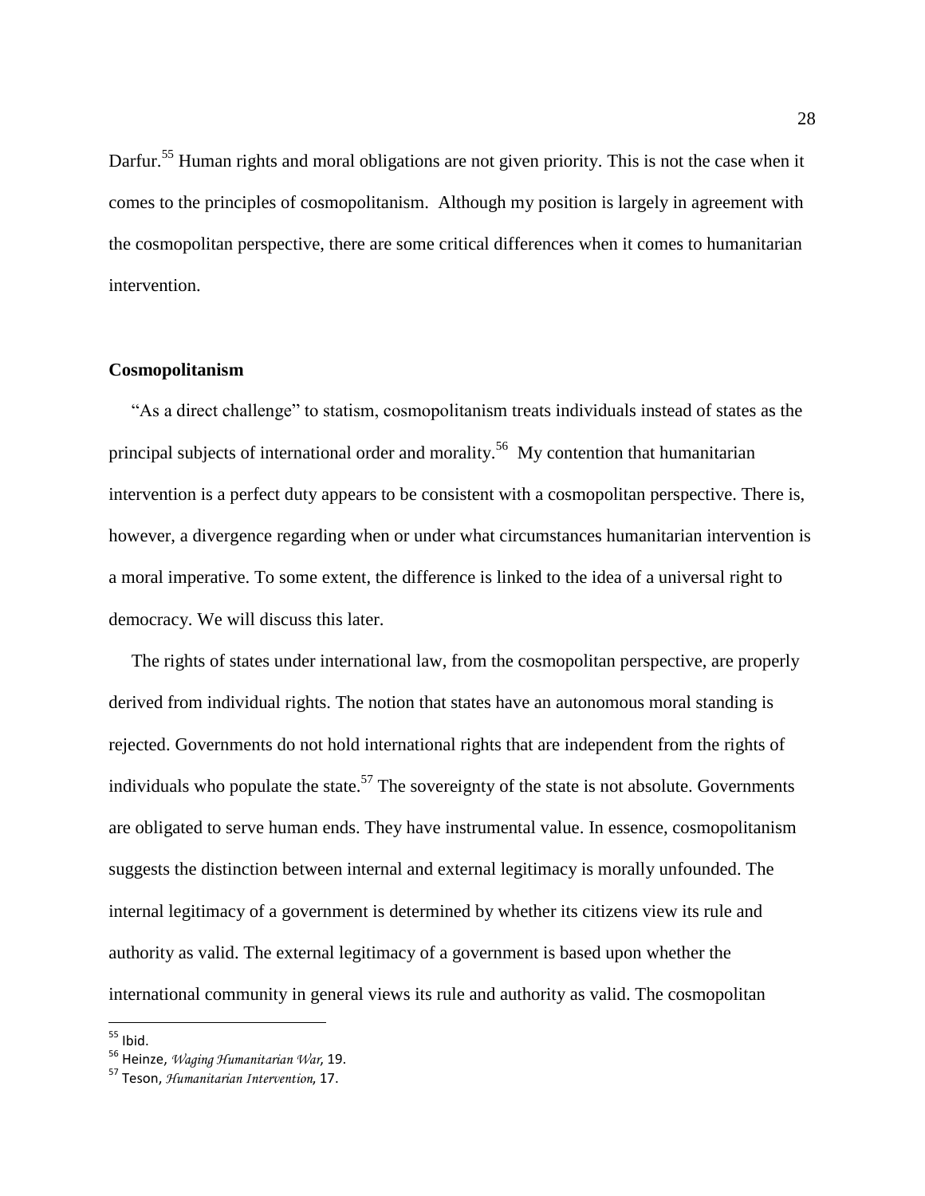Darfur.[55] Human rights and moral obligations are not given priority. This is not the case when it comes to the principles of cosmopolitanism. Although my position is largely in agreement with the cosmopolitan perspective, there are some critical differences when it comes to humanitarian intervention.

**Cosmopolitanism**

"As a direct challenge" to statism, cosmopolitanism treats individuals instead of states as the principal subjects of international order and morality.[56] My contention that humanitarian intervention is a perfect duty appears to be consistent with a cosmopolitan perspective. There is, however, a divergence regarding when or under what circumstances humanitarian intervention is a moral imperative. To some extent, the difference is linked to the idea of a universal right to democracy. We will discuss this later.

The rights of states under international law, from the cosmopolitan perspective, are properly derived from individual rights. The notion that states have an autonomous moral standing is rejected. Governments do not hold international rights that are independent from the rights of individuals who populate the state.[57] The sovereignty of the state is not absolute. Governments are obligated to serve human ends. They have instrumental value. In essence, cosmopolitanism suggests the distinction between internal and external legitimacy is morally unfounded. The internal legitimacy of a government is determined by whether its citizens view its rule and authority as valid. The external legitimacy of a government is based upon whether the international community in general views its rule and authority as valid. The cosmopolitan

---

[55] Ibid.

[56] Heinze, *Waging Humanitarian War*, 19.

[57] Teson, *Humanitarian Intervention*, 17.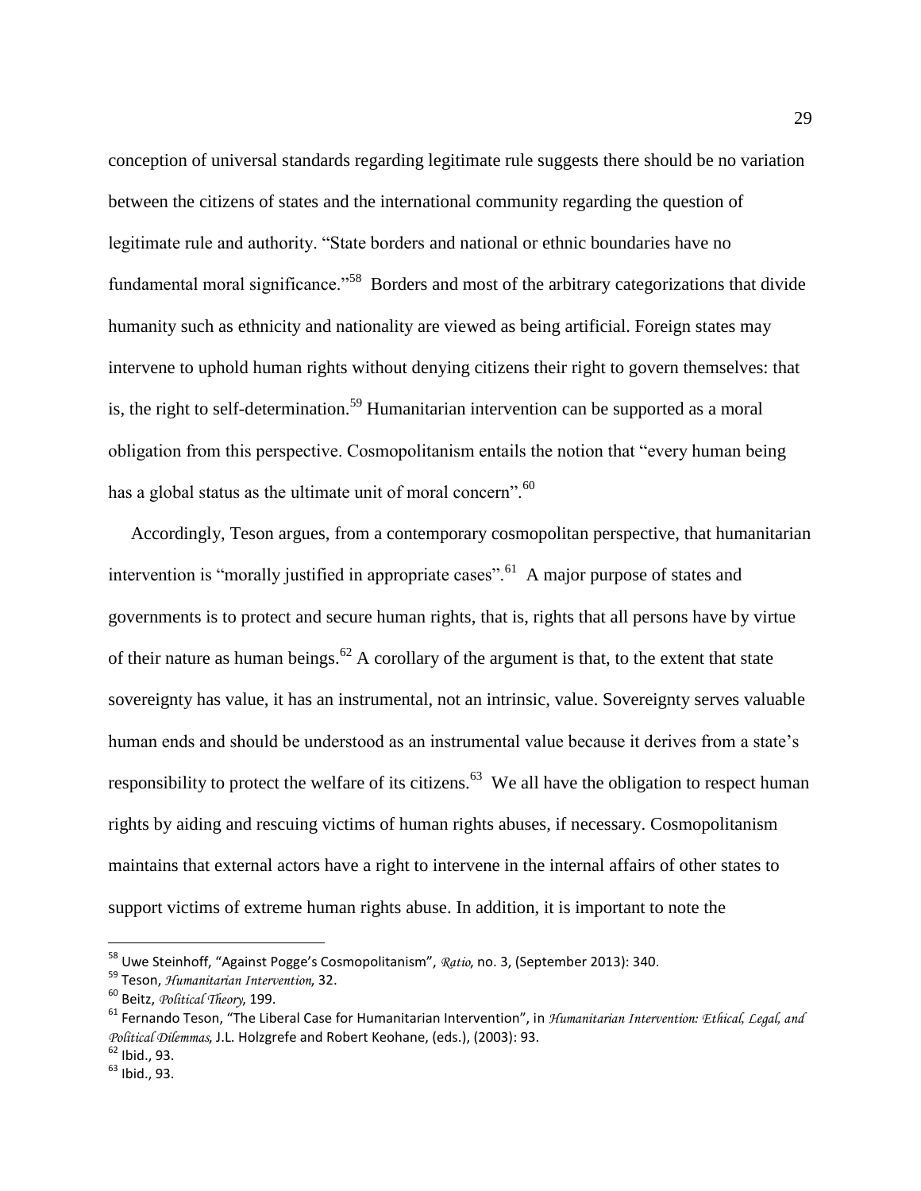conception of universal standards regarding legitimate rule suggests there should be no variation between the citizens of states and the international community regarding the question of legitimate rule and authority. "State borders and national or ethnic boundaries have no fundamental moral significance."[58] Borders and most of the arbitrary categorizations that divide humanity such as ethnicity and nationality are viewed as being artificial. Foreign states may intervene to uphold human rights without denying citizens their right to govern themselves: that is, the right to self-determination.[59] Humanitarian intervention can be supported as a moral obligation from this perspective. Cosmopolitanism entails the notion that "every human being has a global status as the ultimate unit of moral concern".[60]

Accordingly, Teson argues, from a contemporary cosmopolitan perspective, that humanitarian intervention is "morally justified in appropriate cases".[61] A major purpose of states and governments is to protect and secure human rights, that is, rights that all persons have by virtue of their nature as human beings.[62] A corollary of the argument is that, to the extent that state sovereignty has value, it has an instrumental, not an intrinsic, value. Sovereignty serves valuable human ends and should be understood as an instrumental value because it derives from a state's responsibility to protect the welfare of its citizens.[63] We all have the obligation to respect human rights by aiding and rescuing victims of human rights abuses, if necessary. Cosmopolitanism maintains that external actors have a right to intervene in the internal affairs of other states to support victims of extreme human rights abuse. In addition, it is important to note the

---

[58] Uwe Steinhoff, "Against Pogge's Cosmopolitanism", *Ratio*, no. 3, (September 2013): 340.

[59] Teson, *Humanitarian Intervention*, 32.

[60] Beitz, *Political Theory*, 199.

[61] Fernando Teson, "The Liberal Case for Humanitarian Intervention", in *Humanitarian Intervention: Ethical, Legal, and Political Dilemmas*, J.L. Holzgrefe and Robert Keohane, (eds.), (2003): 93.

[62] Ibid., 93.

[63] Ibid., 93.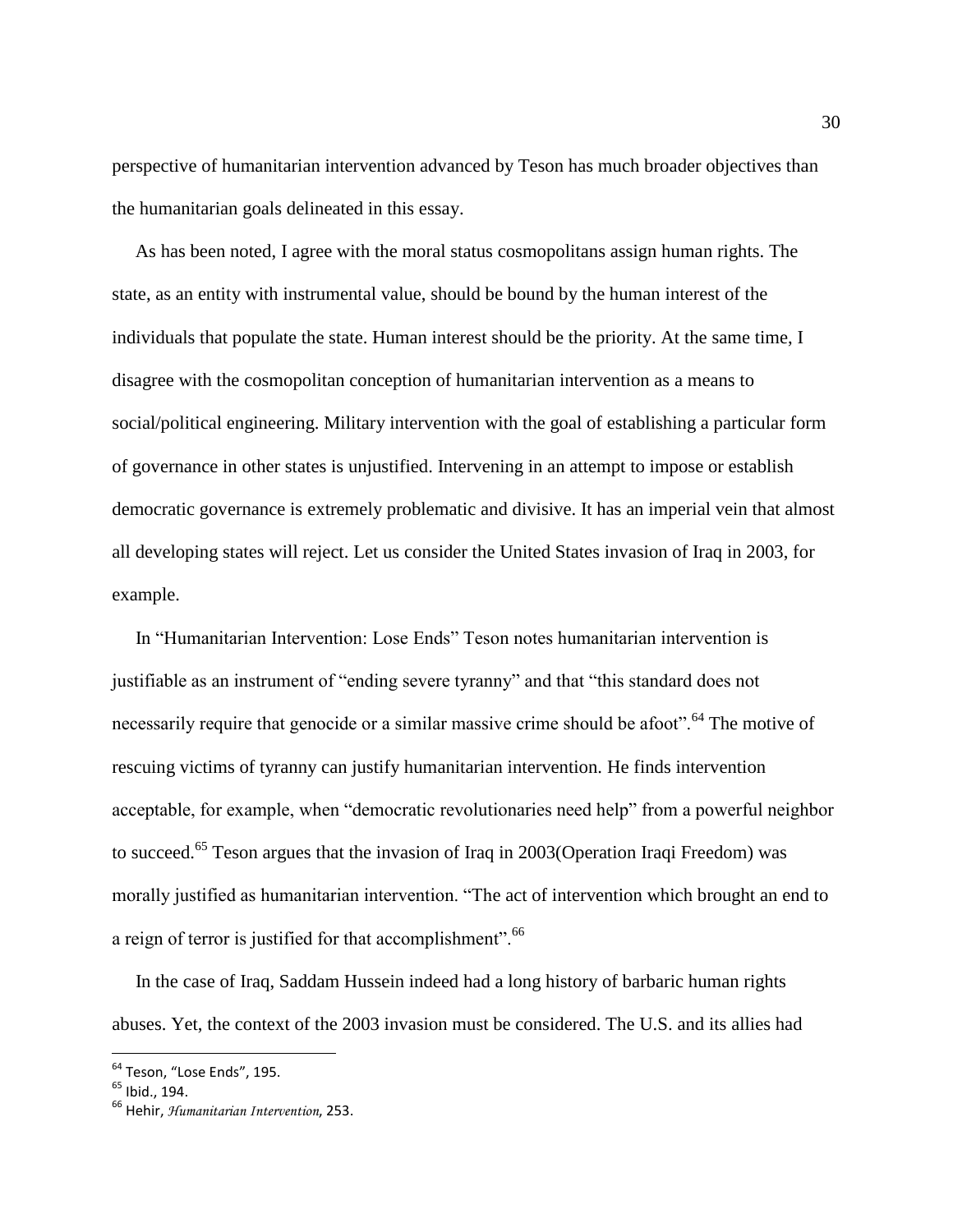perspective of humanitarian intervention advanced by Teson has much broader objectives than the humanitarian goals delineated in this essay.

As has been noted, I agree with the moral status cosmopolitans assign human rights. The state, as an entity with instrumental value, should be bound by the human interest of the individuals that populate the state. Human interest should be the priority. At the same time, I disagree with the cosmopolitan conception of humanitarian intervention as a means to social/political engineering. Military intervention with the goal of establishing a particular form of governance in other states is unjustified. Intervening in an attempt to impose or establish democratic governance is extremely problematic and divisive. It has an imperial vein that almost all developing states will reject. Let us consider the United States invasion of Iraq in 2003, for example.

In "Humanitarian Intervention: Lose Ends" Teson notes humanitarian intervention is justifiable as an instrument of "ending severe tyranny" and that "this standard does not necessarily require that genocide or a similar massive crime should be afoot".[64] The motive of rescuing victims of tyranny can justify humanitarian intervention. He finds intervention acceptable, for example, when "democratic revolutionaries need help" from a powerful neighbor to succeed.[65] Teson argues that the invasion of Iraq in 2003(Operation Iraqi Freedom) was morally justified as humanitarian intervention. "The act of intervention which brought an end to a reign of terror is justified for that accomplishment".[66]

In the case of Iraq, Saddam Hussein indeed had a long history of barbaric human rights abuses. Yet, the context of the 2003 invasion must be considered. The U.S. and its allies had

---

[64] Teson, "Lose Ends", 195.

[65] Ibid., 194.

[66] Hehir, *Humanitarian Intervention*, 253.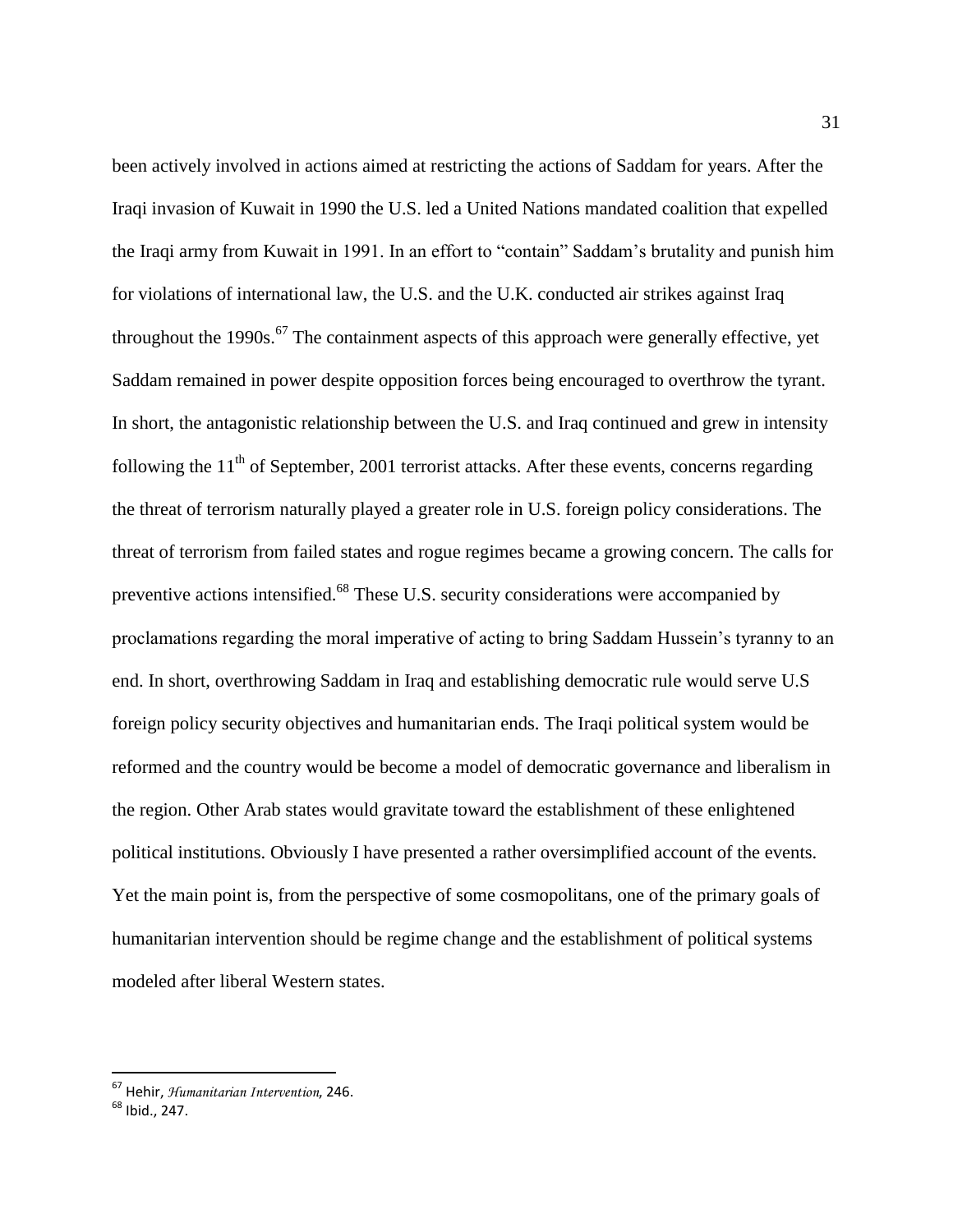been actively involved in actions aimed at restricting the actions of Saddam for years. After the Iraqi invasion of Kuwait in 1990 the U.S. led a United Nations mandated coalition that expelled the Iraqi army from Kuwait in 1991. In an effort to "contain" Saddam's brutality and punish him for violations of international law, the U.S. and the U.K. conducted air strikes against Iraq throughout the 1990s.[67] The containment aspects of this approach were generally effective, yet Saddam remained in power despite opposition forces being encouraged to overthrow the tyrant. In short, the antagonistic relationship between the U.S. and Iraq continued and grew in intensity following the 11th of September, 2001 terrorist attacks. After these events, concerns regarding the threat of terrorism naturally played a greater role in U.S. foreign policy considerations. The threat of terrorism from failed states and rogue regimes became a growing concern. The calls for preventive actions intensified.[68] These U.S. security considerations were accompanied by proclamations regarding the moral imperative of acting to bring Saddam Hussein's tyranny to an end. In short, overthrowing Saddam in Iraq and establishing democratic rule would serve U.S foreign policy security objectives and humanitarian ends. The Iraqi political system would be reformed and the country would be become a model of democratic governance and liberalism in the region. Other Arab states would gravitate toward the establishment of these enlightened political institutions. Obviously I have presented a rather oversimplified account of the events. Yet the main point is, from the perspective of some cosmopolitans, one of the primary goals of humanitarian intervention should be regime change and the establishment of political systems modeled after liberal Western states.

---

[67] Hehir, *Humanitarian Intervention,* 246.

[68] Ibid., 247.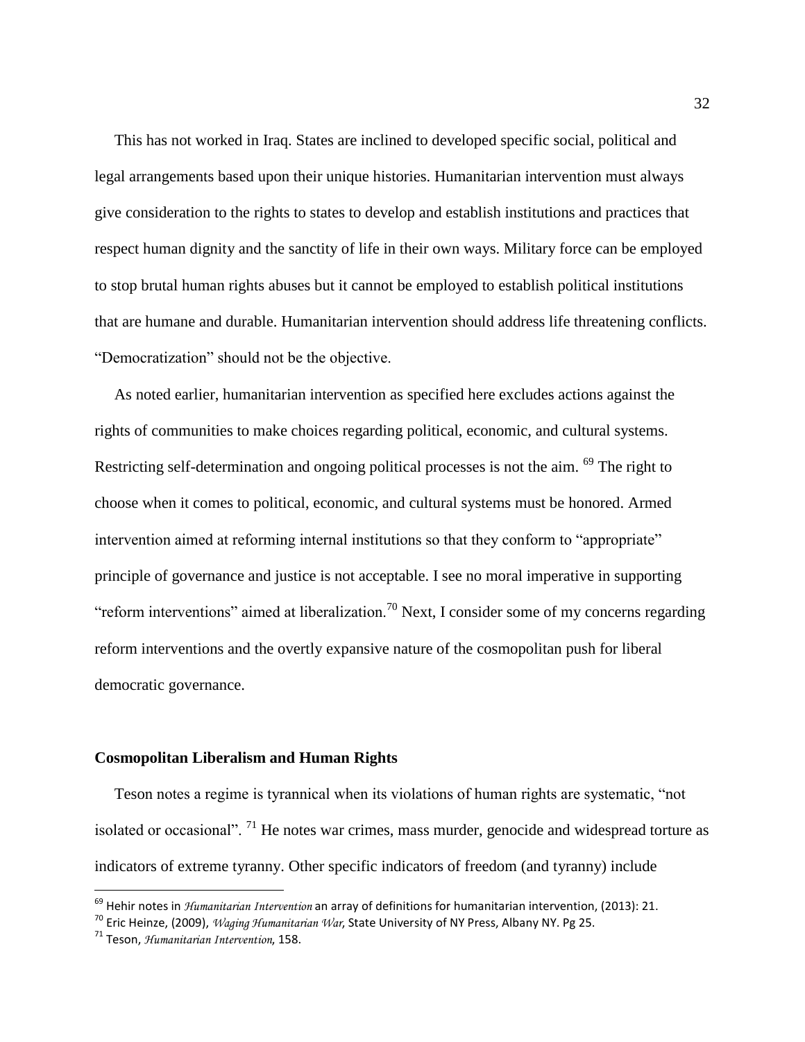This has not worked in Iraq. States are inclined to developed specific social, political and legal arrangements based upon their unique histories. Humanitarian intervention must always give consideration to the rights to states to develop and establish institutions and practices that respect human dignity and the sanctity of life in their own ways. Military force can be employed to stop brutal human rights abuses but it cannot be employed to establish political institutions that are humane and durable. Humanitarian intervention should address life threatening conflicts. "Democratization" should not be the objective.

As noted earlier, humanitarian intervention as specified here excludes actions against the rights of communities to make choices regarding political, economic, and cultural systems. Restricting self-determination and ongoing political processes is not the aim. [69] The right to choose when it comes to political, economic, and cultural systems must be honored. Armed intervention aimed at reforming internal institutions so that they conform to "appropriate" principle of governance and justice is not acceptable. I see no moral imperative in supporting "reform interventions" aimed at liberalization.[70] Next, I consider some of my concerns regarding reform interventions and the overtly expansive nature of the cosmopolitan push for liberal democratic governance.

**Cosmopolitan Liberalism and Human Rights**

Teson notes a regime is tyrannical when its violations of human rights are systematic, "not isolated or occasional". [71] He notes war crimes, mass murder, genocide and widespread torture as indicators of extreme tyranny. Other specific indicators of freedom (and tyranny) include

---

[69] Hehir notes in *Humanitarian Intervention* an array of definitions for humanitarian intervention, (2013): 21.

[70] Eric Heinze, (2009), *Waging Humanitarian War*, State University of NY Press, Albany NY. Pg 25.

[71] Teson, *Humanitarian Intervention*, 158.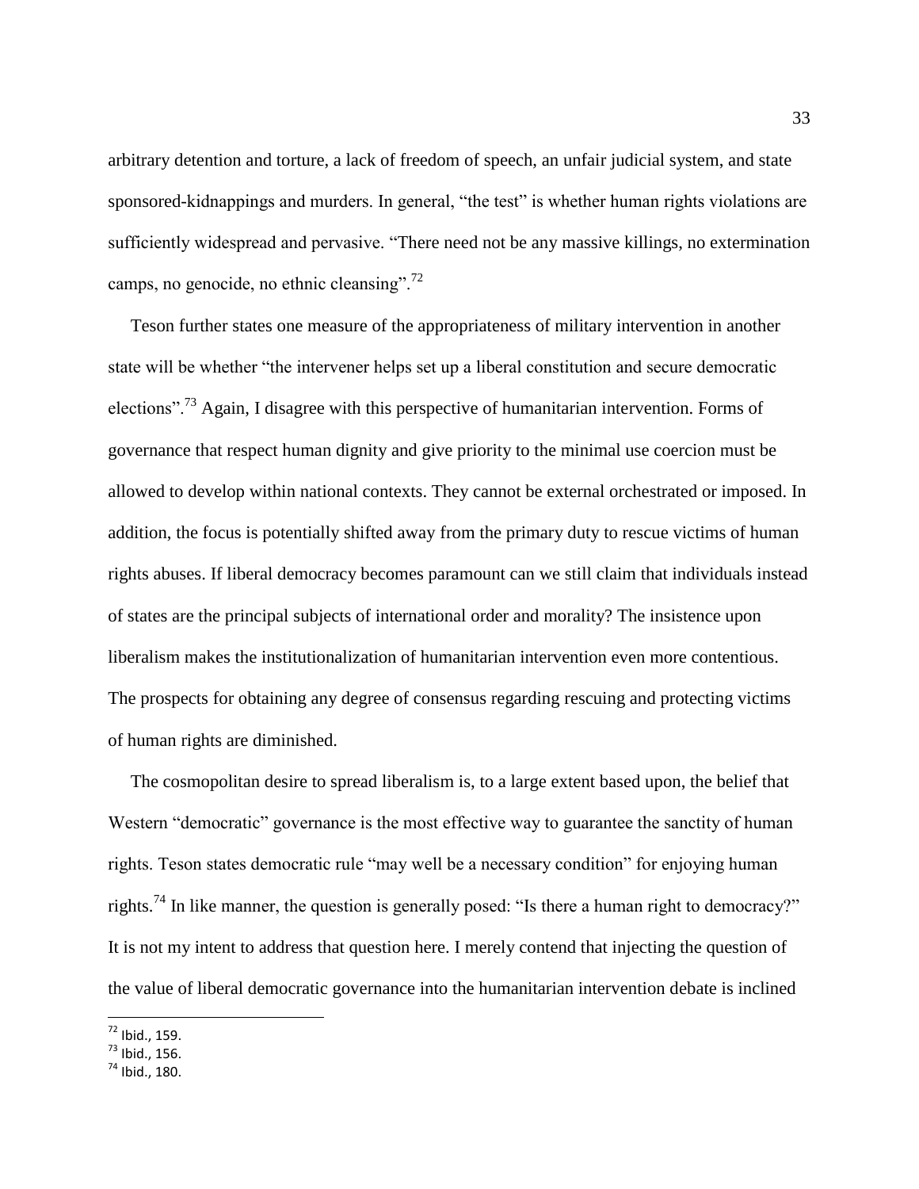arbitrary detention and torture, a lack of freedom of speech, an unfair judicial system, and state sponsored-kidnappings and murders. In general, "the test" is whether human rights violations are sufficiently widespread and pervasive. "There need not be any massive killings, no extermination camps, no genocide, no ethnic cleansing".[72]

Teson further states one measure of the appropriateness of military intervention in another state will be whether "the intervener helps set up a liberal constitution and secure democratic elections".[73] Again, I disagree with this perspective of humanitarian intervention. Forms of governance that respect human dignity and give priority to the minimal use coercion must be allowed to develop within national contexts. They cannot be external orchestrated or imposed. In addition, the focus is potentially shifted away from the primary duty to rescue victims of human rights abuses. If liberal democracy becomes paramount can we still claim that individuals instead of states are the principal subjects of international order and morality? The insistence upon liberalism makes the institutionalization of humanitarian intervention even more contentious. The prospects for obtaining any degree of consensus regarding rescuing and protecting victims of human rights are diminished.

The cosmopolitan desire to spread liberalism is, to a large extent based upon, the belief that Western "democratic" governance is the most effective way to guarantee the sanctity of human rights. Teson states democratic rule "may well be a necessary condition" for enjoying human rights.[74] In like manner, the question is generally posed: "Is there a human right to democracy?" It is not my intent to address that question here. I merely contend that injecting the question of the value of liberal democratic governance into the humanitarian intervention debate is inclined

[72] Ibid., 159.
[73] Ibid., 156.
[74] Ibid., 180.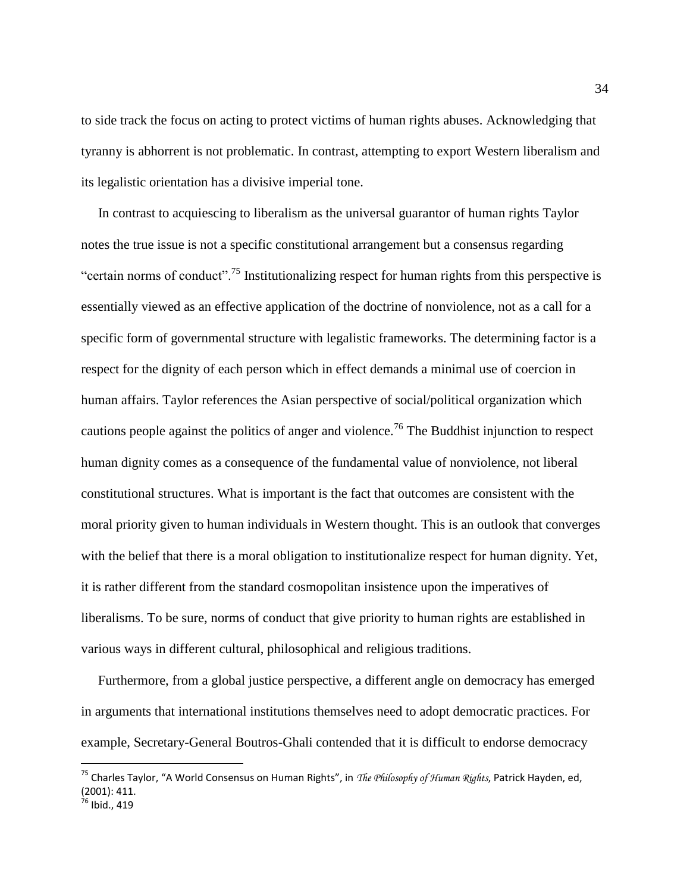to side track the focus on acting to protect victims of human rights abuses. Acknowledging that tyranny is abhorrent is not problematic. In contrast, attempting to export Western liberalism and its legalistic orientation has a divisive imperial tone.

In contrast to acquiescing to liberalism as the universal guarantor of human rights Taylor notes the true issue is not a specific constitutional arrangement but a consensus regarding "certain norms of conduct".[75] Institutionalizing respect for human rights from this perspective is essentially viewed as an effective application of the doctrine of nonviolence, not as a call for a specific form of governmental structure with legalistic frameworks. The determining factor is a respect for the dignity of each person which in effect demands a minimal use of coercion in human affairs. Taylor references the Asian perspective of social/political organization which cautions people against the politics of anger and violence.[76] The Buddhist injunction to respect human dignity comes as a consequence of the fundamental value of nonviolence, not liberal constitutional structures. What is important is the fact that outcomes are consistent with the moral priority given to human individuals in Western thought. This is an outlook that converges with the belief that there is a moral obligation to institutionalize respect for human dignity. Yet, it is rather different from the standard cosmopolitan insistence upon the imperatives of liberalisms. To be sure, norms of conduct that give priority to human rights are established in various ways in different cultural, philosophical and religious traditions.

Furthermore, from a global justice perspective, a different angle on democracy has emerged in arguments that international institutions themselves need to adopt democratic practices. For example, Secretary-General Boutros-Ghali contended that it is difficult to endorse democracy

---

[75] Charles Taylor, "A World Consensus on Human Rights", in *The Philosophy of Human Rights*, Patrick Hayden, ed, (2001): 411.

[76] Ibid., 419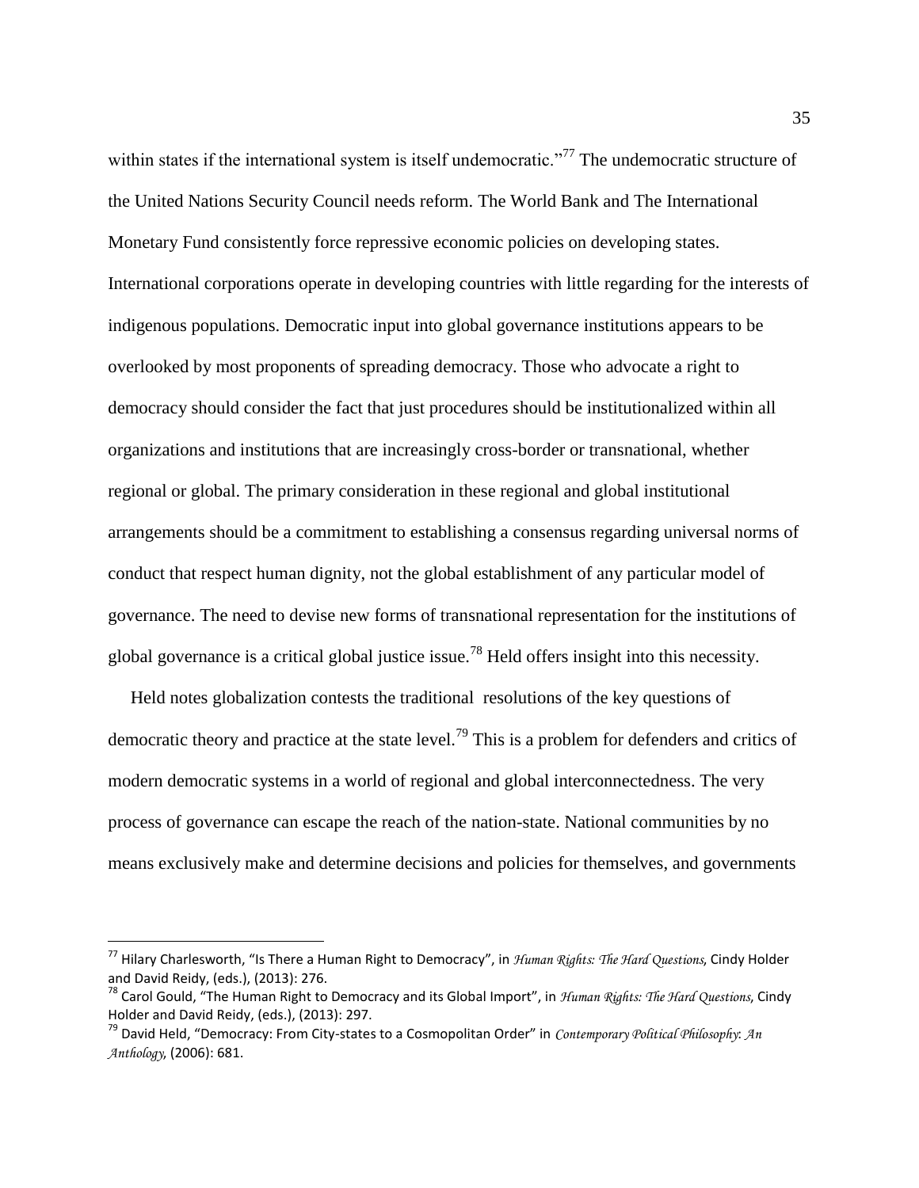within states if the international system is itself undemocratic."[77] The undemocratic structure of the United Nations Security Council needs reform. The World Bank and The International Monetary Fund consistently force repressive economic policies on developing states. International corporations operate in developing countries with little regarding for the interests of indigenous populations. Democratic input into global governance institutions appears to be overlooked by most proponents of spreading democracy. Those who advocate a right to democracy should consider the fact that just procedures should be institutionalized within all organizations and institutions that are increasingly cross-border or transnational, whether regional or global. The primary consideration in these regional and global institutional arrangements should be a commitment to establishing a consensus regarding universal norms of conduct that respect human dignity, not the global establishment of any particular model of governance. The need to devise new forms of transnational representation for the institutions of global governance is a critical global justice issue.[78] Held offers insight into this necessity.

Held notes globalization contests the traditional resolutions of the key questions of democratic theory and practice at the state level.[79] This is a problem for defenders and critics of modern democratic systems in a world of regional and global interconnectedness. The very process of governance can escape the reach of the nation-state. National communities by no means exclusively make and determine decisions and policies for themselves, and governments

---

[77] Hilary Charlesworth, "Is There a Human Right to Democracy", in *Human Rights: The Hard Questions*, Cindy Holder and David Reidy, (eds.), (2013): 276.

[78] Carol Gould, "The Human Right to Democracy and its Global Import", in *Human Rights: The Hard Questions*, Cindy Holder and David Reidy, (eds.), (2013): 297.

[79] David Held, "Democracy: From City-states to a Cosmopolitan Order" in *Contemporary Political Philosophy: An Anthology*, (2006): 681.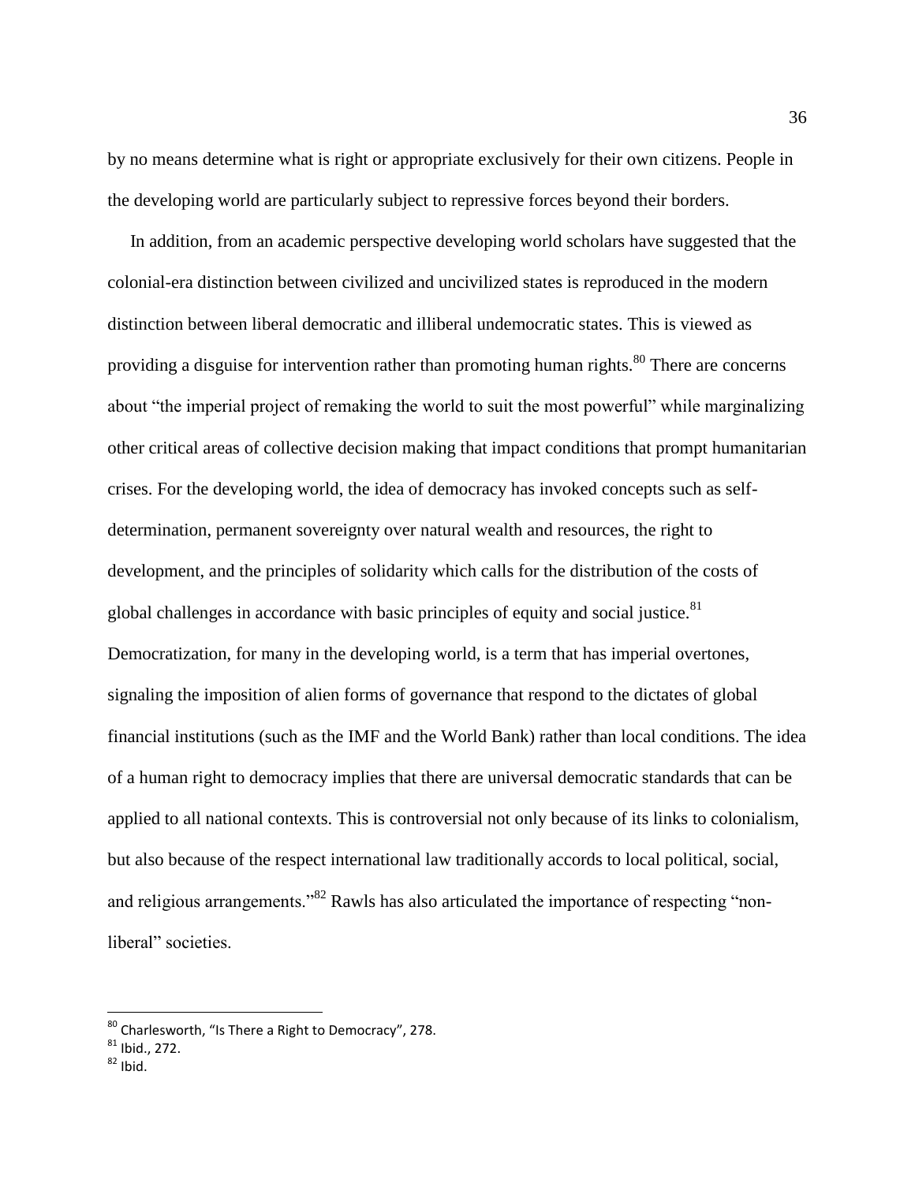by no means determine what is right or appropriate exclusively for their own citizens. People in the developing world are particularly subject to repressive forces beyond their borders.

In addition, from an academic perspective developing world scholars have suggested that the colonial-era distinction between civilized and uncivilized states is reproduced in the modern distinction between liberal democratic and illiberal undemocratic states. This is viewed as providing a disguise for intervention rather than promoting human rights.[80] There are concerns about "the imperial project of remaking the world to suit the most powerful" while marginalizing other critical areas of collective decision making that impact conditions that prompt humanitarian crises. For the developing world, the idea of democracy has invoked concepts such as self-determination, permanent sovereignty over natural wealth and resources, the right to development, and the principles of solidarity which calls for the distribution of the costs of global challenges in accordance with basic principles of equity and social justice.[81] Democratization, for many in the developing world, is a term that has imperial overtones, signaling the imposition of alien forms of governance that respond to the dictates of global financial institutions (such as the IMF and the World Bank) rather than local conditions. The idea of a human right to democracy implies that there are universal democratic standards that can be applied to all national contexts. This is controversial not only because of its links to colonialism, but also because of the respect international law traditionally accords to local political, social, and religious arrangements."[82] Rawls has also articulated the importance of respecting "non-liberal" societies.

---

[80] Charlesworth, "Is There a Right to Democracy", 278.

[81] Ibid., 272.

[82] Ibid.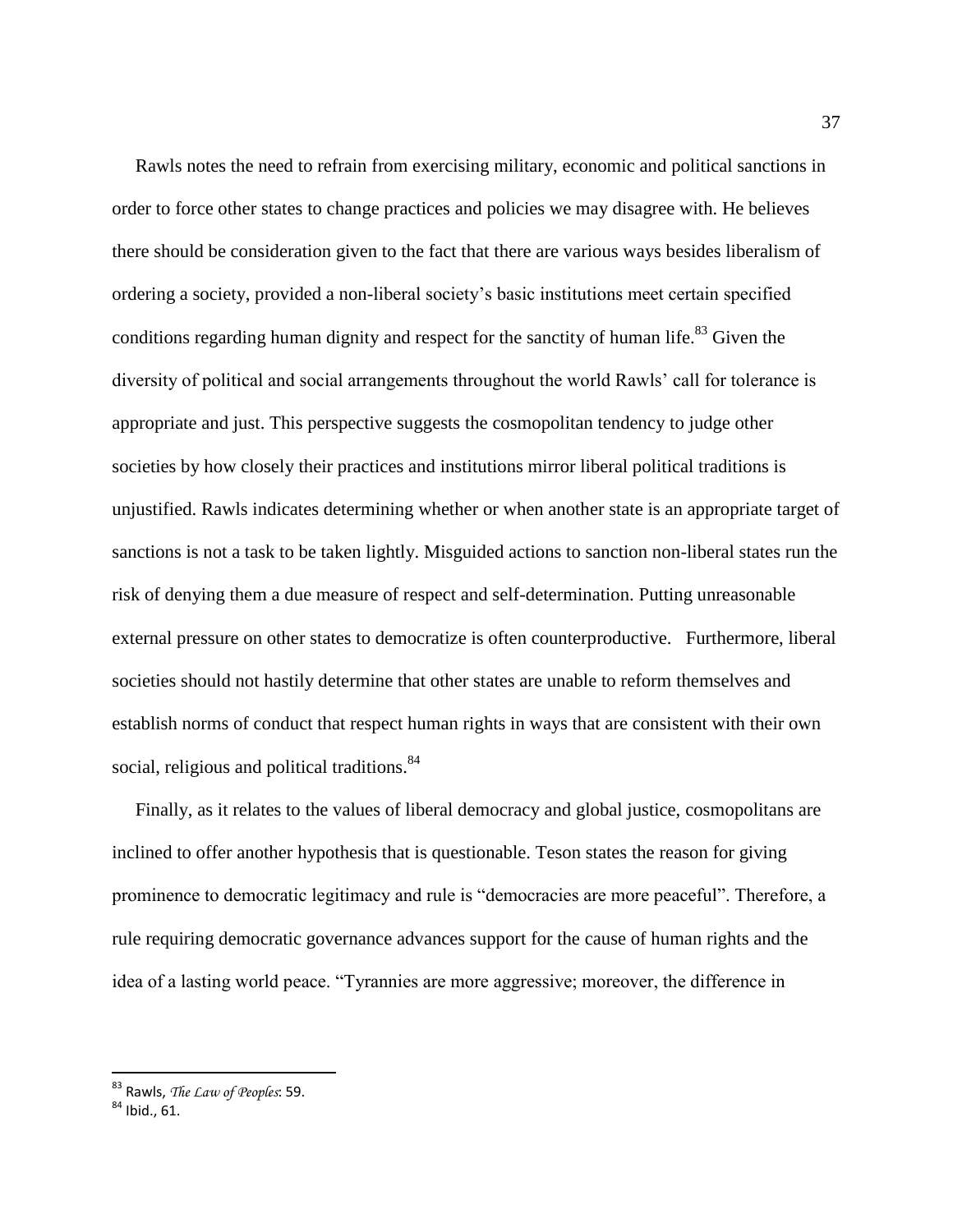Rawls notes the need to refrain from exercising military, economic and political sanctions in order to force other states to change practices and policies we may disagree with. He believes there should be consideration given to the fact that there are various ways besides liberalism of ordering a society, provided a non-liberal society's basic institutions meet certain specified conditions regarding human dignity and respect for the sanctity of human life.[83] Given the diversity of political and social arrangements throughout the world Rawls' call for tolerance is appropriate and just. This perspective suggests the cosmopolitan tendency to judge other societies by how closely their practices and institutions mirror liberal political traditions is unjustified. Rawls indicates determining whether or when another state is an appropriate target of sanctions is not a task to be taken lightly. Misguided actions to sanction non-liberal states run the risk of denying them a due measure of respect and self-determination. Putting unreasonable external pressure on other states to democratize is often counterproductive. Furthermore, liberal societies should not hastily determine that other states are unable to reform themselves and establish norms of conduct that respect human rights in ways that are consistent with their own social, religious and political traditions.[84]

Finally, as it relates to the values of liberal democracy and global justice, cosmopolitans are inclined to offer another hypothesis that is questionable. Teson states the reason for giving prominence to democratic legitimacy and rule is "democracies are more peaceful". Therefore, a rule requiring democratic governance advances support for the cause of human rights and the idea of a lasting world peace. "Tyrannies are more aggressive; moreover, the difference in

---

[83] Rawls, *The Law of Peoples*: 59.

[84] Ibid., 61.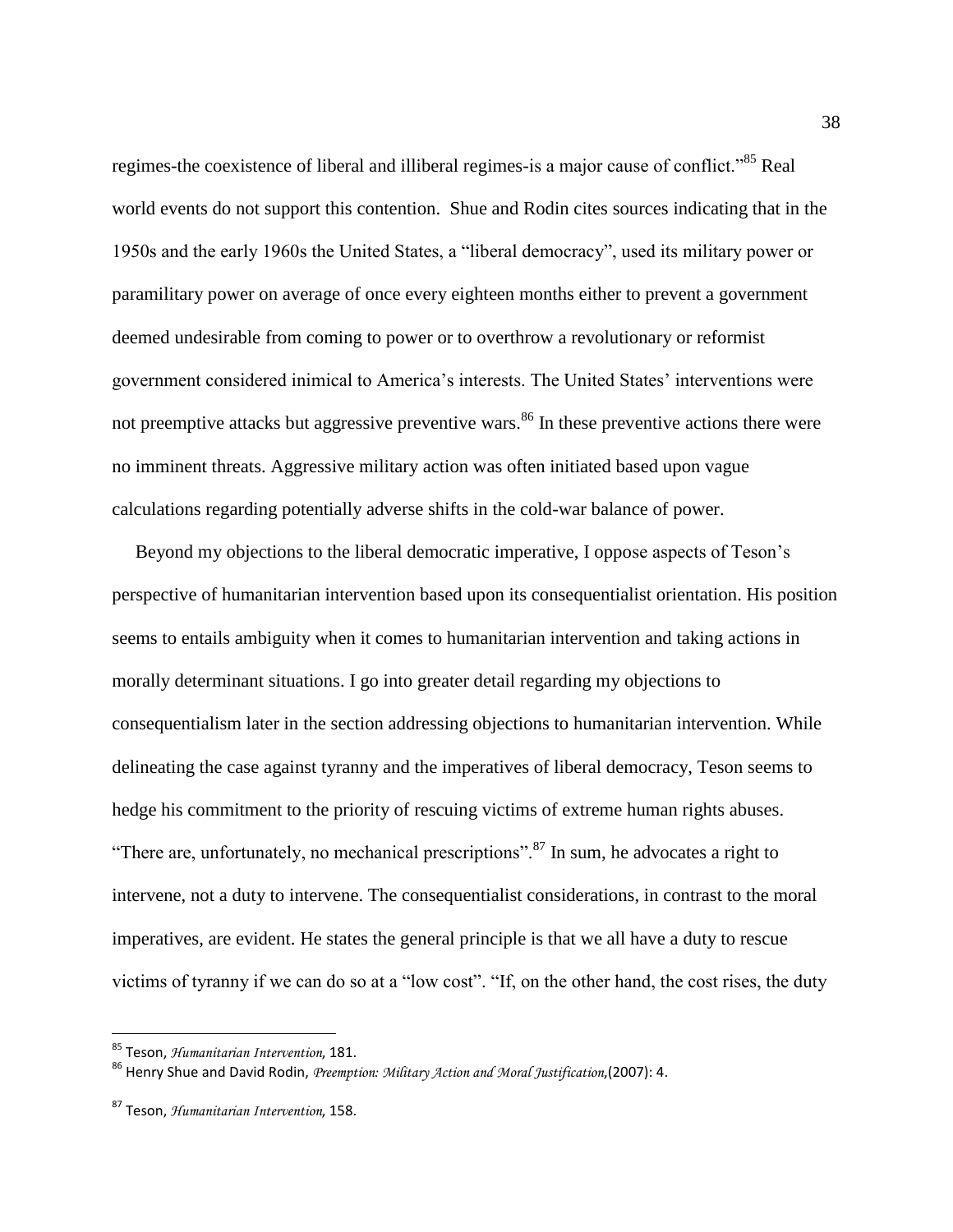regimes-the coexistence of liberal and illiberal regimes-is a major cause of conflict."[85] Real world events do not support this contention. Shue and Rodin cites sources indicating that in the 1950s and the early 1960s the United States, a "liberal democracy", used its military power or paramilitary power on average of once every eighteen months either to prevent a government deemed undesirable from coming to power or to overthrow a revolutionary or reformist government considered inimical to America's interests. The United States' interventions were not preemptive attacks but aggressive preventive wars.[86] In these preventive actions there were no imminent threats. Aggressive military action was often initiated based upon vague calculations regarding potentially adverse shifts in the cold-war balance of power.

Beyond my objections to the liberal democratic imperative, I oppose aspects of Teson's perspective of humanitarian intervention based upon its consequentialist orientation. His position seems to entails ambiguity when it comes to humanitarian intervention and taking actions in morally determinant situations. I go into greater detail regarding my objections to consequentialism later in the section addressing objections to humanitarian intervention. While delineating the case against tyranny and the imperatives of liberal democracy, Teson seems to hedge his commitment to the priority of rescuing victims of extreme human rights abuses. "There are, unfortunately, no mechanical prescriptions".[87] In sum, he advocates a right to intervene, not a duty to intervene. The consequentialist considerations, in contrast to the moral imperatives, are evident. He states the general principle is that we all have a duty to rescue victims of tyranny if we can do so at a "low cost". "If, on the other hand, the cost rises, the duty

---

[85] Teson, *Humanitarian Intervention*, 181.

[86] Henry Shue and David Rodin, *Preemption: Military Action and Moral Justification*,(2007): 4.

[87] Teson, *Humanitarian Intervention*, 158.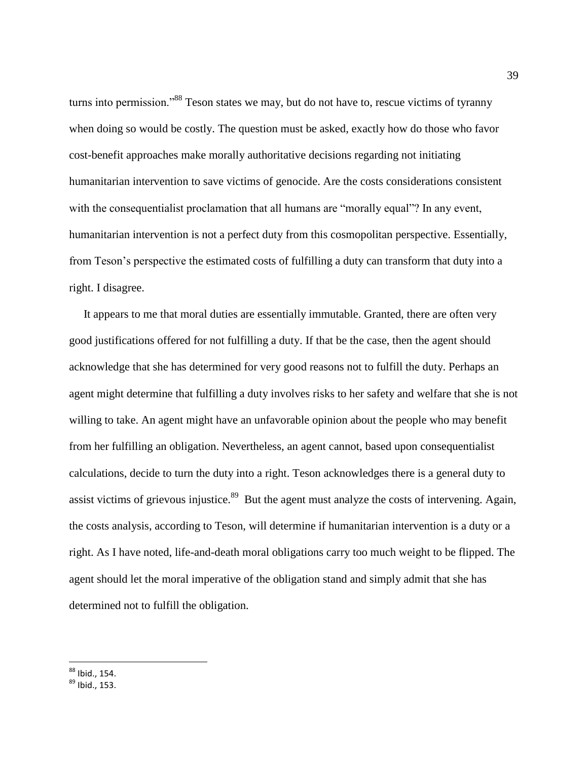turns into permission."[88] Teson states we may, but do not have to, rescue victims of tyranny when doing so would be costly. The question must be asked, exactly how do those who favor cost-benefit approaches make morally authoritative decisions regarding not initiating humanitarian intervention to save victims of genocide. Are the costs considerations consistent with the consequentialist proclamation that all humans are "morally equal"? In any event, humanitarian intervention is not a perfect duty from this cosmopolitan perspective. Essentially, from Teson's perspective the estimated costs of fulfilling a duty can transform that duty into a right. I disagree.

It appears to me that moral duties are essentially immutable. Granted, there are often very good justifications offered for not fulfilling a duty. If that be the case, then the agent should acknowledge that she has determined for very good reasons not to fulfill the duty. Perhaps an agent might determine that fulfilling a duty involves risks to her safety and welfare that she is not willing to take. An agent might have an unfavorable opinion about the people who may benefit from her fulfilling an obligation. Nevertheless, an agent cannot, based upon consequentialist calculations, decide to turn the duty into a right. Teson acknowledges there is a general duty to assist victims of grievous injustice.[89] But the agent must analyze the costs of intervening. Again, the costs analysis, according to Teson, will determine if humanitarian intervention is a duty or a right. As I have noted, life-and-death moral obligations carry too much weight to be flipped. The agent should let the moral imperative of the obligation stand and simply admit that she has determined not to fulfill the obligation.

---

[88] Ibid., 154.

[89] Ibid., 153.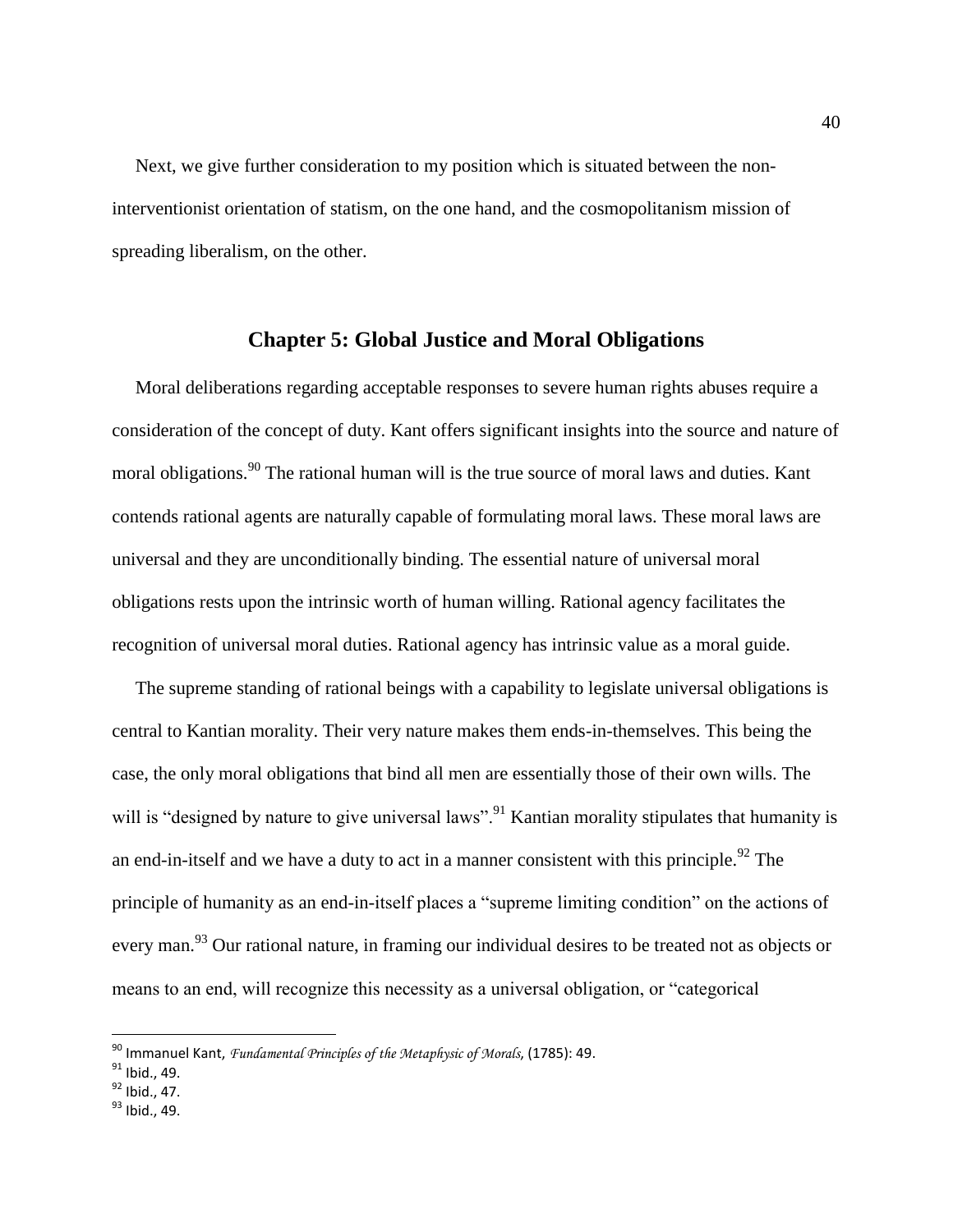Next, we give further consideration to my position which is situated between the non-interventionist orientation of statism, on the one hand, and the cosmopolitanism mission of spreading liberalism, on the other.

## Chapter 5: Global Justice and Moral Obligations

Moral deliberations regarding acceptable responses to severe human rights abuses require a consideration of the concept of duty. Kant offers significant insights into the source and nature of moral obligations.[90] The rational human will is the true source of moral laws and duties. Kant contends rational agents are naturally capable of formulating moral laws. These moral laws are universal and they are unconditionally binding. The essential nature of universal moral obligations rests upon the intrinsic worth of human willing. Rational agency facilitates the recognition of universal moral duties. Rational agency has intrinsic value as a moral guide.

The supreme standing of rational beings with a capability to legislate universal obligations is central to Kantian morality. Their very nature makes them ends-in-themselves. This being the case, the only moral obligations that bind all men are essentially those of their own wills. The will is "designed by nature to give universal laws".[91] Kantian morality stipulates that humanity is an end-in-itself and we have a duty to act in a manner consistent with this principle.[92] The principle of humanity as an end-in-itself places a "supreme limiting condition" on the actions of every man.[93] Our rational nature, in framing our individual desires to be treated not as objects or means to an end, will recognize this necessity as a universal obligation, or "categorical

---

[90] Immanuel Kant, *Fundamental Principles of the Metaphysic of Morals*, (1785): 49.

[91] Ibid., 49.

[92] Ibid., 47.

[93] Ibid., 49.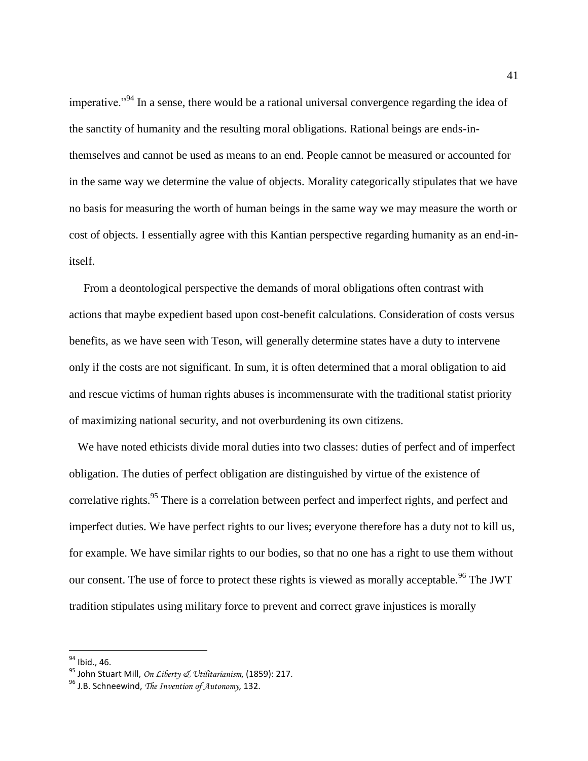imperative."[94] In a sense, there would be a rational universal convergence regarding the idea of the sanctity of humanity and the resulting moral obligations. Rational beings are ends-in-themselves and cannot be used as means to an end. People cannot be measured or accounted for in the same way we determine the value of objects. Morality categorically stipulates that we have no basis for measuring the worth of human beings in the same way we may measure the worth or cost of objects. I essentially agree with this Kantian perspective regarding humanity as an end-in-itself.

From a deontological perspective the demands of moral obligations often contrast with actions that maybe expedient based upon cost-benefit calculations. Consideration of costs versus benefits, as we have seen with Teson, will generally determine states have a duty to intervene only if the costs are not significant. In sum, it is often determined that a moral obligation to aid and rescue victims of human rights abuses is incommensurate with the traditional statist priority of maximizing national security, and not overburdening its own citizens.

We have noted ethicists divide moral duties into two classes: duties of perfect and of imperfect obligation. The duties of perfect obligation are distinguished by virtue of the existence of correlative rights.[95] There is a correlation between perfect and imperfect rights, and perfect and imperfect duties. We have perfect rights to our lives; everyone therefore has a duty not to kill us, for example. We have similar rights to our bodies, so that no one has a right to use them without our consent. The use of force to protect these rights is viewed as morally acceptable.[96] The JWT tradition stipulates using military force to prevent and correct grave injustices is morally

---

[94] Ibid., 46.

[95] John Stuart Mill, *On Liberty & Utilitarianism*, (1859): 217.

[96] J.B. Schneewind, *The Invention of Autonomy*, 132.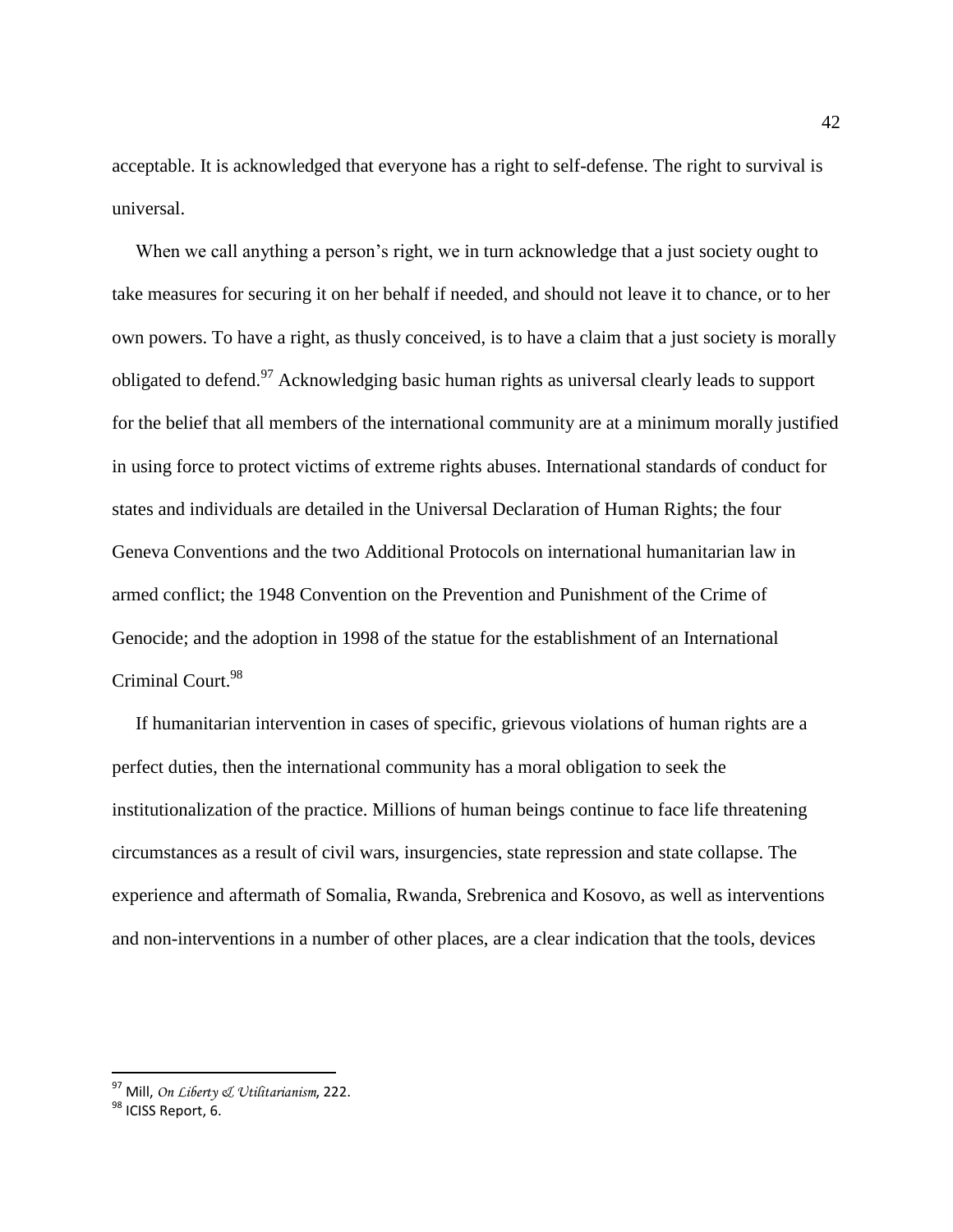acceptable. It is acknowledged that everyone has a right to self-defense. The right to survival is universal.

When we call anything a person's right, we in turn acknowledge that a just society ought to take measures for securing it on her behalf if needed, and should not leave it to chance, or to her own powers. To have a right, as thusly conceived, is to have a claim that a just society is morally obligated to defend.[97] Acknowledging basic human rights as universal clearly leads to support for the belief that all members of the international community are at a minimum morally justified in using force to protect victims of extreme rights abuses. International standards of conduct for states and individuals are detailed in the Universal Declaration of Human Rights; the four Geneva Conventions and the two Additional Protocols on international humanitarian law in armed conflict; the 1948 Convention on the Prevention and Punishment of the Crime of Genocide; and the adoption in 1998 of the statue for the establishment of an International Criminal Court.[98]

If humanitarian intervention in cases of specific, grievous violations of human rights are a perfect duties, then the international community has a moral obligation to seek the institutionalization of the practice. Millions of human beings continue to face life threatening circumstances as a result of civil wars, insurgencies, state repression and state collapse. The experience and aftermath of Somalia, Rwanda, Srebrenica and Kosovo, as well as interventions and non-interventions in a number of other places, are a clear indication that the tools, devices

---

[97] Mill, *On Liberty & Utilitarianism,* 222.

[98] ICISS Report, 6.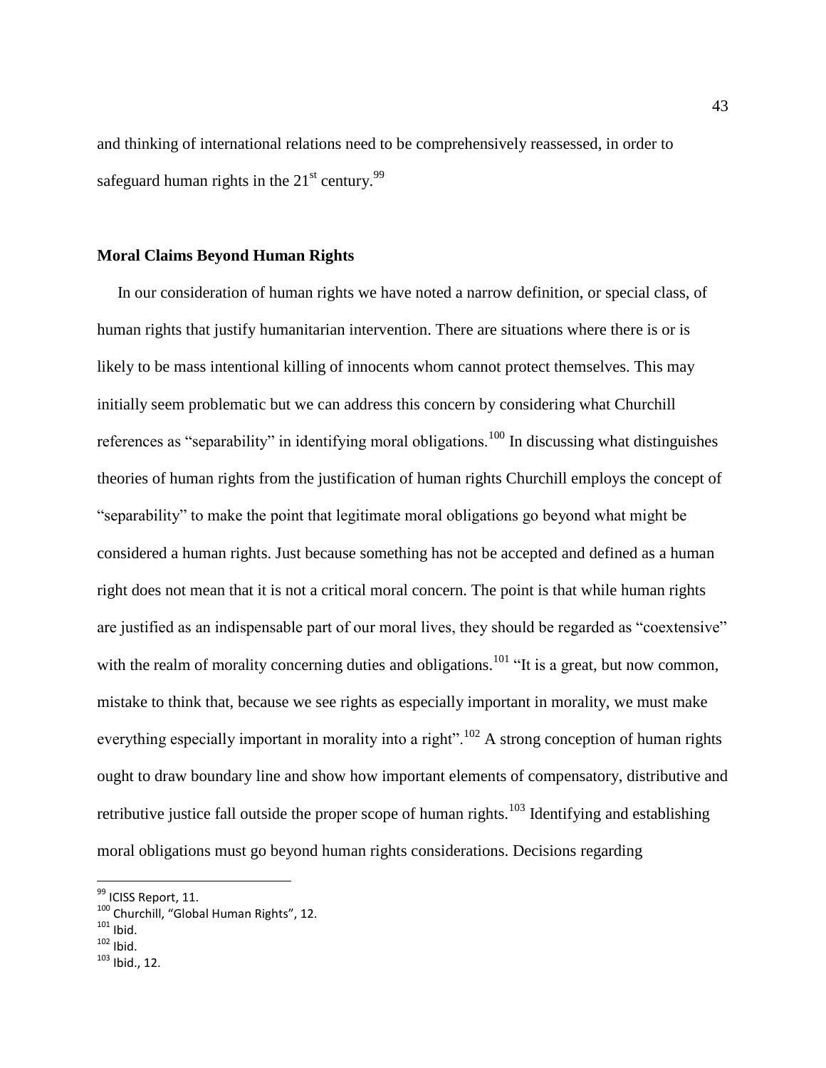and thinking of international relations need to be comprehensively reassessed, in order to safeguard human rights in the 21st century.[99]

## Moral Claims Beyond Human Rights

In our consideration of human rights we have noted a narrow definition, or special class, of human rights that justify humanitarian intervention. There are situations where there is or is likely to be mass intentional killing of innocents whom cannot protect themselves. This may initially seem problematic but we can address this concern by considering what Churchill references as "separability" in identifying moral obligations.[100] In discussing what distinguishes theories of human rights from the justification of human rights Churchill employs the concept of "separability" to make the point that legitimate moral obligations go beyond what might be considered a human rights. Just because something has not be accepted and defined as a human right does not mean that it is not a critical moral concern. The point is that while human rights are justified as an indispensable part of our moral lives, they should be regarded as "coextensive" with the realm of morality concerning duties and obligations.[101] "It is a great, but now common, mistake to think that, because we see rights as especially important in morality, we must make everything especially important in morality into a right".[102] A strong conception of human rights ought to draw boundary line and show how important elements of compensatory, distributive and retributive justice fall outside the proper scope of human rights.[103] Identifying and establishing moral obligations must go beyond human rights considerations. Decisions regarding

---

[99] ICISS Report, 11.

[100] Churchill, "Global Human Rights", 12.

[101] Ibid.

[102] Ibid.

[103] Ibid., 12.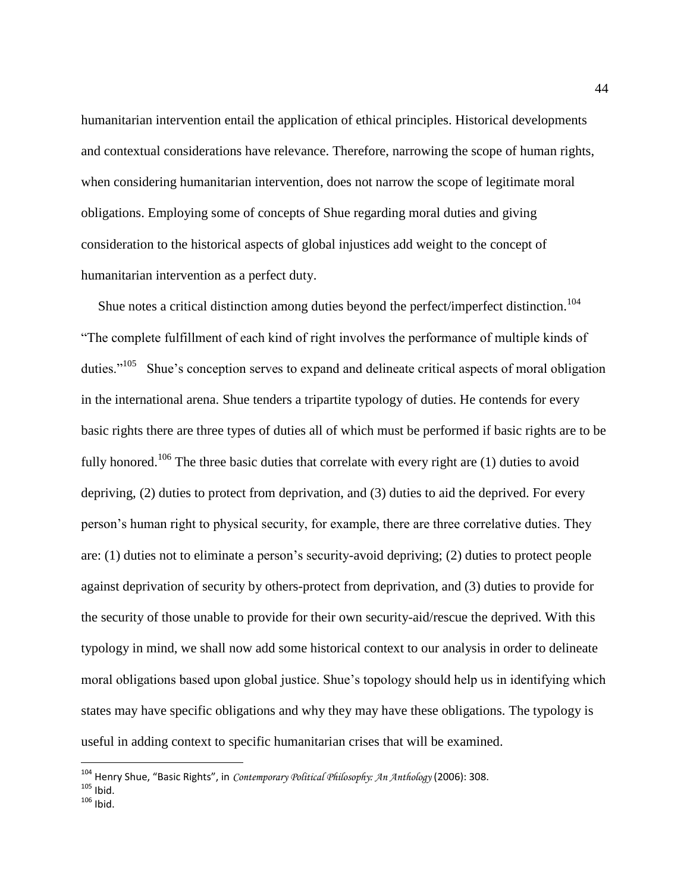humanitarian intervention entail the application of ethical principles. Historical developments and contextual considerations have relevance. Therefore, narrowing the scope of human rights, when considering humanitarian intervention, does not narrow the scope of legitimate moral obligations. Employing some of concepts of Shue regarding moral duties and giving consideration to the historical aspects of global injustices add weight to the concept of humanitarian intervention as a perfect duty.

Shue notes a critical distinction among duties beyond the perfect/imperfect distinction.[104] "The complete fulfillment of each kind of right involves the performance of multiple kinds of duties."[105] Shue's conception serves to expand and delineate critical aspects of moral obligation in the international arena. Shue tenders a tripartite typology of duties. He contends for every basic rights there are three types of duties all of which must be performed if basic rights are to be fully honored.[106] The three basic duties that correlate with every right are (1) duties to avoid depriving, (2) duties to protect from deprivation, and (3) duties to aid the deprived. For every person's human right to physical security, for example, there are three correlative duties. They are: (1) duties not to eliminate a person's security-avoid depriving; (2) duties to protect people against deprivation of security by others-protect from deprivation, and (3) duties to provide for the security of those unable to provide for their own security-aid/rescue the deprived. With this typology in mind, we shall now add some historical context to our analysis in order to delineate moral obligations based upon global justice. Shue's topology should help us in identifying which states may have specific obligations and why they may have these obligations. The typology is useful in adding context to specific humanitarian crises that will be examined.

---

[104] Henry Shue, "Basic Rights", in *Contemporary Political Philosophy: An Anthology* (2006): 308.

[105] Ibid.

[106] Ibid.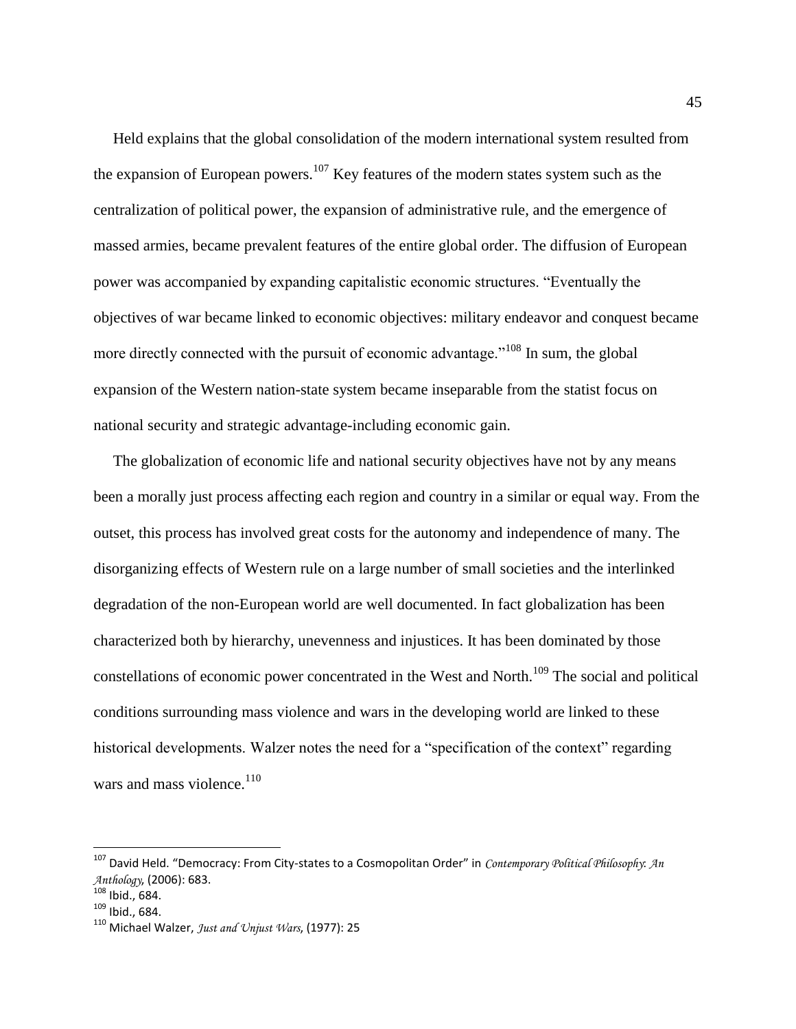Held explains that the global consolidation of the modern international system resulted from the expansion of European powers.[107] Key features of the modern states system such as the centralization of political power, the expansion of administrative rule, and the emergence of massed armies, became prevalent features of the entire global order. The diffusion of European power was accompanied by expanding capitalistic economic structures. "Eventually the objectives of war became linked to economic objectives: military endeavor and conquest became more directly connected with the pursuit of economic advantage."[108] In sum, the global expansion of the Western nation-state system became inseparable from the statist focus on national security and strategic advantage-including economic gain.

The globalization of economic life and national security objectives have not by any means been a morally just process affecting each region and country in a similar or equal way. From the outset, this process has involved great costs for the autonomy and independence of many. The disorganizing effects of Western rule on a large number of small societies and the interlinked degradation of the non-European world are well documented. In fact globalization has been characterized both by hierarchy, unevenness and injustices. It has been dominated by those constellations of economic power concentrated in the West and North.[109] The social and political conditions surrounding mass violence and wars in the developing world are linked to these historical developments. Walzer notes the need for a "specification of the context" regarding wars and mass violence.[110]

---

[107] David Held. "Democracy: From City-states to a Cosmopolitan Order" in *Contemporary Political Philosophy: An Anthology*, (2006): 683.

[108] Ibid., 684.

[109] Ibid., 684.

[110] Michael Walzer, *Just and Unjust Wars*, (1977): 25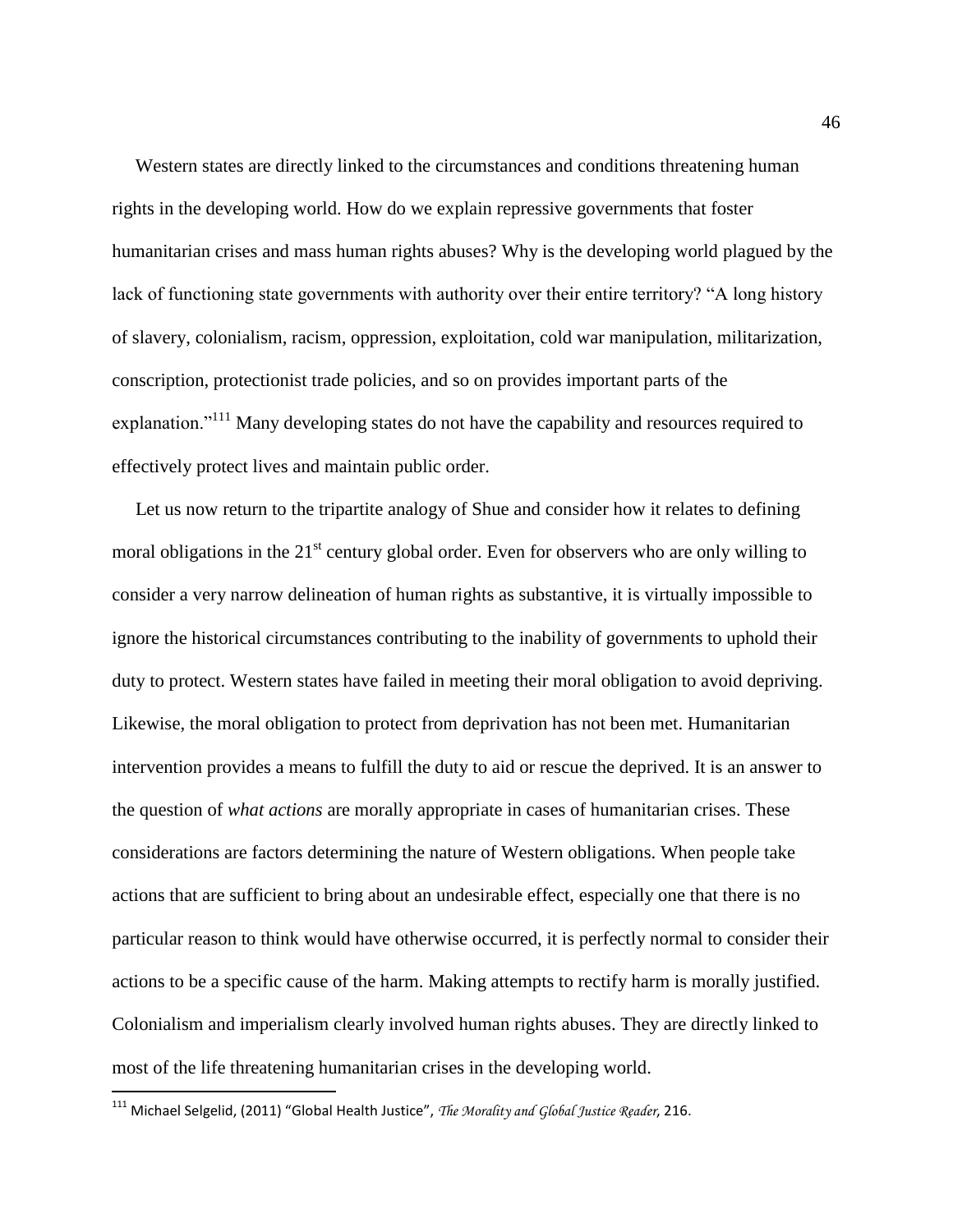Western states are directly linked to the circumstances and conditions threatening human rights in the developing world. How do we explain repressive governments that foster humanitarian crises and mass human rights abuses? Why is the developing world plagued by the lack of functioning state governments with authority over their entire territory? "A long history of slavery, colonialism, racism, oppression, exploitation, cold war manipulation, militarization, conscription, protectionist trade policies, and so on provides important parts of the explanation."[111] Many developing states do not have the capability and resources required to effectively protect lives and maintain public order.

Let us now return to the tripartite analogy of Shue and consider how it relates to defining moral obligations in the 21st century global order. Even for observers who are only willing to consider a very narrow delineation of human rights as substantive, it is virtually impossible to ignore the historical circumstances contributing to the inability of governments to uphold their duty to protect. Western states have failed in meeting their moral obligation to avoid depriving. Likewise, the moral obligation to protect from deprivation has not been met. Humanitarian intervention provides a means to fulfill the duty to aid or rescue the deprived. It is an answer to the question of *what actions* are morally appropriate in cases of humanitarian crises. These considerations are factors determining the nature of Western obligations. When people take actions that are sufficient to bring about an undesirable effect, especially one that there is no particular reason to think would have otherwise occurred, it is perfectly normal to consider their actions to be a specific cause of the harm. Making attempts to rectify harm is morally justified. Colonialism and imperialism clearly involved human rights abuses. They are directly linked to most of the life threatening humanitarian crises in the developing world.

---

[111] Michael Selgelid, (2011) "Global Health Justice", *The Morality and Global Justice Reader*, 216.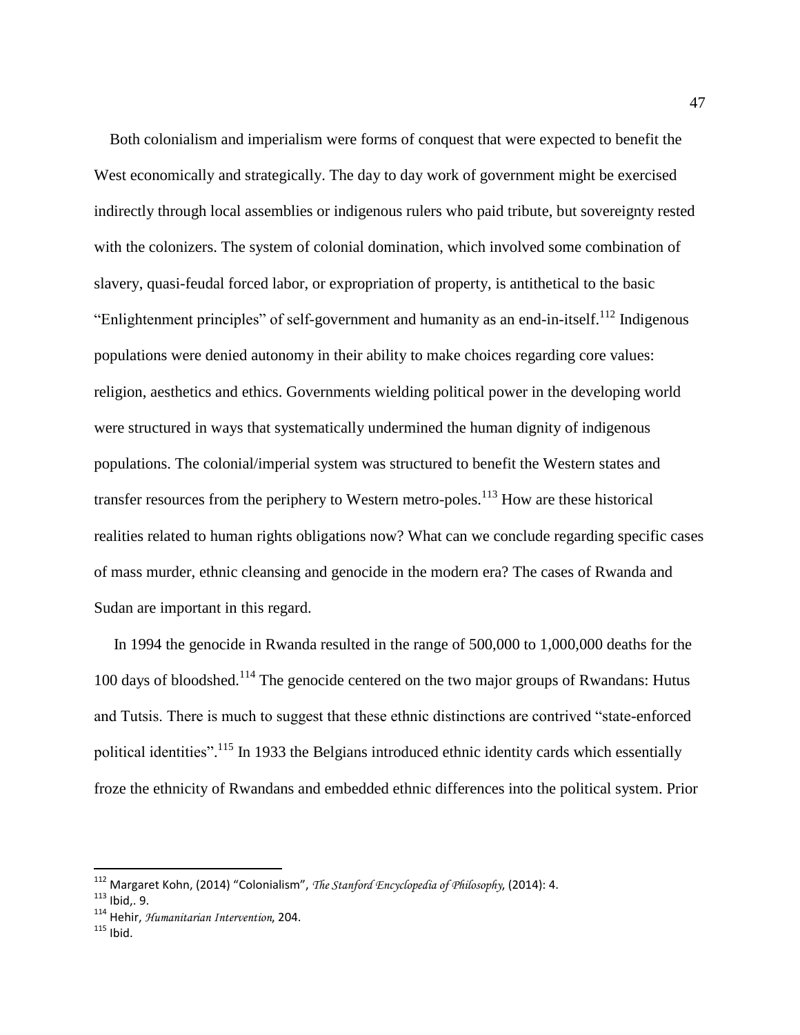Both colonialism and imperialism were forms of conquest that were expected to benefit the West economically and strategically. The day to day work of government might be exercised indirectly through local assemblies or indigenous rulers who paid tribute, but sovereignty rested with the colonizers. The system of colonial domination, which involved some combination of slavery, quasi-feudal forced labor, or expropriation of property, is antithetical to the basic "Enlightenment principles" of self-government and humanity as an end-in-itself.[112] Indigenous populations were denied autonomy in their ability to make choices regarding core values: religion, aesthetics and ethics. Governments wielding political power in the developing world were structured in ways that systematically undermined the human dignity of indigenous populations. The colonial/imperial system was structured to benefit the Western states and transfer resources from the periphery to Western metro-poles.[113] How are these historical realities related to human rights obligations now? What can we conclude regarding specific cases of mass murder, ethnic cleansing and genocide in the modern era? The cases of Rwanda and Sudan are important in this regard.

In 1994 the genocide in Rwanda resulted in the range of 500,000 to 1,000,000 deaths for the 100 days of bloodshed.[114] The genocide centered on the two major groups of Rwandans: Hutus and Tutsis. There is much to suggest that these ethnic distinctions are contrived "state-enforced political identities".[115] In 1933 the Belgians introduced ethnic identity cards which essentially froze the ethnicity of Rwandans and embedded ethnic differences into the political system. Prior

---

[112] Margaret Kohn, (2014) "Colonialism", *The Stanford Encyclopedia of Philosophy*, (2014): 4.

[113] Ibid,. 9.

[114] Hehir, *Humanitarian Intervention*, 204.

[115] Ibid.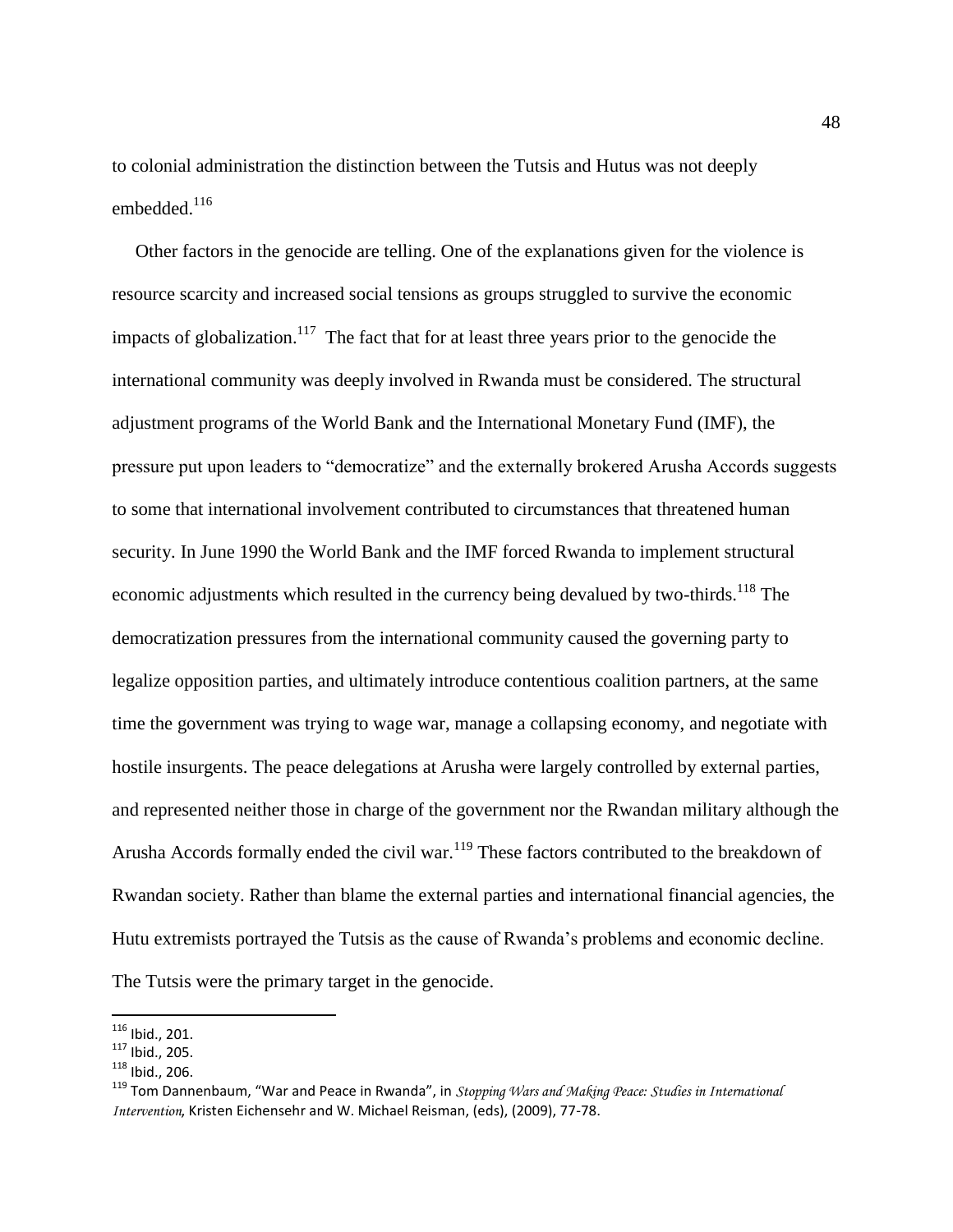to colonial administration the distinction between the Tutsis and Hutus was not deeply embedded.[116]

Other factors in the genocide are telling. One of the explanations given for the violence is resource scarcity and increased social tensions as groups struggled to survive the economic impacts of globalization.[117] The fact that for at least three years prior to the genocide the international community was deeply involved in Rwanda must be considered. The structural adjustment programs of the World Bank and the International Monetary Fund (IMF), the pressure put upon leaders to "democratize" and the externally brokered Arusha Accords suggests to some that international involvement contributed to circumstances that threatened human security. In June 1990 the World Bank and the IMF forced Rwanda to implement structural economic adjustments which resulted in the currency being devalued by two-thirds.[118] The democratization pressures from the international community caused the governing party to legalize opposition parties, and ultimately introduce contentious coalition partners, at the same time the government was trying to wage war, manage a collapsing economy, and negotiate with hostile insurgents. The peace delegations at Arusha were largely controlled by external parties, and represented neither those in charge of the government nor the Rwandan military although the Arusha Accords formally ended the civil war.[119] These factors contributed to the breakdown of Rwandan society. Rather than blame the external parties and international financial agencies, the Hutu extremists portrayed the Tutsis as the cause of Rwanda's problems and economic decline. The Tutsis were the primary target in the genocide.

---

[116] Ibid., 201.

[117] Ibid., 205.

[118] Ibid., 206.

[119] Tom Dannenbaum, "War and Peace in Rwanda", in *Stopping Wars and Making Peace: Studies in International Intervention*, Kristen Eichensehr and W. Michael Reisman, (eds), (2009), 77-78.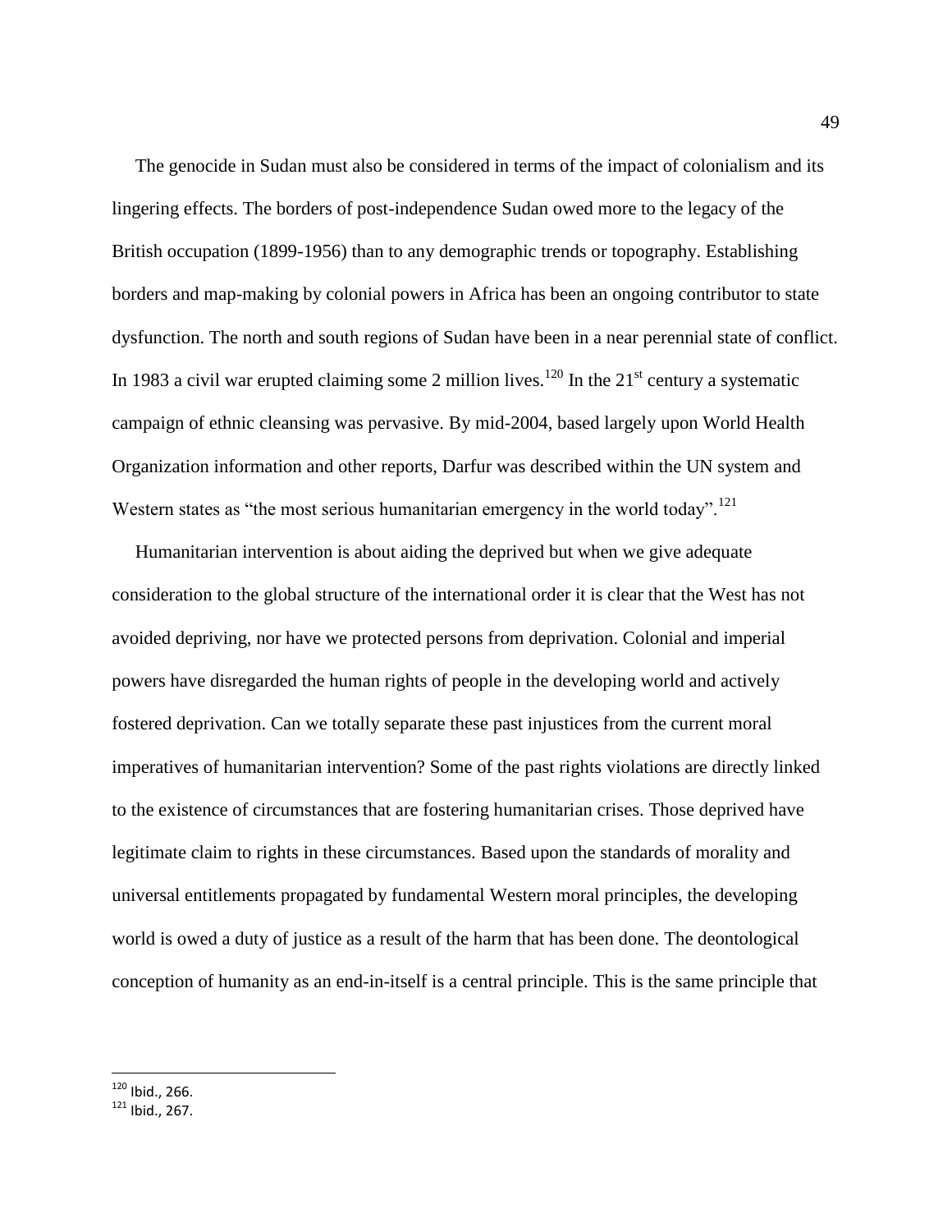The genocide in Sudan must also be considered in terms of the impact of colonialism and its lingering effects. The borders of post-independence Sudan owed more to the legacy of the British occupation (1899-1956) than to any demographic trends or topography. Establishing borders and map-making by colonial powers in Africa has been an ongoing contributor to state dysfunction. The north and south regions of Sudan have been in a near perennial state of conflict. In 1983 a civil war erupted claiming some 2 million lives.[120] In the 21st century a systematic campaign of ethnic cleansing was pervasive. By mid-2004, based largely upon World Health Organization information and other reports, Darfur was described within the UN system and Western states as "the most serious humanitarian emergency in the world today".[121]

Humanitarian intervention is about aiding the deprived but when we give adequate consideration to the global structure of the international order it is clear that the West has not avoided depriving, nor have we protected persons from deprivation. Colonial and imperial powers have disregarded the human rights of people in the developing world and actively fostered deprivation. Can we totally separate these past injustices from the current moral imperatives of humanitarian intervention? Some of the past rights violations are directly linked to the existence of circumstances that are fostering humanitarian crises. Those deprived have legitimate claim to rights in these circumstances. Based upon the standards of morality and universal entitlements propagated by fundamental Western moral principles, the developing world is owed a duty of justice as a result of the harm that has been done. The deontological conception of humanity as an end-in-itself is a central principle. This is the same principle that

---

[120] Ibid., 266.

[121] Ibid., 267.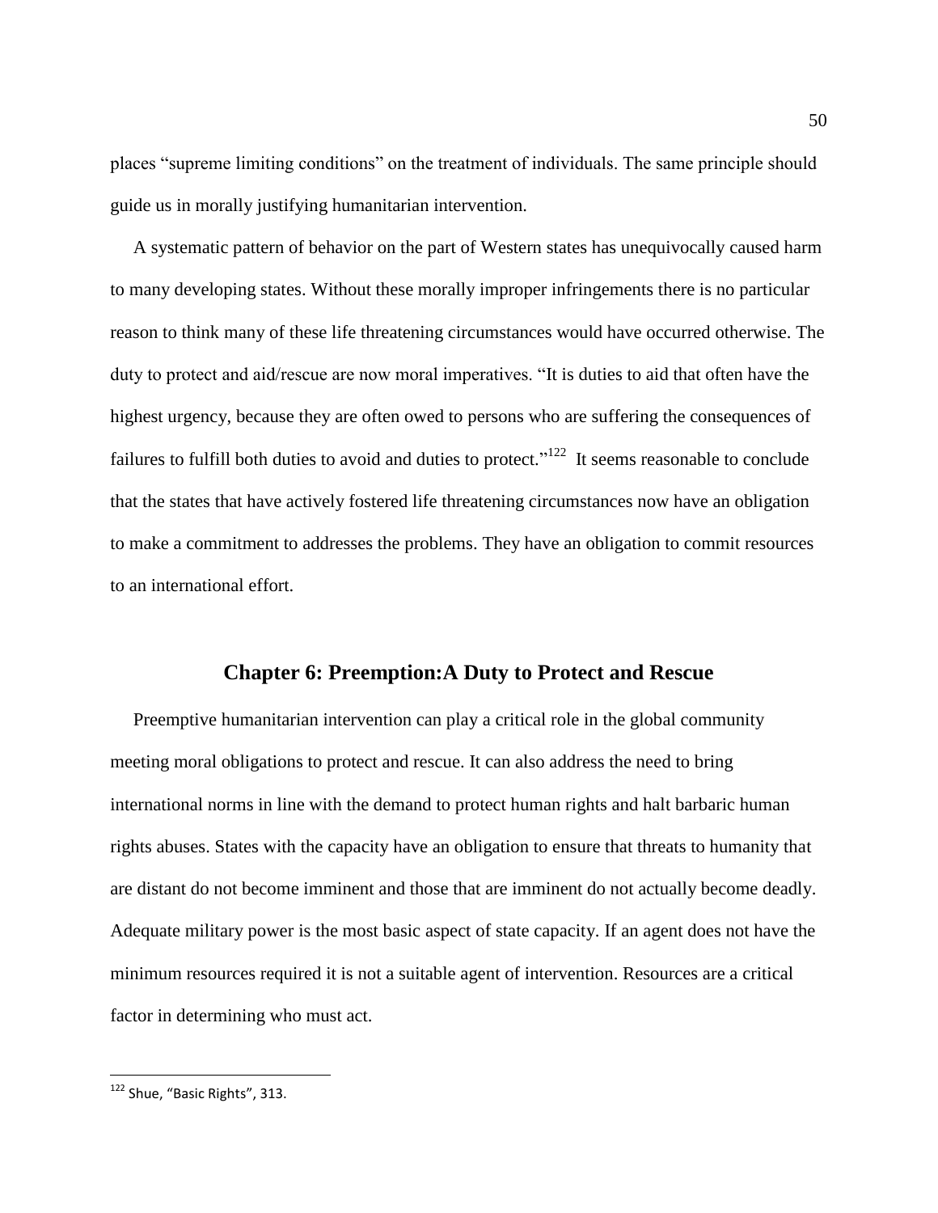places "supreme limiting conditions" on the treatment of individuals. The same principle should guide us in morally justifying humanitarian intervention.

A systematic pattern of behavior on the part of Western states has unequivocally caused harm to many developing states. Without these morally improper infringements there is no particular reason to think many of these life threatening circumstances would have occurred otherwise. The duty to protect and aid/rescue are now moral imperatives. "It is duties to aid that often have the highest urgency, because they are often owed to persons who are suffering the consequences of failures to fulfill both duties to avoid and duties to protect."[122] It seems reasonable to conclude that the states that have actively fostered life threatening circumstances now have an obligation to make a commitment to addresses the problems. They have an obligation to commit resources to an international effort.

## Chapter 6: Preemption:A Duty to Protect and Rescue

Preemptive humanitarian intervention can play a critical role in the global community meeting moral obligations to protect and rescue. It can also address the need to bring international norms in line with the demand to protect human rights and halt barbaric human rights abuses. States with the capacity have an obligation to ensure that threats to humanity that are distant do not become imminent and those that are imminent do not actually become deadly. Adequate military power is the most basic aspect of state capacity. If an agent does not have the minimum resources required it is not a suitable agent of intervention. Resources are a critical factor in determining who must act.

---

[122] Shue, "Basic Rights", 313.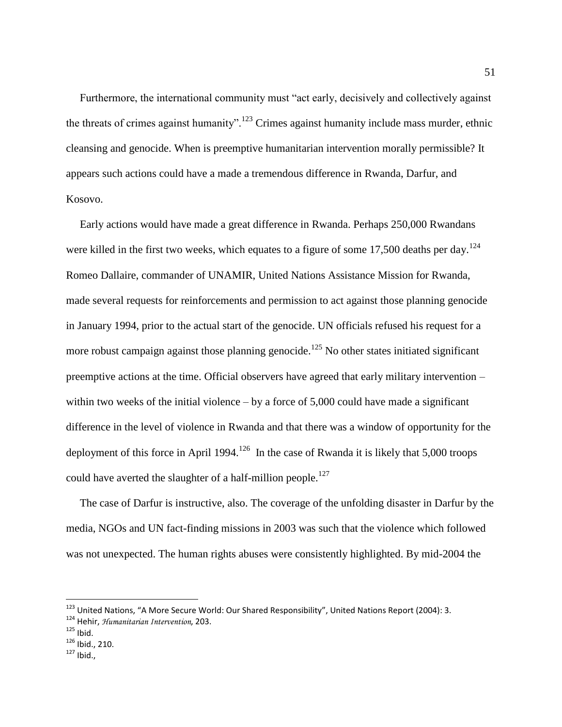Furthermore, the international community must "act early, decisively and collectively against the threats of crimes against humanity".[123] Crimes against humanity include mass murder, ethnic cleansing and genocide. When is preemptive humanitarian intervention morally permissible? It appears such actions could have a made a tremendous difference in Rwanda, Darfur, and Kosovo.

Early actions would have made a great difference in Rwanda. Perhaps 250,000 Rwandans were killed in the first two weeks, which equates to a figure of some 17,500 deaths per day.[124] Romeo Dallaire, commander of UNAMIR, United Nations Assistance Mission for Rwanda, made several requests for reinforcements and permission to act against those planning genocide in January 1994, prior to the actual start of the genocide. UN officials refused his request for a more robust campaign against those planning genocide.[125] No other states initiated significant preemptive actions at the time. Official observers have agreed that early military intervention – within two weeks of the initial violence – by a force of 5,000 could have made a significant difference in the level of violence in Rwanda and that there was a window of opportunity for the deployment of this force in April 1994.[126] In the case of Rwanda it is likely that 5,000 troops could have averted the slaughter of a half-million people.[127]

The case of Darfur is instructive, also. The coverage of the unfolding disaster in Darfur by the media, NGOs and UN fact-finding missions in 2003 was such that the violence which followed was not unexpected. The human rights abuses were consistently highlighted. By mid-2004 the

---

[123] United Nations, "A More Secure World: Our Shared Responsibility", United Nations Report (2004): 3.

[124] Hehir, *Humanitarian Intervention*, 203.

[125] Ibid.

[126] Ibid., 210.

[127] Ibid.,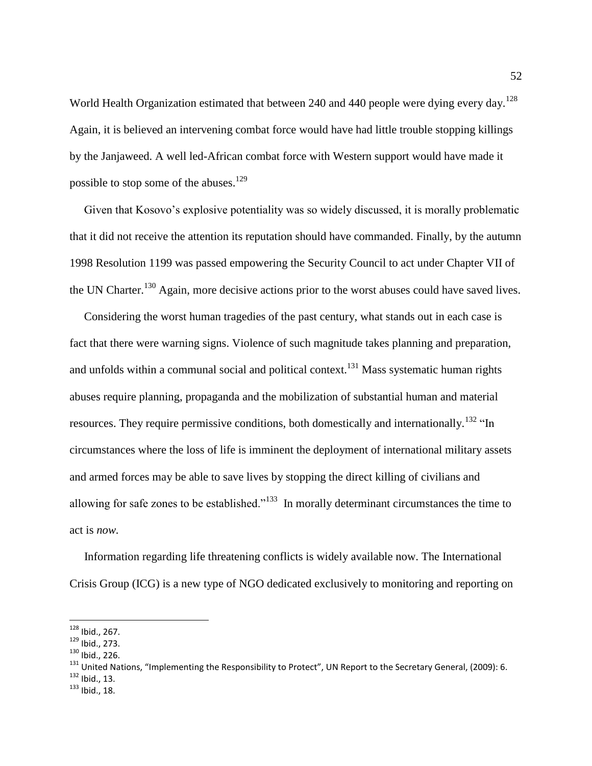World Health Organization estimated that between 240 and 440 people were dying every day.[128] Again, it is believed an intervening combat force would have had little trouble stopping killings by the Janjaweed. A well led-African combat force with Western support would have made it possible to stop some of the abuses.[129]

Given that Kosovo's explosive potentiality was so widely discussed, it is morally problematic that it did not receive the attention its reputation should have commanded. Finally, by the autumn 1998 Resolution 1199 was passed empowering the Security Council to act under Chapter VII of the UN Charter.[130] Again, more decisive actions prior to the worst abuses could have saved lives.

Considering the worst human tragedies of the past century, what stands out in each case is fact that there were warning signs. Violence of such magnitude takes planning and preparation, and unfolds within a communal social and political context.[131] Mass systematic human rights abuses require planning, propaganda and the mobilization of substantial human and material resources. They require permissive conditions, both domestically and internationally.[132] "In circumstances where the loss of life is imminent the deployment of international military assets and armed forces may be able to save lives by stopping the direct killing of civilians and allowing for safe zones to be established."[133] In morally determinant circumstances the time to act is *now*.

Information regarding life threatening conflicts is widely available now. The International Crisis Group (ICG) is a new type of NGO dedicated exclusively to monitoring and reporting on

---

[128] Ibid., 267.
[129] Ibid., 273.
[130] Ibid., 226.
[131] United Nations, "Implementing the Responsibility to Protect", UN Report to the Secretary General, (2009): 6.
[132] Ibid., 13.
[133] Ibid., 18.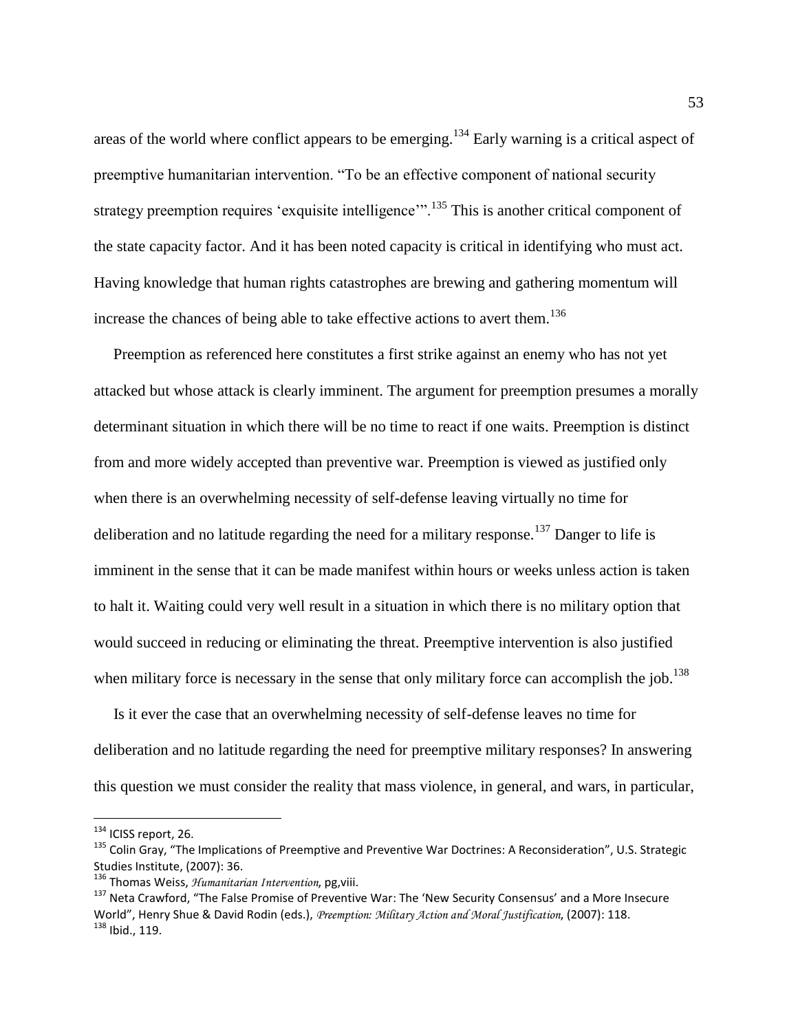areas of the world where conflict appears to be emerging.[134] Early warning is a critical aspect of preemptive humanitarian intervention. "To be an effective component of national security strategy preemption requires 'exquisite intelligence'".[135] This is another critical component of the state capacity factor. And it has been noted capacity is critical in identifying who must act. Having knowledge that human rights catastrophes are brewing and gathering momentum will increase the chances of being able to take effective actions to avert them.[136]

Preemption as referenced here constitutes a first strike against an enemy who has not yet attacked but whose attack is clearly imminent. The argument for preemption presumes a morally determinant situation in which there will be no time to react if one waits. Preemption is distinct from and more widely accepted than preventive war. Preemption is viewed as justified only when there is an overwhelming necessity of self-defense leaving virtually no time for deliberation and no latitude regarding the need for a military response.[137] Danger to life is imminent in the sense that it can be made manifest within hours or weeks unless action is taken to halt it. Waiting could very well result in a situation in which there is no military option that would succeed in reducing or eliminating the threat. Preemptive intervention is also justified when military force is necessary in the sense that only military force can accomplish the job.[138]

Is it ever the case that an overwhelming necessity of self-defense leaves no time for deliberation and no latitude regarding the need for preemptive military responses? In answering this question we must consider the reality that mass violence, in general, and wars, in particular,

---

[134] ICISS report, 26.

[135] Colin Gray, "The Implications of Preemptive and Preventive War Doctrines: A Reconsideration", U.S. Strategic Studies Institute, (2007): 36.

[136] Thomas Weiss, *Humanitarian Intervention*, pg,viii.

[137] Neta Crawford, "The False Promise of Preventive War: The 'New Security Consensus' and a More Insecure World", Henry Shue & David Rodin (eds.), *Preemption: Military Action and Moral Justification*, (2007): 118.

[138] Ibid., 119.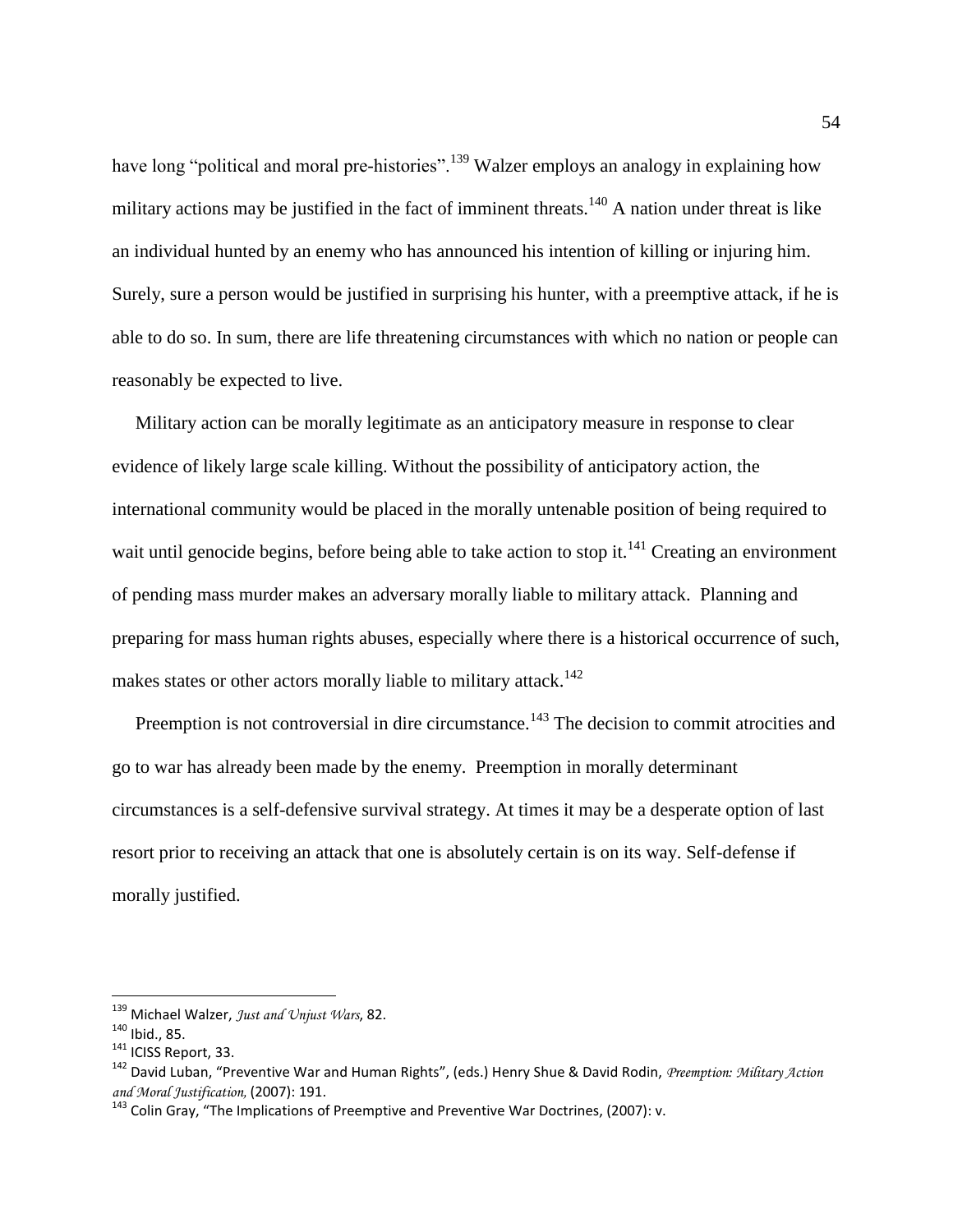have long "political and moral pre-histories".[139] Walzer employs an analogy in explaining how military actions may be justified in the fact of imminent threats.[140] A nation under threat is like an individual hunted by an enemy who has announced his intention of killing or injuring him. Surely, sure a person would be justified in surprising his hunter, with a preemptive attack, if he is able to do so. In sum, there are life threatening circumstances with which no nation or people can reasonably be expected to live.

Military action can be morally legitimate as an anticipatory measure in response to clear evidence of likely large scale killing. Without the possibility of anticipatory action, the international community would be placed in the morally untenable position of being required to wait until genocide begins, before being able to take action to stop it.[141] Creating an environment of pending mass murder makes an adversary morally liable to military attack. Planning and preparing for mass human rights abuses, especially where there is a historical occurrence of such, makes states or other actors morally liable to military attack.[142]

Preemption is not controversial in dire circumstance.[143] The decision to commit atrocities and go to war has already been made by the enemy. Preemption in morally determinant circumstances is a self-defensive survival strategy. At times it may be a desperate option of last resort prior to receiving an attack that one is absolutely certain is on its way. Self-defense if morally justified.

---

[139] Michael Walzer, *Just and Unjust Wars*, 82.

[140] Ibid., 85.

[141] ICISS Report, 33.

[142] David Luban, "Preventive War and Human Rights", (eds.) Henry Shue & David Rodin, *Preemption: Military Action and Moral Justification,* (2007): 191.

[143] Colin Gray, "The Implications of Preemptive and Preventive War Doctrines, (2007): v.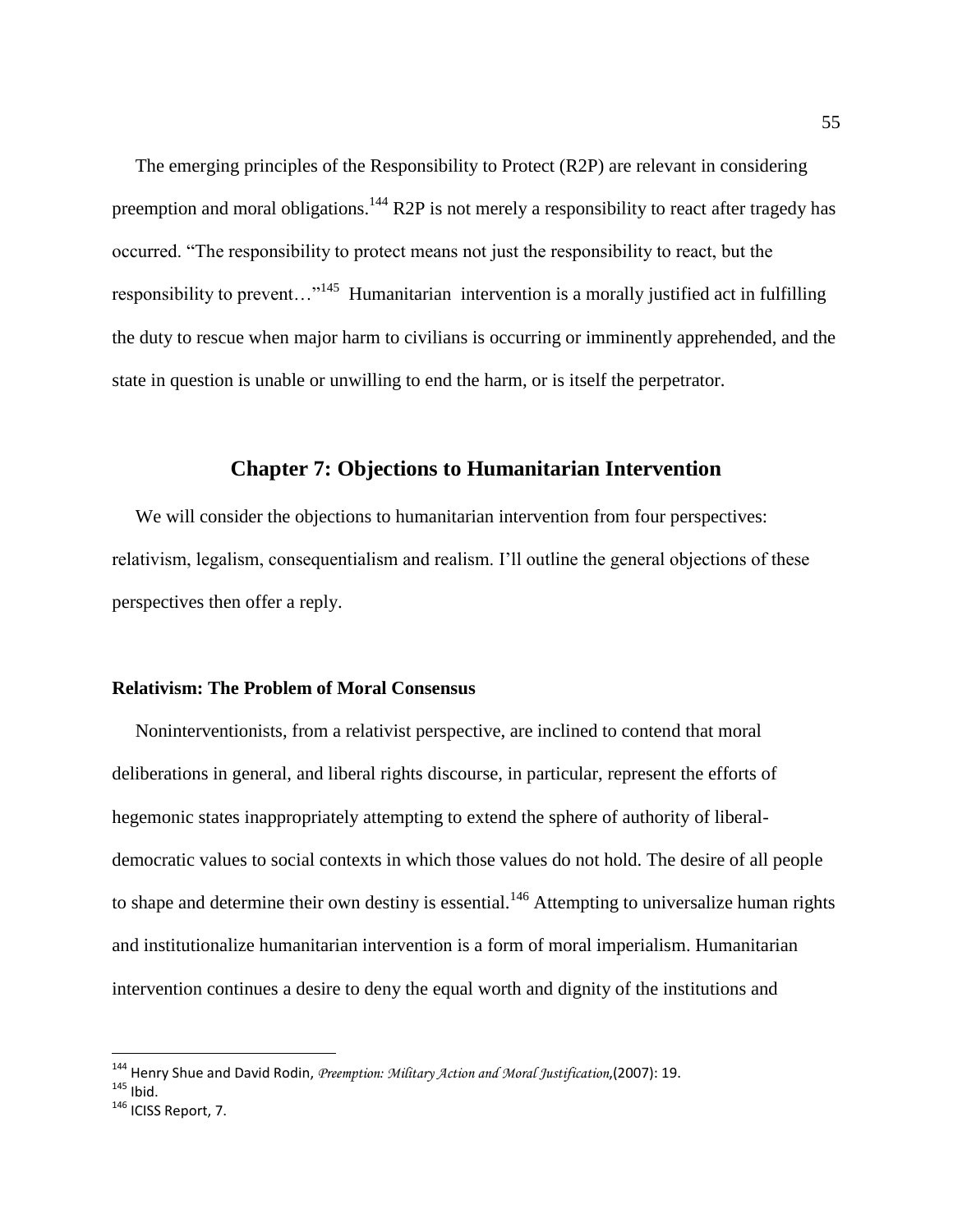The emerging principles of the Responsibility to Protect (R2P) are relevant in considering preemption and moral obligations.[144] R2P is not merely a responsibility to react after tragedy has occurred. "The responsibility to protect means not just the responsibility to react, but the responsibility to prevent…"[145] Humanitarian intervention is a morally justified act in fulfilling the duty to rescue when major harm to civilians is occurring or imminently apprehended, and the state in question is unable or unwilling to end the harm, or is itself the perpetrator.

## Chapter 7: Objections to Humanitarian Intervention

We will consider the objections to humanitarian intervention from four perspectives: relativism, legalism, consequentialism and realism. I'll outline the general objections of these perspectives then offer a reply.

### Relativism: The Problem of Moral Consensus

Noninterventionists, from a relativist perspective, are inclined to contend that moral deliberations in general, and liberal rights discourse, in particular, represent the efforts of hegemonic states inappropriately attempting to extend the sphere of authority of liberal-democratic values to social contexts in which those values do not hold. The desire of all people to shape and determine their own destiny is essential.[146] Attempting to universalize human rights and institutionalize humanitarian intervention is a form of moral imperialism. Humanitarian intervention continues a desire to deny the equal worth and dignity of the institutions and

---

[144] Henry Shue and David Rodin, *Preemption: Military Action and Moral Justification,*(2007): 19.

[145] Ibid.

[146] ICISS Report, 7.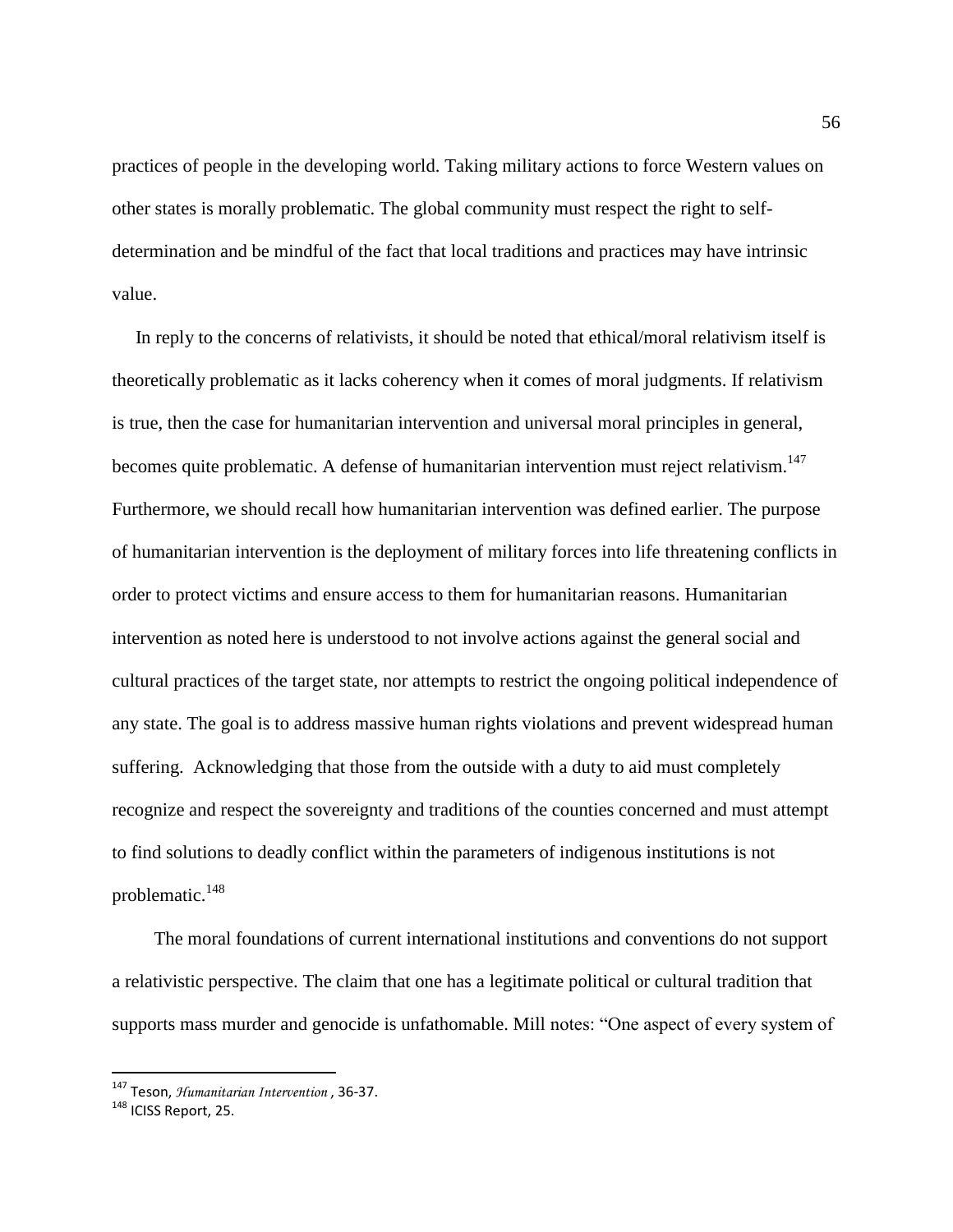practices of people in the developing world. Taking military actions to force Western values on other states is morally problematic. The global community must respect the right to self-determination and be mindful of the fact that local traditions and practices may have intrinsic value.

In reply to the concerns of relativists, it should be noted that ethical/moral relativism itself is theoretically problematic as it lacks coherency when it comes of moral judgments. If relativism is true, then the case for humanitarian intervention and universal moral principles in general, becomes quite problematic. A defense of humanitarian intervention must reject relativism.[147] Furthermore, we should recall how humanitarian intervention was defined earlier. The purpose of humanitarian intervention is the deployment of military forces into life threatening conflicts in order to protect victims and ensure access to them for humanitarian reasons. Humanitarian intervention as noted here is understood to not involve actions against the general social and cultural practices of the target state, nor attempts to restrict the ongoing political independence of any state. The goal is to address massive human rights violations and prevent widespread human suffering. Acknowledging that those from the outside with a duty to aid must completely recognize and respect the sovereignty and traditions of the counties concerned and must attempt to find solutions to deadly conflict within the parameters of indigenous institutions is not problematic.[148]

The moral foundations of current international institutions and conventions do not support a relativistic perspective. The claim that one has a legitimate political or cultural tradition that supports mass murder and genocide is unfathomable. Mill notes: "One aspect of every system of

---

[147] Teson, *Humanitarian Intervention* , 36-37.

[148] ICISS Report, 25.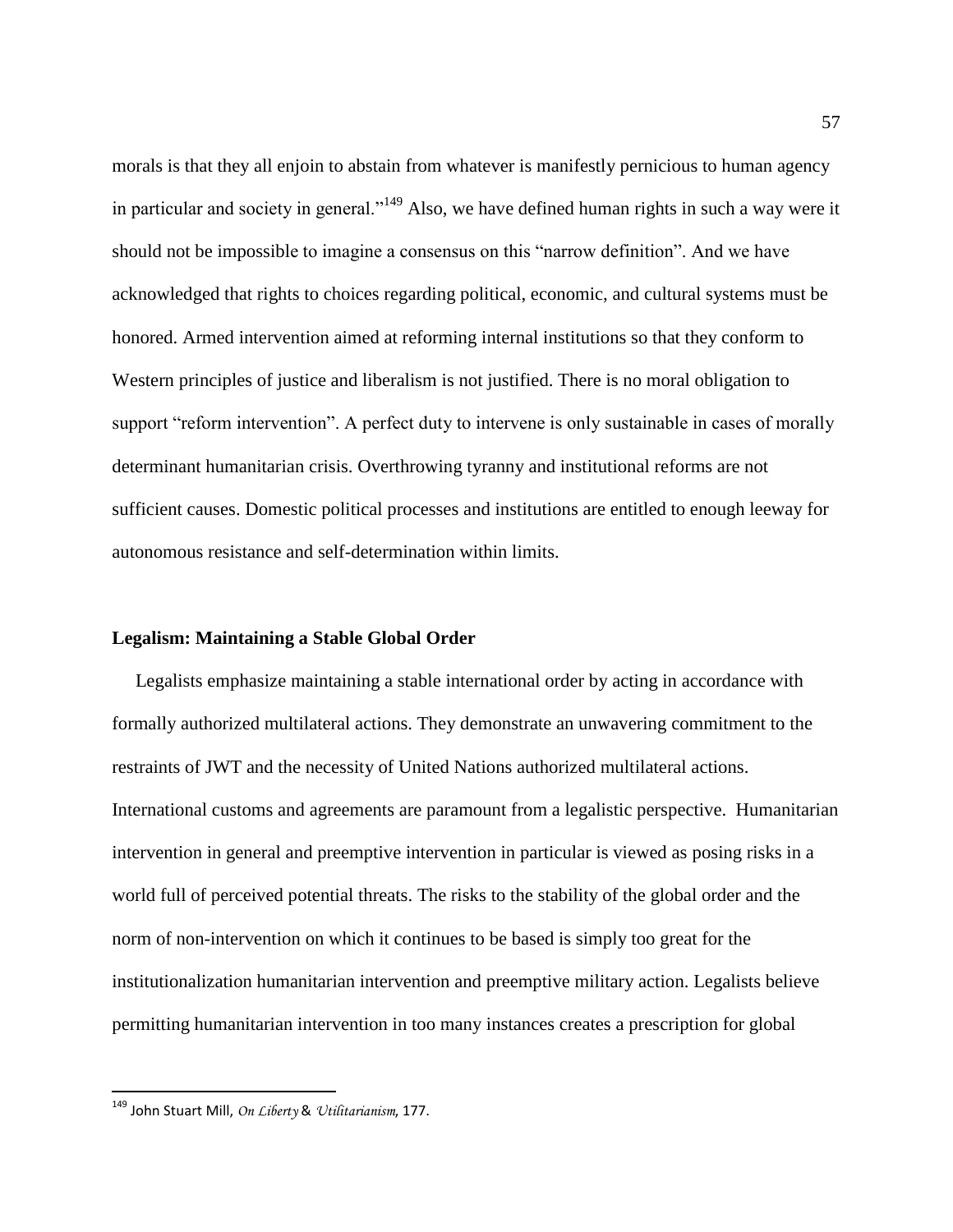morals is that they all enjoin to abstain from whatever is manifestly pernicious to human agency in particular and society in general."[149] Also, we have defined human rights in such a way were it should not be impossible to imagine a consensus on this "narrow definition". And we have acknowledged that rights to choices regarding political, economic, and cultural systems must be honored. Armed intervention aimed at reforming internal institutions so that they conform to Western principles of justice and liberalism is not justified. There is no moral obligation to support "reform intervention". A perfect duty to intervene is only sustainable in cases of morally determinant humanitarian crisis. Overthrowing tyranny and institutional reforms are not sufficient causes. Domestic political processes and institutions are entitled to enough leeway for autonomous resistance and self-determination within limits.

**Legalism: Maintaining a Stable Global Order**

Legalists emphasize maintaining a stable international order by acting in accordance with formally authorized multilateral actions. They demonstrate an unwavering commitment to the restraints of JWT and the necessity of United Nations authorized multilateral actions. International customs and agreements are paramount from a legalistic perspective. Humanitarian intervention in general and preemptive intervention in particular is viewed as posing risks in a world full of perceived potential threats. The risks to the stability of the global order and the norm of non-intervention on which it continues to be based is simply too great for the institutionalization humanitarian intervention and preemptive military action. Legalists believe permitting humanitarian intervention in too many instances creates a prescription for global

[149] John Stuart Mill, *On Liberty* & *Utilitarianism*, 177.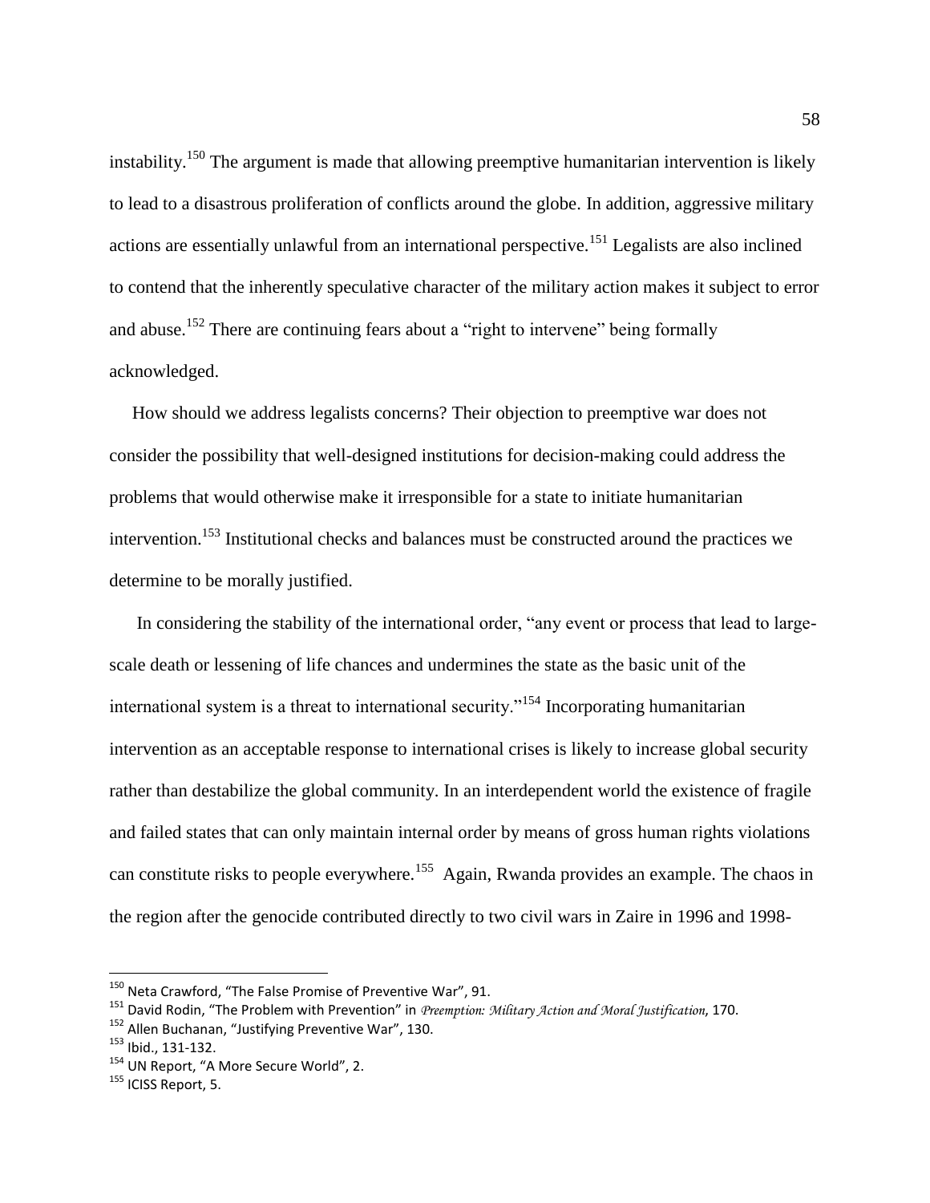instability.[150] The argument is made that allowing preemptive humanitarian intervention is likely to lead to a disastrous proliferation of conflicts around the globe. In addition, aggressive military actions are essentially unlawful from an international perspective.[151] Legalists are also inclined to contend that the inherently speculative character of the military action makes it subject to error and abuse.[152] There are continuing fears about a "right to intervene" being formally acknowledged.

How should we address legalists concerns? Their objection to preemptive war does not consider the possibility that well-designed institutions for decision-making could address the problems that would otherwise make it irresponsible for a state to initiate humanitarian intervention.[153] Institutional checks and balances must be constructed around the practices we determine to be morally justified.

In considering the stability of the international order, "any event or process that lead to large-scale death or lessening of life chances and undermines the state as the basic unit of the international system is a threat to international security."[154] Incorporating humanitarian intervention as an acceptable response to international crises is likely to increase global security rather than destabilize the global community. In an interdependent world the existence of fragile and failed states that can only maintain internal order by means of gross human rights violations can constitute risks to people everywhere.[155] Again, Rwanda provides an example. The chaos in the region after the genocide contributed directly to two civil wars in Zaire in 1996 and 1998-

---

[150] Neta Crawford, "The False Promise of Preventive War", 91.

[151] David Rodin, "The Problem with Prevention" in *Preemption: Military Action and Moral Justification*, 170.

[152] Allen Buchanan, "Justifying Preventive War", 130.

[153] Ibid., 131-132.

[154] UN Report, "A More Secure World", 2.

[155] ICISS Report, 5.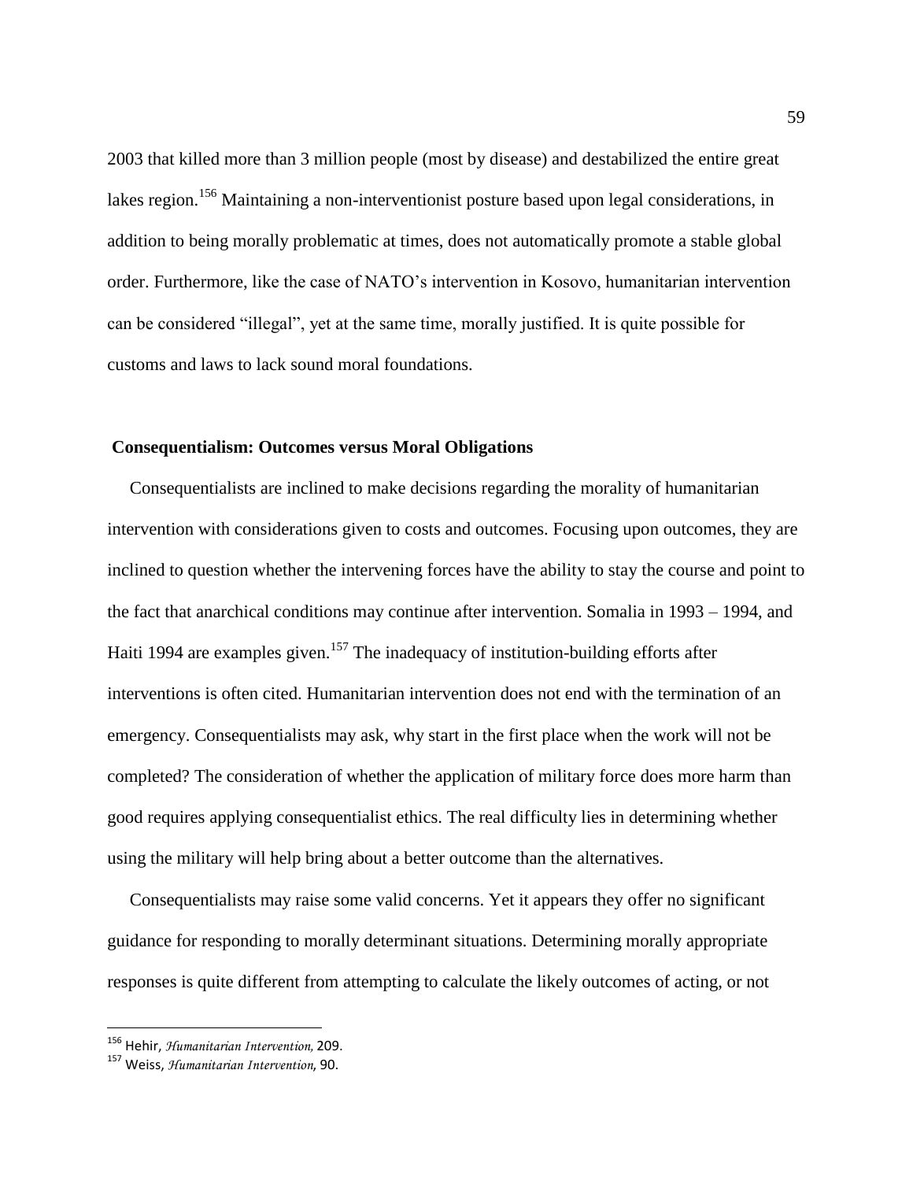2003 that killed more than 3 million people (most by disease) and destabilized the entire great lakes region.[156] Maintaining a non-interventionist posture based upon legal considerations, in addition to being morally problematic at times, does not automatically promote a stable global order. Furthermore, like the case of NATO's intervention in Kosovo, humanitarian intervention can be considered "illegal", yet at the same time, morally justified. It is quite possible for customs and laws to lack sound moral foundations.

### Consequentialism: Outcomes versus Moral Obligations

Consequentialists are inclined to make decisions regarding the morality of humanitarian intervention with considerations given to costs and outcomes. Focusing upon outcomes, they are inclined to question whether the intervening forces have the ability to stay the course and point to the fact that anarchical conditions may continue after intervention. Somalia in 1993 – 1994, and Haiti 1994 are examples given.[157] The inadequacy of institution-building efforts after interventions is often cited. Humanitarian intervention does not end with the termination of an emergency. Consequentialists may ask, why start in the first place when the work will not be completed? The consideration of whether the application of military force does more harm than good requires applying consequentialist ethics. The real difficulty lies in determining whether using the military will help bring about a better outcome than the alternatives.

Consequentialists may raise some valid concerns. Yet it appears they offer no significant guidance for responding to morally determinant situations. Determining morally appropriate responses is quite different from attempting to calculate the likely outcomes of acting, or not

---

[156] Hehir, *Humanitarian Intervention,* 209.

[157] Weiss, *Humanitarian Intervention*, 90.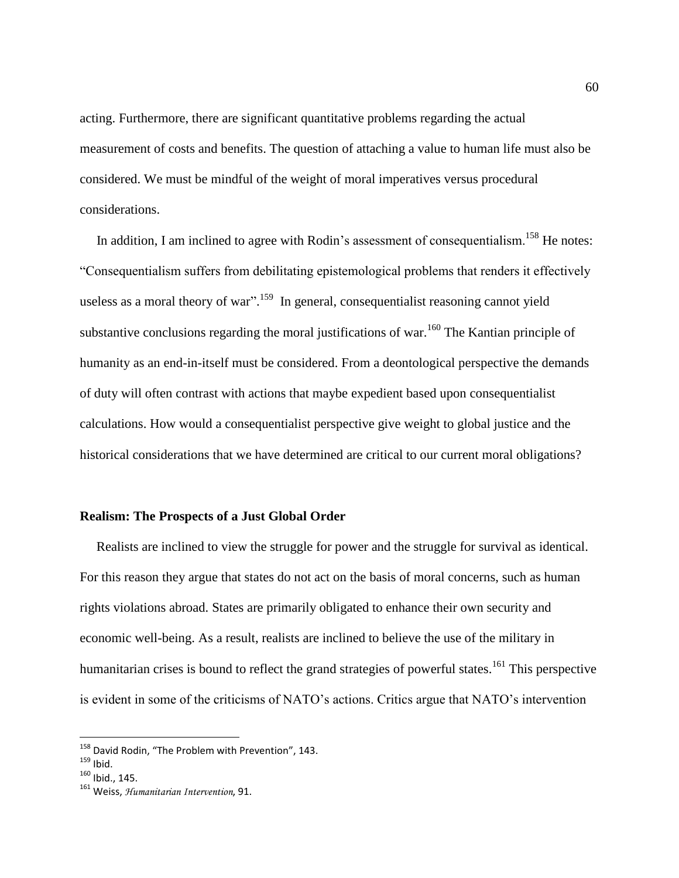acting. Furthermore, there are significant quantitative problems regarding the actual measurement of costs and benefits. The question of attaching a value to human life must also be considered. We must be mindful of the weight of moral imperatives versus procedural considerations.

In addition, I am inclined to agree with Rodin's assessment of consequentialism.[158] He notes: "Consequentialism suffers from debilitating epistemological problems that renders it effectively useless as a moral theory of war".[159] In general, consequentialist reasoning cannot yield substantive conclusions regarding the moral justifications of war.[160] The Kantian principle of humanity as an end-in-itself must be considered. From a deontological perspective the demands of duty will often contrast with actions that maybe expedient based upon consequentialist calculations. How would a consequentialist perspective give weight to global justice and the historical considerations that we have determined are critical to our current moral obligations?

### Realism: The Prospects of a Just Global Order

Realists are inclined to view the struggle for power and the struggle for survival as identical. For this reason they argue that states do not act on the basis of moral concerns, such as human rights violations abroad. States are primarily obligated to enhance their own security and economic well-being. As a result, realists are inclined to believe the use of the military in humanitarian crises is bound to reflect the grand strategies of powerful states.[161] This perspective is evident in some of the criticisms of NATO's actions. Critics argue that NATO's intervention

---

[158] David Rodin, "The Problem with Prevention", 143.

[159] Ibid.

[160] Ibid., 145.

[161] Weiss, *Humanitarian Intervention*, 91.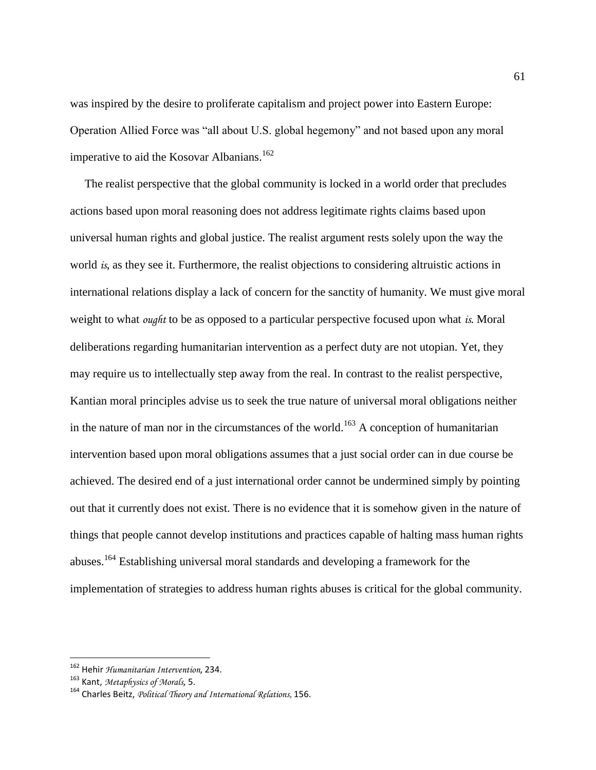was inspired by the desire to proliferate capitalism and project power into Eastern Europe: Operation Allied Force was "all about U.S. global hegemony" and not based upon any moral imperative to aid the Kosovar Albanians.[162]

The realist perspective that the global community is locked in a world order that precludes actions based upon moral reasoning does not address legitimate rights claims based upon universal human rights and global justice. The realist argument rests solely upon the way the world *is*, as they see it. Furthermore, the realist objections to considering altruistic actions in international relations display a lack of concern for the sanctity of humanity. We must give moral weight to what *ought* to be as opposed to a particular perspective focused upon what *is*. Moral deliberations regarding humanitarian intervention as a perfect duty are not utopian. Yet, they may require us to intellectually step away from the real. In contrast to the realist perspective, Kantian moral principles advise us to seek the true nature of universal moral obligations neither in the nature of man nor in the circumstances of the world.[163] A conception of humanitarian intervention based upon moral obligations assumes that a just social order can in due course be achieved. The desired end of a just international order cannot be undermined simply by pointing out that it currently does not exist. There is no evidence that it is somehow given in the nature of things that people cannot develop institutions and practices capable of halting mass human rights abuses.[164] Establishing universal moral standards and developing a framework for the implementation of strategies to address human rights abuses is critical for the global community.

---

[162] Hehir *Humanitarian Intervention*, 234.
[163] Kant, *Metaphysics of Morals*, 5.
[164] Charles Beitz, *Political Theory and International Relations*, 156.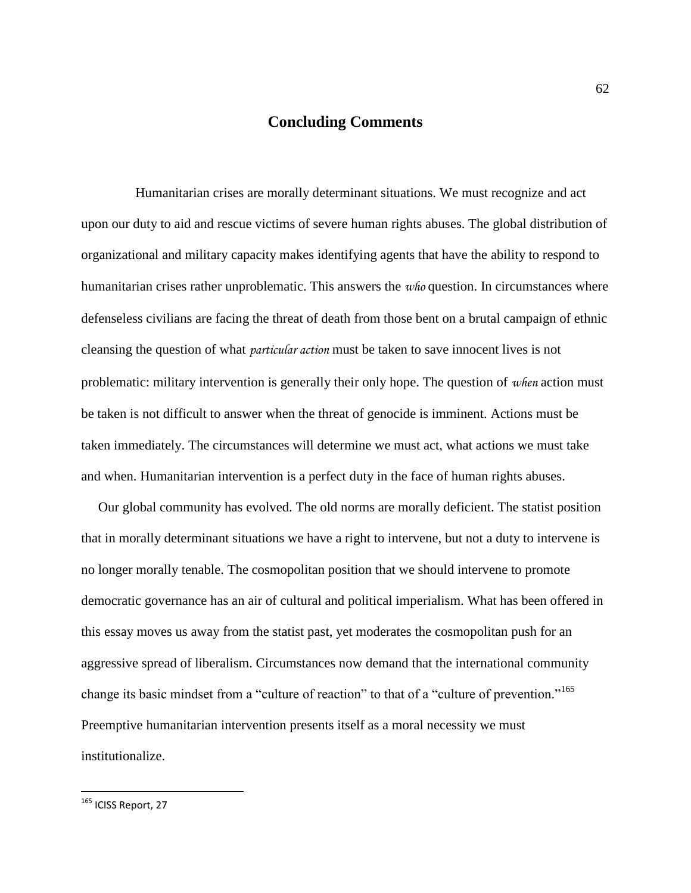# Concluding Comments

Humanitarian crises are morally determinant situations. We must recognize and act upon our duty to aid and rescue victims of severe human rights abuses. The global distribution of organizational and military capacity makes identifying agents that have the ability to respond to humanitarian crises rather unproblematic. This answers the *who* question. In circumstances where defenseless civilians are facing the threat of death from those bent on a brutal campaign of ethnic cleansing the question of what *particular action* must be taken to save innocent lives is not problematic: military intervention is generally their only hope. The question of *when* action must be taken is not difficult to answer when the threat of genocide is imminent. Actions must be taken immediately. The circumstances will determine we must act, what actions we must take and when. Humanitarian intervention is a perfect duty in the face of human rights abuses.

Our global community has evolved. The old norms are morally deficient. The statist position that in morally determinant situations we have a right to intervene, but not a duty to intervene is no longer morally tenable. The cosmopolitan position that we should intervene to promote democratic governance has an air of cultural and political imperialism. What has been offered in this essay moves us away from the statist past, yet moderates the cosmopolitan push for an aggressive spread of liberalism. Circumstances now demand that the international community change its basic mindset from a "culture of reaction" to that of a "culture of prevention."[165] Preemptive humanitarian intervention presents itself as a moral necessity we must institutionalize.

---

[165] ICISS Report, 27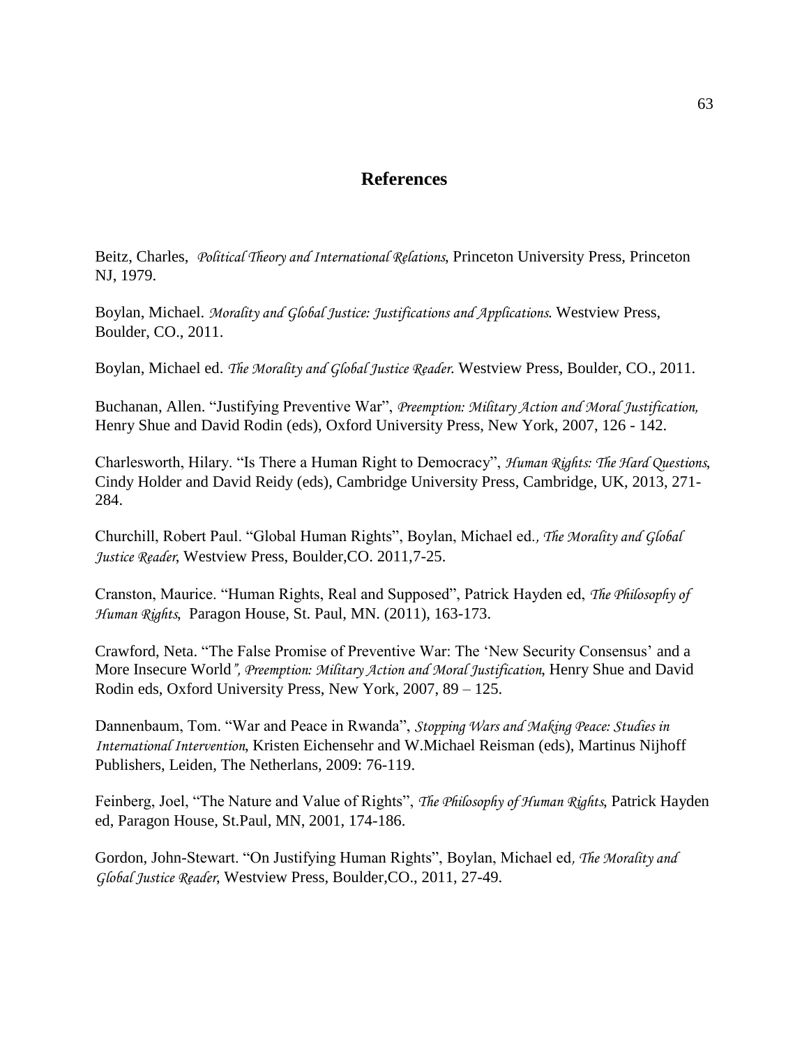## References

Beitz, Charles, *Political Theory and International Relations*, Princeton University Press, Princeton NJ, 1979.

Boylan, Michael. *Morality and Global Justice: Justifications and Applications.* Westview Press, Boulder, CO., 2011.

Boylan, Michael ed. *The Morality and Global Justice Reader.* Westview Press, Boulder, CO., 2011.

Buchanan, Allen. "Justifying Preventive War", *Preemption: Military Action and Moral Justification,* Henry Shue and David Rodin (eds), Oxford University Press, New York, 2007, 126 - 142.

Charlesworth, Hilary. "Is There a Human Right to Democracy", *Human Rights: The Hard Questions*, Cindy Holder and David Reidy (eds), Cambridge University Press, Cambridge, UK, 2013, 271-284.

Churchill, Robert Paul. "Global Human Rights", Boylan, Michael ed*., The Morality and Global Justice Reader*, Westview Press, Boulder,CO. 2011,7-25.

Cranston, Maurice. "Human Rights, Real and Supposed", Patrick Hayden ed, *The Philosophy of Human Rights*, Paragon House, St. Paul, MN. (2011), 163-173.

Crawford, Neta. "The False Promise of Preventive War: The 'New Security Consensus' and a More Insecure World*", Preemption: Military Action and Moral Justification*, Henry Shue and David Rodin eds, Oxford University Press, New York, 2007, 89 – 125.

Dannenbaum, Tom. "War and Peace in Rwanda", *Stopping Wars and Making Peace: Studies in International Intervention*, Kristen Eichensehr and W.Michael Reisman (eds), Martinus Nijhoff Publishers, Leiden, The Netherlans, 2009: 76-119.

Feinberg, Joel, "The Nature and Value of Rights", *The Philosophy of Human Rights*, Patrick Hayden ed, Paragon House, St.Paul, MN, 2001, 174-186.

Gordon, John-Stewart. "On Justifying Human Rights", Boylan, Michael ed*, The Morality and Global Justice Reader*, Westview Press, Boulder,CO., 2011, 27-49.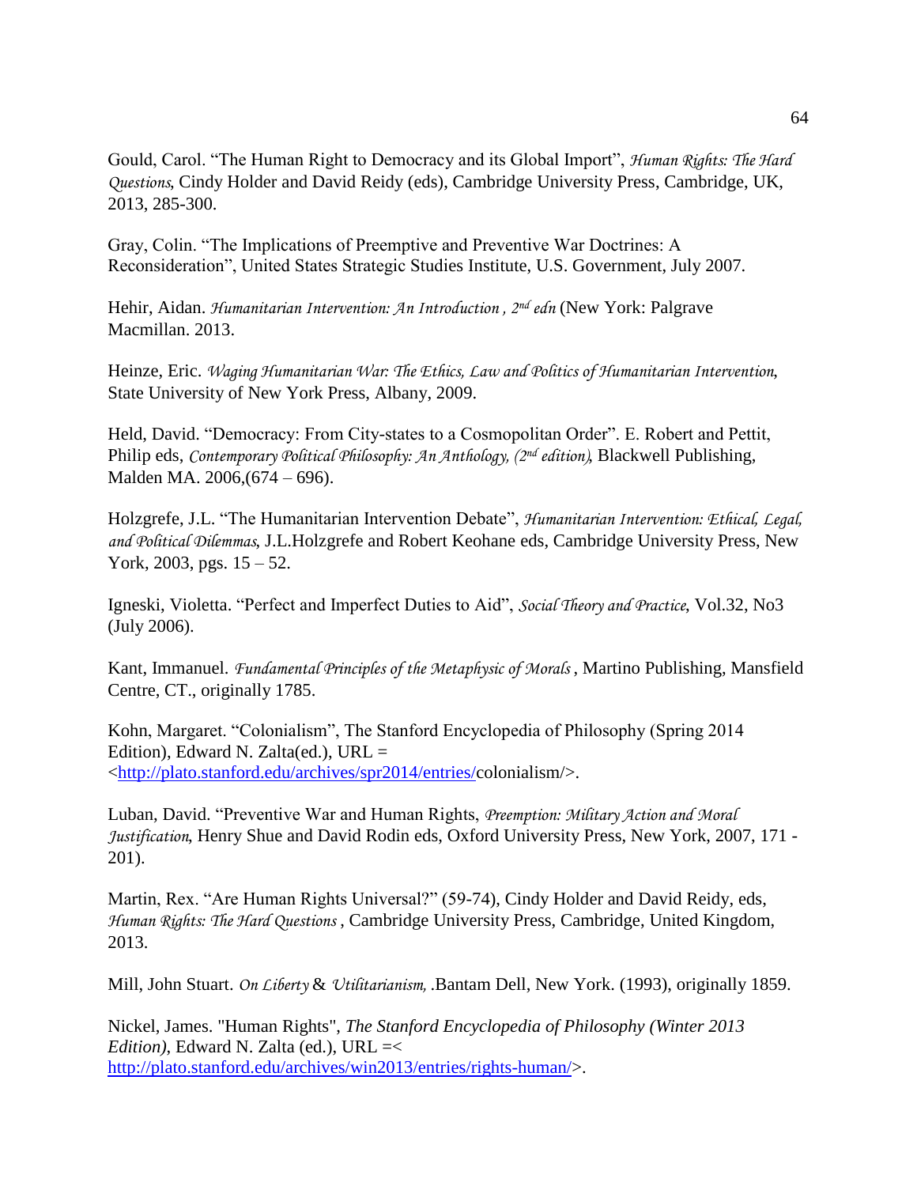Gould, Carol. "The Human Right to Democracy and its Global Import", *Human Rights: The Hard Questions*, Cindy Holder and David Reidy (eds), Cambridge University Press, Cambridge, UK, 2013, 285-300.

Gray, Colin. "The Implications of Preemptive and Preventive War Doctrines: A Reconsideration", United States Strategic Studies Institute, U.S. Government, July 2007.

Hehir, Aidan. *Humanitarian Intervention: An Introduction , 2nd edn* (New York: Palgrave Macmillan. 2013.

Heinze, Eric. *Waging Humanitarian War: The Ethics, Law and Politics of Humanitarian Intervention*, State University of New York Press, Albany, 2009.

Held, David. "Democracy: From City-states to a Cosmopolitan Order". E. Robert and Pettit, Philip eds, *Contemporary Political Philosophy: An Anthology, (2nd edition)*, Blackwell Publishing, Malden MA. 2006,(674 – 696).

Holzgrefe, J.L. "The Humanitarian Intervention Debate", *Humanitarian Intervention: Ethical, Legal, and Political Dilemmas*, J.L.Holzgrefe and Robert Keohane eds, Cambridge University Press, New York, 2003, pgs. 15 – 52.

Igneski, Violetta. "Perfect and Imperfect Duties to Aid", *Social Theory and Practice*, Vol.32, No3 (July 2006).

Kant, Immanuel. *Fundamental Principles of the Metaphysic of Morals* , Martino Publishing, Mansfield Centre, CT., originally 1785.

Kohn, Margaret. "Colonialism", The Stanford Encyclopedia of Philosophy (Spring 2014 Edition), Edward N. Zalta(ed.), URL = <http://plato.stanford.edu/archives/spr2014/entries/colonialism/>.

Luban, David. "Preventive War and Human Rights, *Preemption: Military Action and Moral Justification*, Henry Shue and David Rodin eds, Oxford University Press, New York, 2007, 171 - 201).

Martin, Rex. "Are Human Rights Universal?" (59-74), Cindy Holder and David Reidy, eds, *Human Rights: The Hard Questions* , Cambridge University Press, Cambridge, United Kingdom, 2013.

Mill, John Stuart. *On Liberty* & *Utilitarianism*, .Bantam Dell, New York. (1993), originally 1859.

Nickel, James. "Human Rights", *The Stanford Encyclopedia of Philosophy (Winter 2013 Edition)*, Edward N. Zalta (ed.), URL =< http://plato.stanford.edu/archives/win2013/entries/rights-human/>.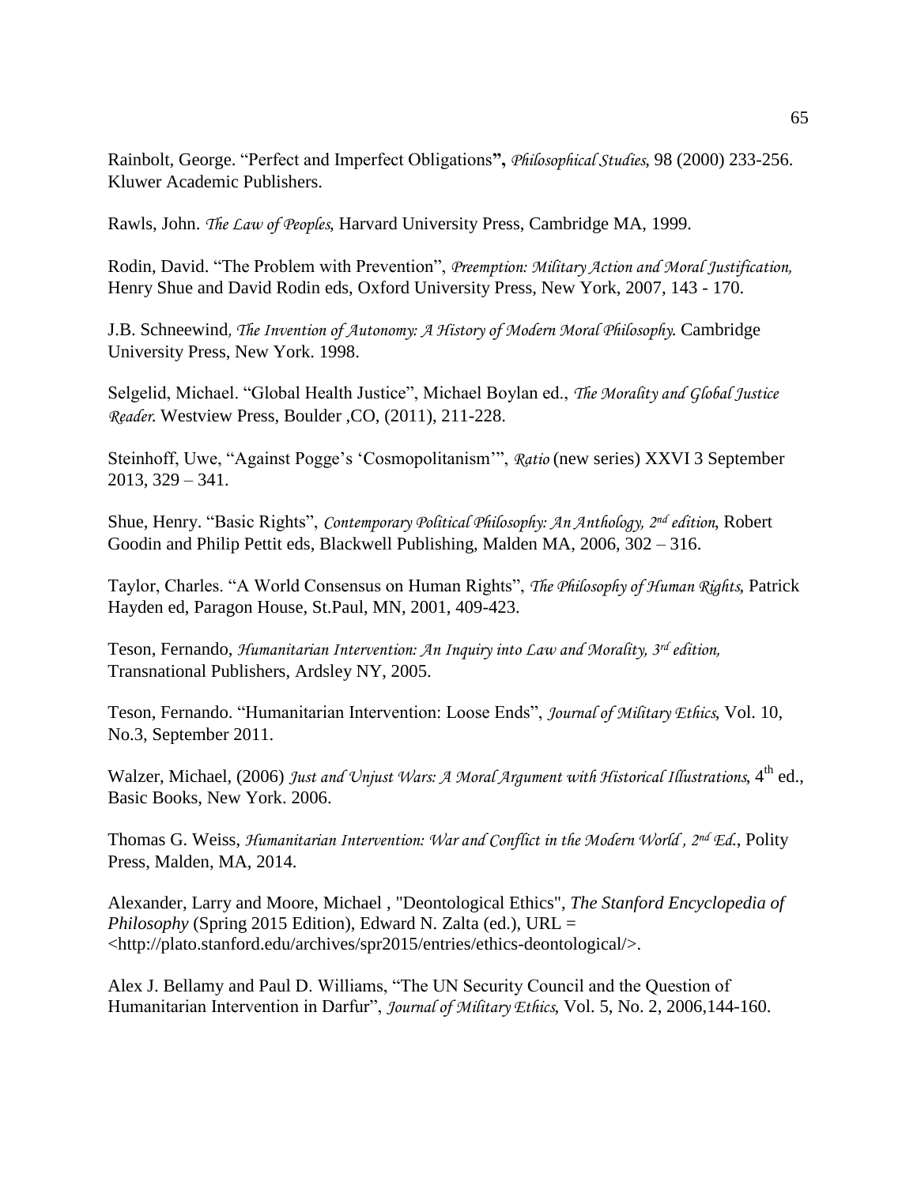Rainbolt, George. “Perfect and Imperfect Obligations**”,** *Philosophical Studies*, 98 (2000) 233-256. Kluwer Academic Publishers.

Rawls, John. *The Law of Peoples*, Harvard University Press, Cambridge MA, 1999.

Rodin, David. “The Problem with Prevention”, *Preemption: Military Action and Moral Justification,* Henry Shue and David Rodin eds, Oxford University Press, New York, 2007, 143 - 170.

J.B. Schneewind*, The Invention of Autonomy: A History of Modern Moral Philosophy.* Cambridge University Press, New York. 1998.

Selgelid, Michael. “Global Health Justice”, Michael Boylan ed., *The Morality and Global Justice Reader.* Westview Press, Boulder ,CO, (2011), 211-228.

Steinhoff, Uwe, “Against Pogge’s ‘Cosmopolitanism’”, *Ratio* (new series) XXVI 3 September 2013, 329 – 341.

Shue, Henry. “Basic Rights”, *Contemporary Political Philosophy: An Anthology, 2nd edition*, Robert Goodin and Philip Pettit eds, Blackwell Publishing, Malden MA, 2006, 302 – 316.

Taylor, Charles. “A World Consensus on Human Rights”, *The Philosophy of Human Rights*, Patrick Hayden ed, Paragon House, St.Paul, MN, 2001, 409-423.

Teson, Fernando, *Humanitarian Intervention: An Inquiry into Law and Morality, 3rd edition,* Transnational Publishers, Ardsley NY, 2005.

Teson, Fernando. “Humanitarian Intervention: Loose Ends”, *Journal of Military Ethics*, Vol. 10, No.3, September 2011.

Walzer, Michael, (2006) *Just and Unjust Wars: A Moral Argument with Historical Illustrations*, 4th ed., Basic Books, New York. 2006.

Thomas G. Weiss, *Humanitarian Intervention: War and Conflict in the Modern World , 2nd Ed.*, Polity Press, Malden, MA, 2014.

Alexander, Larry and Moore, Michael , "Deontological Ethics", *The Stanford Encyclopedia of Philosophy* (Spring 2015 Edition), Edward N. Zalta (ed.), URL = <http://plato.stanford.edu/archives/spr2015/entries/ethics-deontological/>.

Alex J. Bellamy and Paul D. Williams, “The UN Security Council and the Question of Humanitarian Intervention in Darfur”, *Journal of Military Ethics*, Vol. 5, No. 2, 2006,144-160.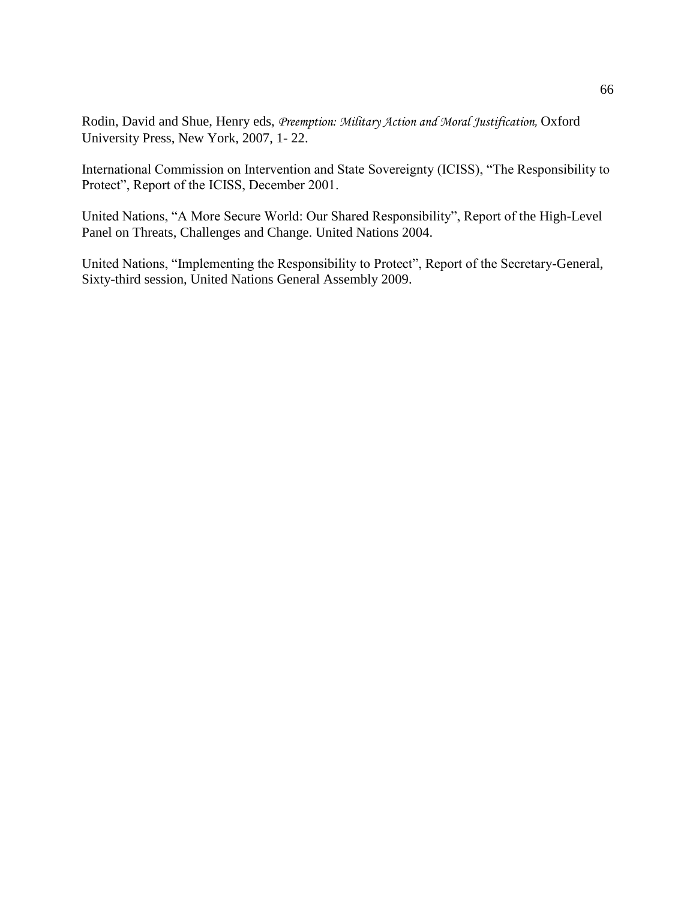Rodin, David and Shue, Henry eds, *Preemption: Military Action and Moral Justification,* Oxford University Press, New York, 2007, 1- 22.

International Commission on Intervention and State Sovereignty (ICISS), "The Responsibility to Protect", Report of the ICISS, December 2001.

United Nations, "A More Secure World: Our Shared Responsibility", Report of the High-Level Panel on Threats, Challenges and Change. United Nations 2004.

United Nations, "Implementing the Responsibility to Protect", Report of the Secretary-General, Sixty-third session, United Nations General Assembly 2009.